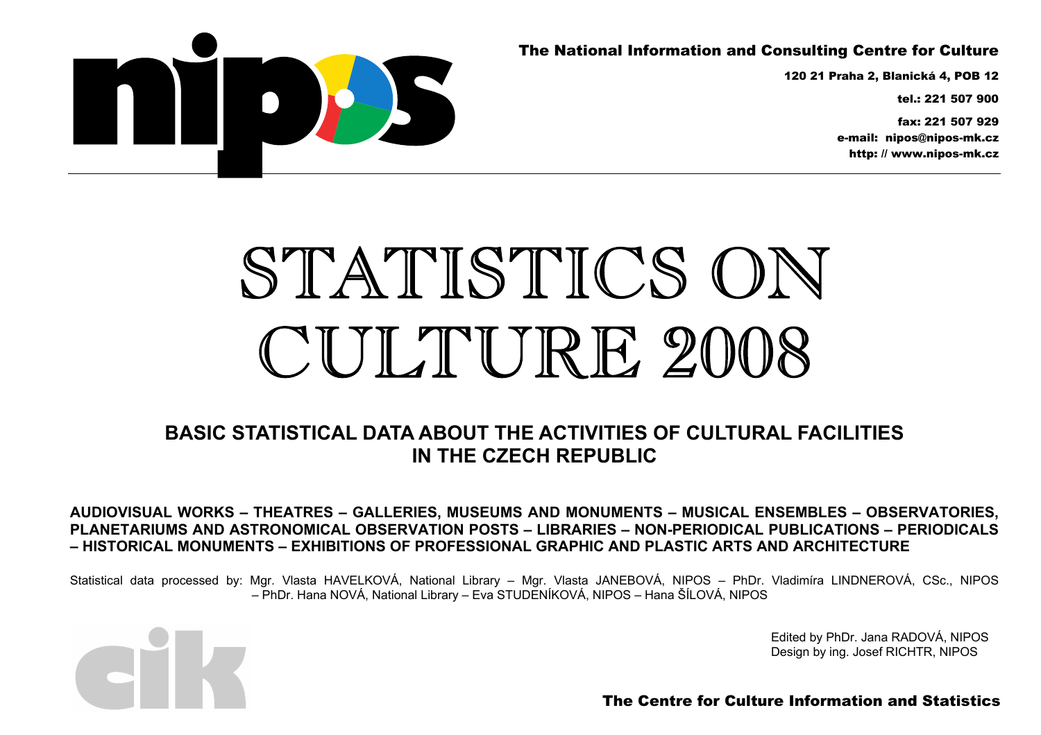The National Information and Consulting Centre for Culture

120 21 Praha 2, Blanická 4, POB 12

tel.: 221 507 900

fax: 221 507 929

e-mail: nipos@nipos-mk.cz

http: // www.nipos-mk.cz

# STATISTICS ON CULTURE 2008

## BASIC STATISTICAL DATA ABOUT THE ACTIVITIES OF CULTURAL FACILITIES IN THE CZECH REPUBLIC

**AUDIOVISUAL WORKS – THEATRES – GALLERIES, MUSEUMS AND MONUMENTS – MUSICAL ENSEMBLES – OBSERVATORIES, PLANETARIUMS AND ASTRONOMICAL OBSERVATION POSTS – LIBRARIES – NON-PERIODICAL PUBLICATIONS – PERIODICALS – HISTORICAL MONUMENTS – EXHIBITIONS OF PROFESSIONAL GRAPHIC AND PLASTIC ARTS AND ARCHITECTURE**

Statistical data processed by: Mgr. Vlasta HAVELKOVÁ, National Library – Mgr. Vlasta JANEBOVÁ, NIPOS – PhDr. Vladimíra LINDNEROVÁ, CSc., NIPOS – PhDr. Hana NOVÁ, National Library – Eva STUDENÍKOVÁ, NIPOS – Hana ŠÍLOVÁ, NIPOS

Edited by PhDr. Jana RADOVÁ, NIPOS
Design by ing. Josef RICHTR, NIPOS

The Centre for Culture Information and Statistics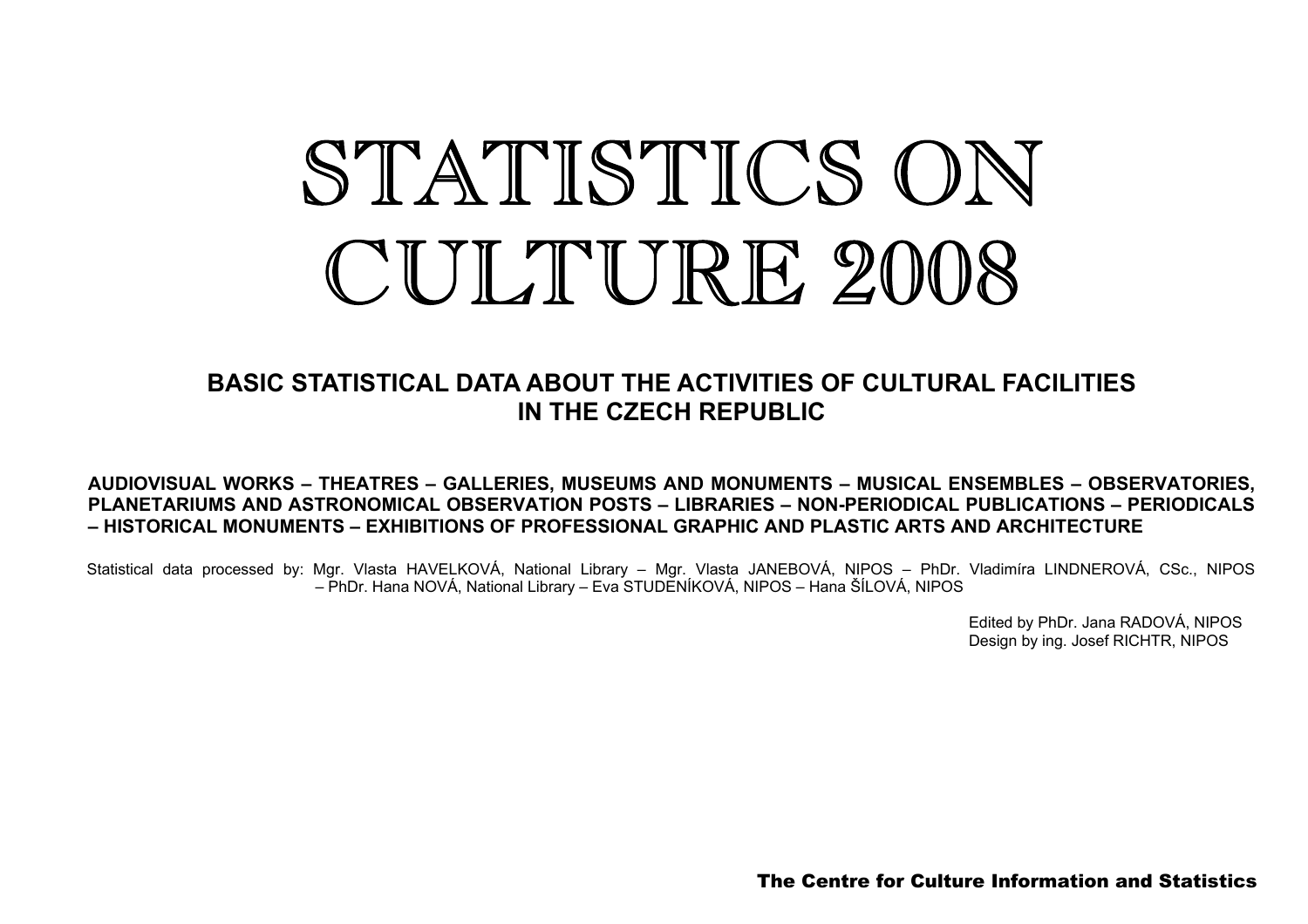# STATISTICS ON CULTURE 2008

## BASIC STATISTICAL DATA ABOUT THE ACTIVITIES OF CULTURAL FACILITIES IN THE CZECH REPUBLIC

**AUDIOVISUAL WORKS – THEATRES – GALLERIES, MUSEUMS AND MONUMENTS – MUSICAL ENSEMBLES – OBSERVATORIES, PLANETARIUMS AND ASTRONOMICAL OBSERVATION POSTS – LIBRARIES – NON-PERIODICAL PUBLICATIONS – PERIODICALS – HISTORICAL MONUMENTS – EXHIBITIONS OF PROFESSIONAL GRAPHIC AND PLASTIC ARTS AND ARCHITECTURE**

Statistical data processed by: Mgr. Vlasta HAVELKOVÁ, National Library – Mgr. Vlasta JANEBOVÁ, NIPOS – PhDr. Vladimíra LINDNEROVÁ, CSc., NIPOS – PhDr. Hana NOVÁ, National Library – Eva STUDENÍKOVÁ, NIPOS – Hana ŠÍLOVÁ, NIPOS

Edited by PhDr. Jana RADOVÁ, NIPOS
Design by ing. Josef RICHTR, NIPOS

**The Centre for Culture Information and Statistics**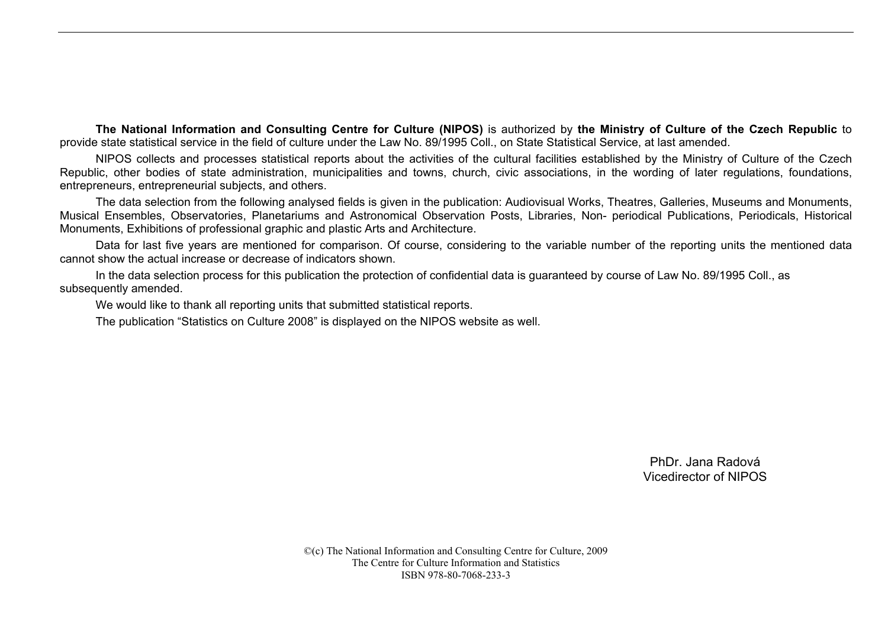**The National Information and Consulting Centre for Culture (NIPOS)** is authorized by **the Ministry of Culture of the Czech Republic** to provide state statistical service in the field of culture under the Law No. 89/1995 Coll., on State Statistical Service, at last amended.

NIPOS collects and processes statistical reports about the activities of the cultural facilities established by the Ministry of Culture of the Czech Republic, other bodies of state administration, municipalities and towns, church, civic associations, in the wording of later regulations, foundations, entrepreneurs, entrepreneurial subjects, and others.

The data selection from the following analysed fields is given in the publication: Audiovisual Works, Theatres, Galleries, Museums and Monuments, Musical Ensembles, Observatories, Planetariums and Astronomical Observation Posts, Libraries, Non- periodical Publications, Periodicals, Historical Monuments, Exhibitions of professional graphic and plastic Arts and Architecture.

Data for last five years are mentioned for comparison. Of course, considering to the variable number of the reporting units the mentioned data cannot show the actual increase or decrease of indicators shown.

In the data selection process for this publication the protection of confidential data is guaranteed by course of Law No. 89/1995 Coll., as subsequently amended.

We would like to thank all reporting units that submitted statistical reports.

The publication "Statistics on Culture 2008" is displayed on the NIPOS website as well.

PhDr. Jana Radová
Vicedirector of NIPOS

©(c) The National Information and Consulting Centre for Culture, 2009
The Centre for Culture Information and Statistics
ISBN 978-80-7068-233-3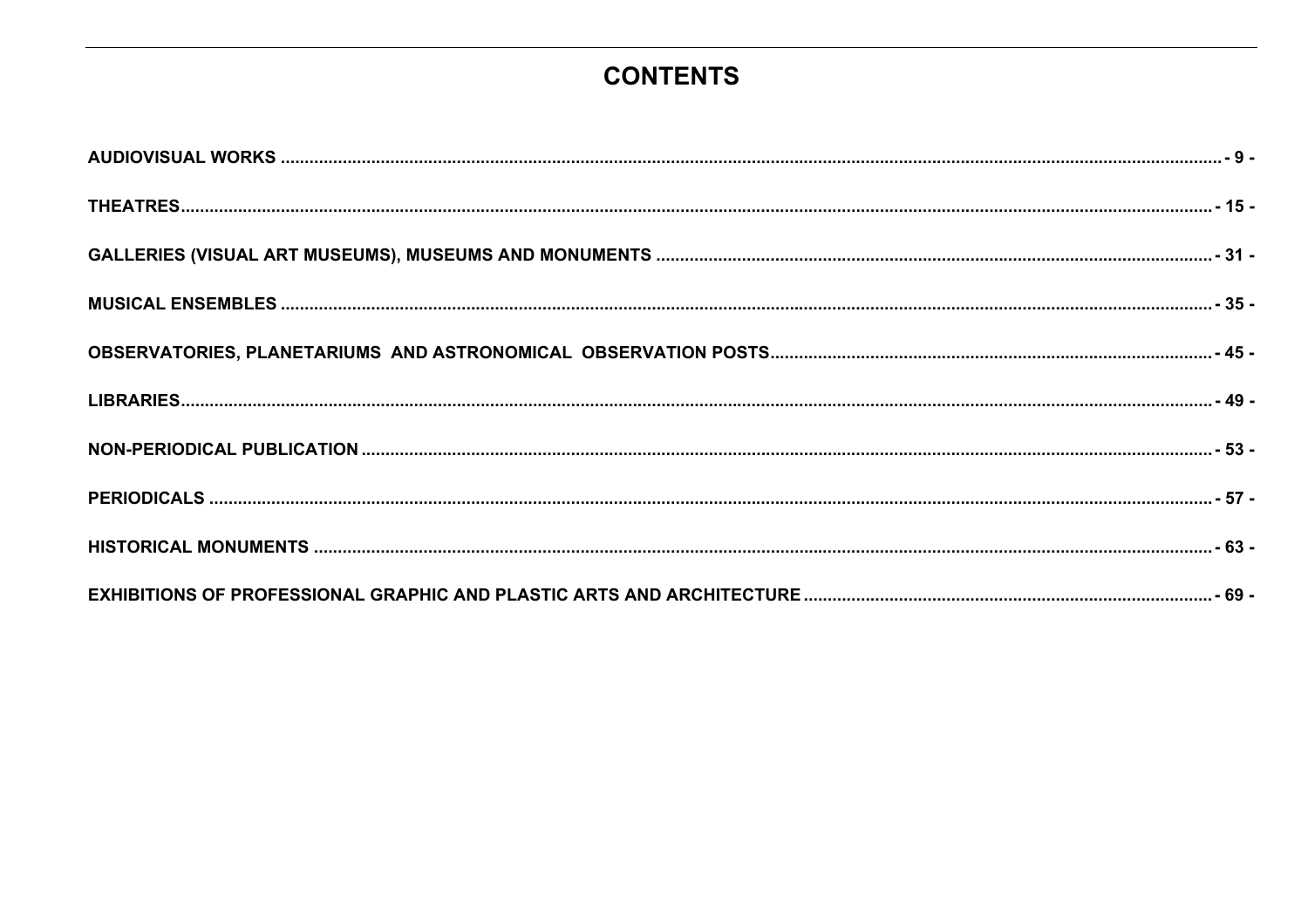# CONTENTS

AUDIOVISUAL WORKS ........................................................................ - 9 -

THEATRES ........................................................................ - 15 -

GALLERIES (VISUAL ART MUSEUMS), MUSEUMS AND MONUMENTS ........................................................................ - 31 -

MUSICAL ENSEMBLES ........................................................................ - 35 -

OBSERVATORIES, PLANETARIUMS AND ASTRONOMICAL OBSERVATION POSTS ........................................................................ - 45 -

LIBRARIES ........................................................................ - 49 -

NON-PERIODICAL PUBLICATION ........................................................................ - 53 -

PERIODICALS ........................................................................ - 57 -

HISTORICAL MONUMENTS ........................................................................ - 63 -

EXHIBITIONS OF PROFESSIONAL GRAPHIC AND PLASTIC ARTS AND ARCHITECTURE ........................................................................ - 69 -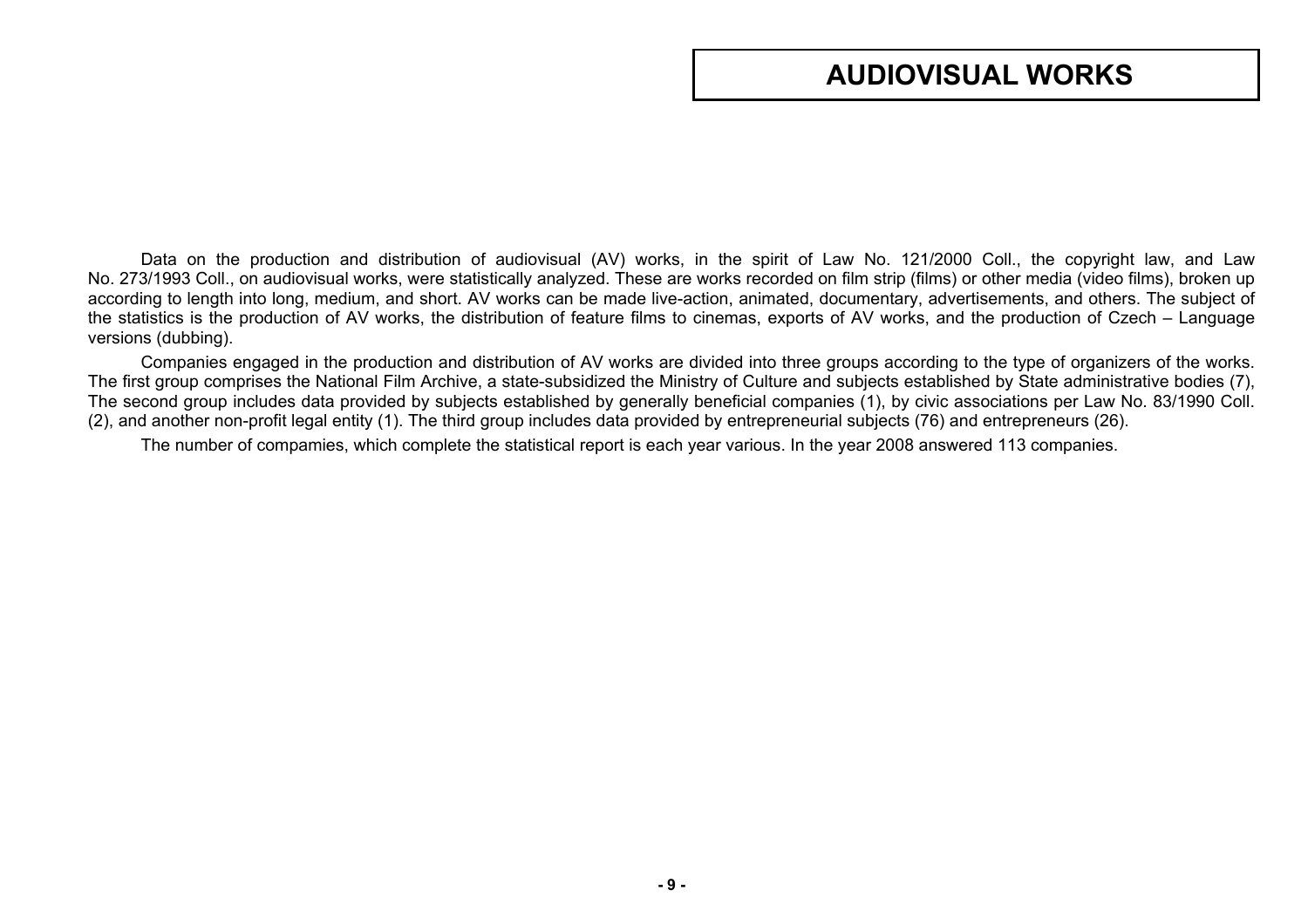# AUDIOVISUAL WORKS

Data on the production and distribution of audiovisual (AV) works, in the spirit of Law No. 121/2000 Coll., the copyright law, and Law No. 273/1993 Coll., on audiovisual works, were statistically analyzed. These are works recorded on film strip (films) or other media (video films), broken up according to length into long, medium, and short. AV works can be made live-action, animated, documentary, advertisements, and others. The subject of the statistics is the production of AV works, the distribution of feature films to cinemas, exports of AV works, and the production of Czech – Language versions (dubbing).

Companies engaged in the production and distribution of AV works are divided into three groups according to the type of organizers of the works. The first group comprises the National Film Archive, a state-subsidized the Ministry of Culture and subjects established by State administrative bodies (7), The second group includes data provided by subjects established by generally beneficial companies (1), by civic associations per Law No. 83/1990 Coll. (2), and another non-profit legal entity (1). The third group includes data provided by entrepreneurial subjects (76) and entrepreneurs (26).

The number of compamies, which complete the statistical report is each year various. In the year 2008 answered 113 companies.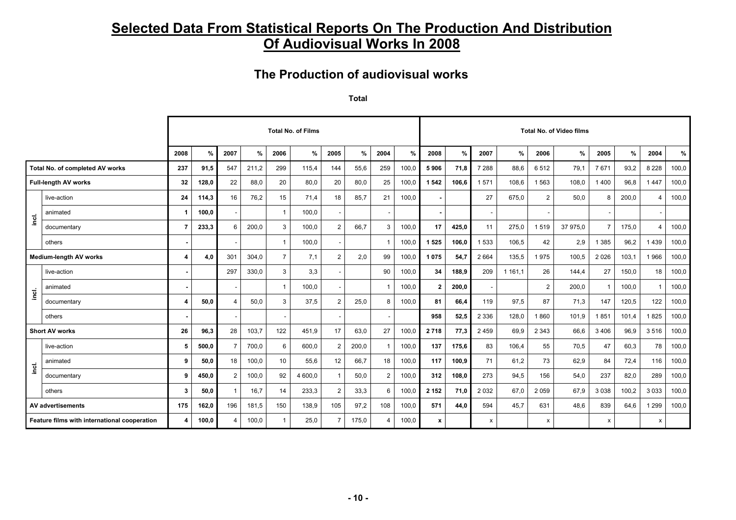# Selected Data From Statistical Reports On The Production And Distribution Of Audiovisual Works In 2008

## The Production of audiovisual works

**Total**

| | | Total No. of Films | | | | | | | | | | Total No. of Video films | | | | | | | | | |
|---|---|---|---|---|---|---|---|---|---|---|---|---|---|---|---|---|---|---|---|---|---|
| | | 2008 | % | 2007 | % | 2006 | % | 2005 | % | 2004 | % | 2008 | % | 2007 | % | 2006 | % | 2005 | % | 2004 | % |
| **Total No. of completed AV works** | | **237** | **91,5** | 547 | 211,2 | 299 | 115,4 | 144 | 55,6 | 259 | 100,0 | **5 906** | **71,8** | 7 288 | 88,6 | 6 512 | 79,1 | 7 671 | 93,2 | 8 228 | 100,0 |
| **Full-length AV works** | | **32** | **128,0** | 22 | 88,0 | 20 | 80,0 | 20 | 80,0 | 25 | 100,0 | **1 542** | **106,6** | 1 571 | 108,6 | 1 563 | 108,0 | 1 400 | 96,8 | 1 447 | 100,0 |
| incl. | live-action | **24** | **114,3** | 16 | 76,2 | 15 | 71,4 | 18 | 85,7 | 21 | 100,0 | **-** | | 27 | 675,0 | 2 | 50,0 | 8 | 200,0 | 4 | 100,0 |
| | animated | **1** | **100,0** | - | | 1 | 100,0 | - | | - | | **-** | | - | | - | | - | | - | |
| | documentary | **7** | **233,3** | 6 | 200,0 | 3 | 100,0 | 2 | 66,7 | 3 | 100,0 | **17** | **425,0** | 11 | 275,0 | 1 519 | 37 975,0 | 7 | 175,0 | 4 | 100,0 |
| | others | **-** | | - | | 1 | 100,0 | - | | 1 | 100,0 | **1 525** | **106,0** | 1 533 | 106,5 | 42 | 2,9 | 1 385 | 96,2 | 1 439 | 100,0 |
| **Medium-length AV works** | | **4** | **4,0** | 301 | 304,0 | 7 | 7,1 | 2 | 2,0 | 99 | 100,0 | **1 075** | **54,7** | 2 664 | 135,5 | 1 975 | 100,5 | 2 026 | 103,1 | 1 966 | 100,0 |
| incl. | live-action | **-** | | 297 | 330,0 | 3 | 3,3 | - | | 90 | 100,0 | **34** | **188,9** | 209 | 1 161,1 | 26 | 144,4 | 27 | 150,0 | 18 | 100,0 |
| | animated | **-** | | - | | 1 | 100,0 | - | | 1 | 100,0 | **2** | **200,0** | - | | 2 | 200,0 | 1 | 100,0 | 1 | 100,0 |
| | documentary | **4** | **50,0** | 4 | 50,0 | 3 | 37,5 | 2 | 25,0 | 8 | 100,0 | **81** | **66,4** | 119 | 97,5 | 87 | 71,3 | 147 | 120,5 | 122 | 100,0 |
| | others | **-** | | - | | - | | - | | - | | **958** | **52,5** | 2 336 | 128,0 | 1 860 | 101,9 | 1 851 | 101,4 | 1 825 | 100,0 |
| **Short AV works** | | **26** | **96,3** | 28 | 103,7 | 122 | 451,9 | 17 | 63,0 | 27 | 100,0 | **2 718** | **77,3** | 2 459 | 69,9 | 2 343 | 66,6 | 3 406 | 96,9 | 3 516 | 100,0 |
| incl. | live-action | **5** | **500,0** | 7 | 700,0 | 6 | 600,0 | 2 | 200,0 | 1 | 100,0 | **137** | **175,6** | 83 | 106,4 | 55 | 70,5 | 47 | 60,3 | 78 | 100,0 |
| | animated | **9** | **50,0** | 18 | 100,0 | 10 | 55,6 | 12 | 66,7 | 18 | 100,0 | **117** | **100,9** | 71 | 61,2 | 73 | 62,9 | 84 | 72,4 | 116 | 100,0 |
| | documentary | **9** | **450,0** | 2 | 100,0 | 92 | 4 600,0 | 1 | 50,0 | 2 | 100,0 | **312** | **108,0** | 273 | 94,5 | 156 | 54,0 | 237 | 82,0 | 289 | 100,0 |
| | others | **3** | **50,0** | 1 | 16,7 | 14 | 233,3 | 2 | 33,3 | 6 | 100,0 | **2 152** | **71,0** | 2 032 | 67,0 | 2 059 | 67,9 | 3 038 | 100,2 | 3 033 | 100,0 |
| **AV advertisements** | | **175** | **162,0** | 196 | 181,5 | 150 | 138,9 | 105 | 97,2 | 108 | 100,0 | **571** | **44,0** | 594 | 45,7 | 631 | 48,6 | 839 | 64,6 | 1 299 | 100,0 |
| **Feature films with international cooperation** | | **4** | **100,0** | 4 | 100,0 | 1 | 25,0 | 7 | 175,0 | 4 | 100,0 | **x** | | x | | x | | x | | x | |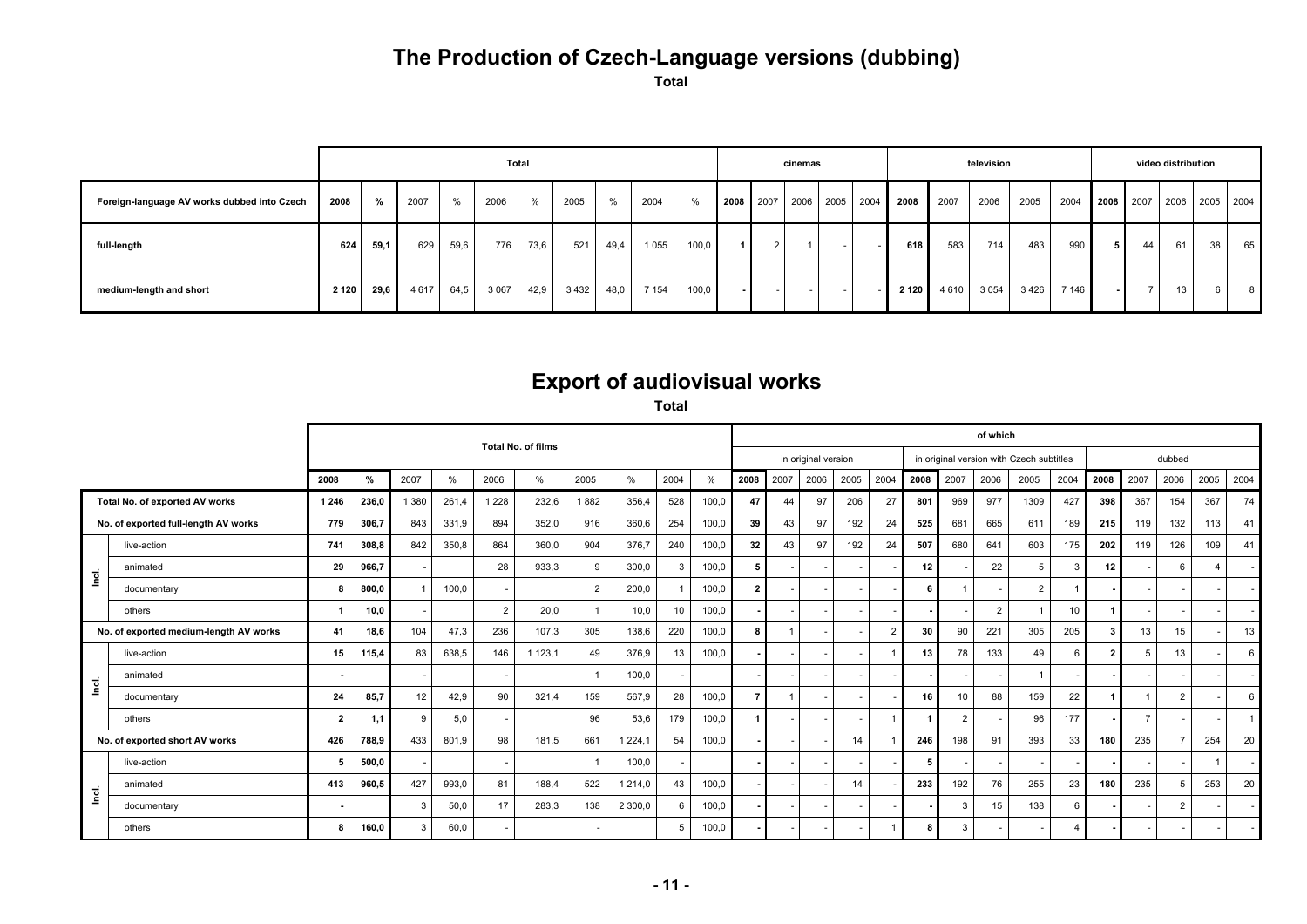# The Production of Czech-Language versions (dubbing)

**Total**

| Foreign-language AV works dubbed into Czech | Total | | | | | | | | | | cinemas | | | | | television | | | | | video distribution | | | | |
|---|---|---|---|---|---|---|---|---|---|---|---|---|---|---|---|---|---|---|---|---|---|---|---|---|---|
| | 2008 | % | 2007 | % | 2006 | % | 2005 | % | 2004 | % | 2008 | 2007 | 2006 | 2005 | 2004 | 2008 | 2007 | 2006 | 2005 | 2004 | 2008 | 2007 | 2006 | 2005 | 2004 |
| full-length | 624 | 59,1 | 629 | 59,6 | 776 | 73,6 | 521 | 49,4 | 1 055 | 100,0 | 1 | 2 | 1 | - | - | 618 | 583 | 714 | 483 | 990 | 5 | 44 | 61 | 38 | 65 |
| medium-length and short | 2 120 | 29,6 | 4 617 | 64,5 | 3 067 | 42,9 | 3 432 | 48,0 | 7 154 | 100,0 | - | - | - | - | - | 2 120 | 4 610 | 3 054 | 3 426 | 7 146 | - | 7 | 13 | 6 | 8 |

# Export of audiovisual works

**Total**

| | | Total No. of films | | | | | | | | | | of which | | | | | | | | | | | | | | | |
|---|---|---|---|---|---|---|---|---|---|---|---|---|---|---|---|---|---|---|---|---|---|---|---|---|---|---|---|
| | | | | | | | | | | | | in original version | | | | | in original version with Czech subtitles | | | | | dubbed | | | | | |
| | | 2008 | % | 2007 | % | 2006 | % | 2005 | % | 2004 | % | 2008 | 2007 | 2006 | 2005 | 2004 | 2008 | 2007 | 2006 | 2005 | 2004 | 2008 | 2007 | 2006 | 2005 | 2004 |
| Total No. of exported AV works | | 1 246 | 236,0 | 1 380 | 261,4 | 1 228 | 232,6 | 1 882 | 356,4 | 528 | 100,0 | 47 | 44 | 97 | 206 | 27 | 801 | 969 | 977 | 1309 | 427 | 398 | 367 | 154 | 367 | 74 |
| No. of exported full-length AV works | | 779 | 306,7 | 843 | 331,9 | 894 | 352,0 | 916 | 360,6 | 254 | 100,0 | 39 | 43 | 97 | 192 | 24 | 525 | 681 | 665 | 611 | 189 | 215 | 119 | 132 | 113 | 41 |
| Incl. | live-action | 741 | 308,8 | 842 | 350,8 | 864 | 360,0 | 904 | 376,7 | 240 | 100,0 | 32 | 43 | 97 | 192 | 24 | 507 | 680 | 641 | 603 | 175 | 202 | 119 | 126 | 109 | 41 |
| | animated | 29 | 966,7 | - | | 28 | 933,3 | 9 | 300,0 | 3 | 100,0 | 5 | - | - | - | - | 12 | - | 22 | 5 | 3 | 12 | - | 6 | 4 | - |
| | documentary | 8 | 800,0 | 1 | 100,0 | - | | 2 | 200,0 | 1 | 100,0 | 2 | - | - | - | - | 6 | 1 | - | 2 | 1 | - | - | - | - | - |
| | others | 1 | 10,0 | - | | 2 | 20,0 | 1 | 10,0 | 10 | 100,0 | - | - | - | - | - | - | - | 2 | 1 | 10 | 1 | - | - | - | - |
| No. of exported medium-length AV works | | 41 | 18,6 | 104 | 47,3 | 236 | 107,3 | 305 | 138,6 | 220 | 100,0 | 8 | 1 | - | - | 2 | 30 | 90 | 221 | 305 | 205 | 3 | 13 | 15 | - | 13 |
| Incl. | live-action | 15 | 115,4 | 83 | 638,5 | 146 | 1 123,1 | 49 | 376,9 | 13 | 100,0 | - | - | - | - | 1 | 13 | 78 | 133 | 49 | 6 | 2 | 5 | 13 | - | 6 |
| | animated | - | | - | | - | | 1 | 100,0 | - | | - | - | - | - | - | - | - | - | 1 | - | - | - | - | - | - |
| | documentary | 24 | 85,7 | 12 | 42,9 | 90 | 321,4 | 159 | 567,9 | 28 | 100,0 | 7 | 1 | - | - | - | 16 | 10 | 88 | 159 | 22 | 1 | 1 | 2 | - | 6 |
| | others | 2 | 1,1 | 9 | 5,0 | - | | 96 | 53,6 | 179 | 100,0 | 1 | - | - | - | 1 | 1 | 2 | - | 96 | 177 | - | 7 | - | - | 1 |
| No. of exported short AV works | | 426 | 788,9 | 433 | 801,9 | 98 | 181,5 | 661 | 1 224,1 | 54 | 100,0 | - | - | - | 14 | 1 | 246 | 198 | 91 | 393 | 33 | 180 | 235 | 7 | 254 | 20 |
| Incl. | live-action | 5 | 500,0 | - | | - | | 1 | 100,0 | - | | - | - | - | - | - | 5 | - | - | - | - | - | - | - | 1 | - |
| | animated | 413 | 960,5 | 427 | 993,0 | 81 | 188,4 | 522 | 1 214,0 | 43 | 100,0 | - | - | - | 14 | - | 233 | 192 | 76 | 255 | 23 | 180 | 235 | 5 | 253 | 20 |
| | documentary | - | | 3 | 50,0 | 17 | 283,3 | 138 | 2 300,0 | 6 | 100,0 | - | - | - | - | - | - | 3 | 15 | 138 | 6 | - | - | 2 | - | - |
| | others | 8 | 160,0 | 3 | 60,0 | - | | - | | 5 | 100,0 | - | - | - | - | 1 | 8 | 3 | - | - | 4 | - | - | - | - | - |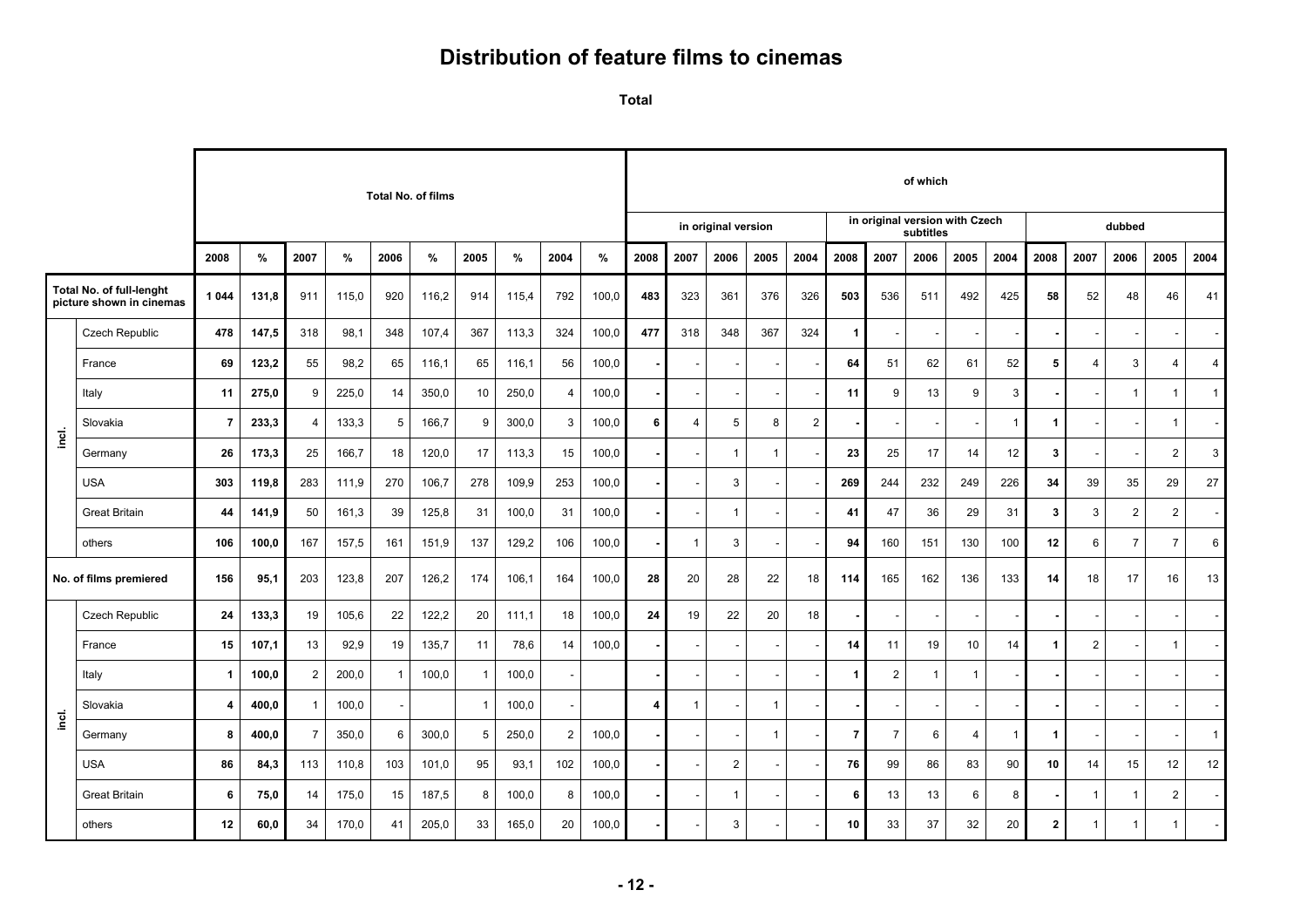# Distribution of feature films to cinemas

**Total**

| | | Total No. of films | | | | | | | | | | of which | | | | | | | | | | | | | | |
|---|---|---|---|---|---|---|---|---|---|---|---|---|---|---|---|---|---|---|---|---|---|---|---|---|---|---|
| | | | | | | | | | | | | in original version | | | | | in original version with Czech subtitles | | | | | dubbed | | | | |
| | | 2008 | % | 2007 | % | 2006 | % | 2005 | % | 2004 | % | 2008 | 2007 | 2006 | 2005 | 2004 | 2008 | 2007 | 2006 | 2005 | 2004 | 2008 | 2007 | 2006 | 2005 | 2004 |
| Total No. of full-lenght picture shown in cinemas | | **1 044** | **131,8** | 911 | 115,0 | 920 | 116,2 | 914 | 115,4 | 792 | 100,0 | **483** | 323 | 361 | 376 | 326 | **503** | 536 | 511 | 492 | 425 | **58** | 52 | 48 | 46 | 41 |
| incl. | Czech Republic | **478** | **147,5** | 318 | 98,1 | 348 | 107,4 | 367 | 113,3 | 324 | 100,0 | **477** | 318 | 348 | 367 | 324 | **1** | - | - | - | - | **-** | - | - | - | - |
| | France | **69** | **123,2** | 55 | 98,2 | 65 | 116,1 | 65 | 116,1 | 56 | 100,0 | **-** | - | - | - | - | **64** | 51 | 62 | 61 | 52 | **5** | 4 | 3 | 4 | 4 |
| | Italy | **11** | **275,0** | 9 | 225,0 | 14 | 350,0 | 10 | 250,0 | 4 | 100,0 | **-** | - | - | - | - | **11** | 9 | 13 | 9 | 3 | **-** | - | 1 | 1 | 1 |
| | Slovakia | **7** | **233,3** | 4 | 133,3 | 5 | 166,7 | 9 | 300,0 | 3 | 100,0 | **6** | 4 | 5 | 8 | 2 | **-** | - | - | - | 1 | **1** | - | - | 1 | - |
| | Germany | **26** | **173,3** | 25 | 166,7 | 18 | 120,0 | 17 | 113,3 | 15 | 100,0 | **-** | - | 1 | 1 | - | **23** | 25 | 17 | 14 | 12 | **3** | - | - | 2 | 3 |
| | USA | **303** | **119,8** | 283 | 111,9 | 270 | 106,7 | 278 | 109,9 | 253 | 100,0 | **-** | - | 3 | - | - | **269** | 244 | 232 | 249 | 226 | **34** | 39 | 35 | 29 | 27 |
| | Great Britain | **44** | **141,9** | 50 | 161,3 | 39 | 125,8 | 31 | 100,0 | 31 | 100,0 | **-** | - | 1 | - | - | **41** | 47 | 36 | 29 | 31 | **3** | 3 | 2 | 2 | - |
| | others | **106** | **100,0** | 167 | 157,5 | 161 | 151,9 | 137 | 129,2 | 106 | 100,0 | **-** | 1 | 3 | - | - | **94** | 160 | 151 | 130 | 100 | **12** | 6 | 7 | 7 | 6 |
| No. of films premiered | | **156** | **95,1** | 203 | 123,8 | 207 | 126,2 | 174 | 106,1 | 164 | 100,0 | **28** | 20 | 28 | 22 | 18 | **114** | 165 | 162 | 136 | 133 | **14** | 18 | 17 | 16 | 13 |
| incl. | Czech Republic | **24** | **133,3** | 19 | 105,6 | 22 | 122,2 | 20 | 111,1 | 18 | 100,0 | **24** | 19 | 22 | 20 | 18 | **-** | - | - | - | - | **-** | - | - | - | - |
| | France | **15** | **107,1** | 13 | 92,9 | 19 | 135,7 | 11 | 78,6 | 14 | 100,0 | **-** | - | - | - | - | **14** | 11 | 19 | 10 | 14 | **1** | 2 | - | 1 | - |
| | Italy | **1** | **100,0** | 2 | 200,0 | 1 | 100,0 | 1 | 100,0 | - | | **-** | - | - | - | - | **1** | 2 | 1 | 1 | - | **-** | - | - | - | - |
| | Slovakia | **4** | **400,0** | 1 | 100,0 | - | | 1 | 100,0 | - | | **4** | 1 | - | 1 | - | **-** | - | - | - | - | **-** | - | - | - | - |
| | Germany | **8** | **400,0** | 7 | 350,0 | 6 | 300,0 | 5 | 250,0 | 2 | 100,0 | **-** | - | - | 1 | - | **7** | 7 | 6 | 4 | 1 | **1** | - | - | - | 1 |
| | USA | **86** | **84,3** | 113 | 110,8 | 103 | 101,0 | 95 | 93,1 | 102 | 100,0 | **-** | - | 2 | - | - | **76** | 99 | 86 | 83 | 90 | **10** | 14 | 15 | 12 | 12 |
| | Great Britain | **6** | **75,0** | 14 | 175,0 | 15 | 187,5 | 8 | 100,0 | 8 | 100,0 | **-** | - | 1 | - | - | **6** | 13 | 13 | 6 | 8 | **-** | 1 | 1 | 2 | - |
| | others | **12** | **60,0** | 34 | 170,0 | 41 | 205,0 | 33 | 165,0 | 20 | 100,0 | **-** | - | 3 | - | - | **10** | 33 | 37 | 32 | 20 | **2** | 1 | 1 | 1 | - |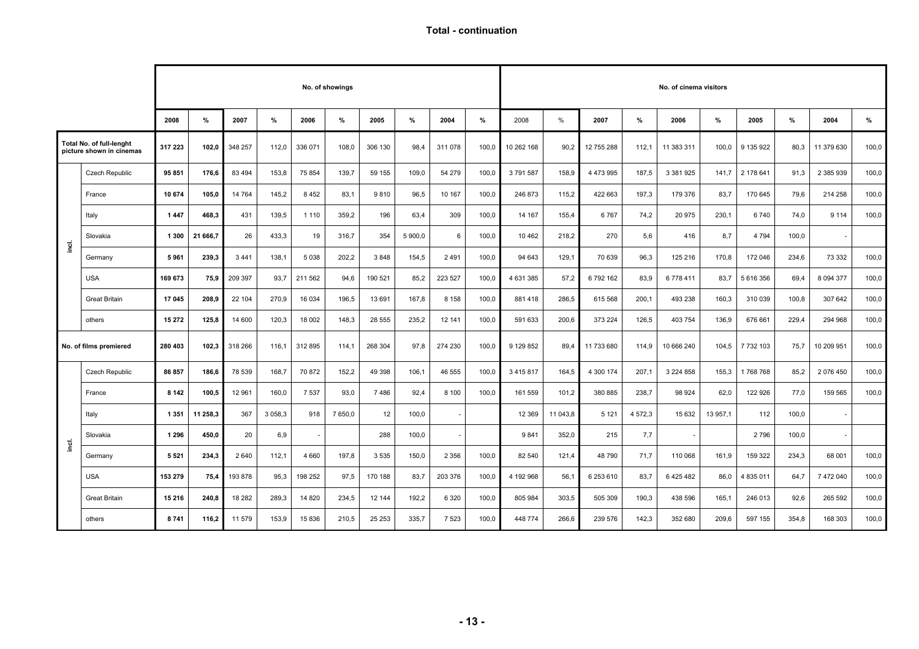# Total - continuation

| | | No. of showings | | | | | | | | | | No. of cinema visitors | | | | | | | | | |
|---|---|---|---|---|---|---|---|---|---|---|---|---|---|---|---|---|---|---|---|---|---|
| | | 2008 | % | 2007 | % | 2006 | % | 2005 | % | 2004 | % | 2008 | % | 2007 | % | 2006 | % | 2005 | % | 2004 | % |
| Total No. of full-lenght picture shown in cinemas | | **317 223** | **102,0** | 348 257 | 112,0 | 336 071 | 108,0 | 306 130 | 98,4 | 311 078 | 100,0 | 10 262 168 | 90,2 | 12 755 288 | 112,1 | 11 383 311 | 100,0 | 9 135 922 | 80,3 | 11 379 630 | 100,0 |
| incl. | Czech Republic | **95 851** | **176,6** | 83 494 | 153,8 | 75 854 | 139,7 | 59 155 | 109,0 | 54 279 | 100,0 | 3 791 587 | 158,9 | 4 473 995 | 187,5 | 3 381 925 | 141,7 | 2 178 641 | 91,3 | 2 385 939 | 100,0 |
| | France | **10 674** | **105,0** | 14 764 | 145,2 | 8 452 | 83,1 | 9 810 | 96,5 | 10 167 | 100,0 | 246 873 | 115,2 | 422 663 | 197,3 | 179 376 | 83,7 | 170 645 | 79,6 | 214 258 | 100,0 |
| | Italy | **1 447** | **468,3** | 431 | 139,5 | 1 110 | 359,2 | 196 | 63,4 | 309 | 100,0 | 14 167 | 155,4 | 6 767 | 74,2 | 20 975 | 230,1 | 6 740 | 74,0 | 9 114 | 100,0 |
| | Slovakia | **1 300** | **21 666,7** | 26 | 433,3 | 19 | 316,7 | 354 | 5 900,0 | 6 | 100,0 | 10 462 | 218,2 | 270 | 5,6 | 416 | 8,7 | 4 794 | 100,0 | - | |
| | Germany | **5 961** | **239,3** | 3 441 | 138,1 | 5 038 | 202,2 | 3 848 | 154,5 | 2 491 | 100,0 | 94 643 | 129,1 | 70 639 | 96,3 | 125 216 | 170,8 | 172 046 | 234,6 | 73 332 | 100,0 |
| | USA | **169 673** | **75,9** | 209 397 | 93,7 | 211 562 | 94,6 | 190 521 | 85,2 | 223 527 | 100,0 | 4 631 385 | 57,2 | 6 792 162 | 83,9 | 6 778 411 | 83,7 | 5 616 356 | 69,4 | 8 094 377 | 100,0 |
| | Great Britain | **17 045** | **208,9** | 22 104 | 270,9 | 16 034 | 196,5 | 13 691 | 167,8 | 8 158 | 100,0 | 881 418 | 286,5 | 615 568 | 200,1 | 493 238 | 160,3 | 310 039 | 100,8 | 307 642 | 100,0 |
| | others | **15 272** | **125,8** | 14 600 | 120,3 | 18 002 | 148,3 | 28 555 | 235,2 | 12 141 | 100,0 | 591 633 | 200,6 | 373 224 | 126,5 | 403 754 | 136,9 | 676 661 | 229,4 | 294 968 | 100,0 |
| No. of films premiered | | **280 403** | **102,3** | 318 266 | 116,1 | 312 895 | 114,1 | 268 304 | 97,8 | 274 230 | 100,0 | 9 129 852 | 89,4 | 11 733 680 | 114,9 | 10 666 240 | 104,5 | 7 732 103 | 75,7 | 10 209 951 | 100,0 |
| incl. | Czech Republic | **86 857** | **186,6** | 78 539 | 168,7 | 70 872 | 152,2 | 49 398 | 106,1 | 46 555 | 100,0 | 3 415 817 | 164,5 | 4 300 174 | 207,1 | 3 224 858 | 155,3 | 1 768 768 | 85,2 | 2 076 450 | 100,0 |
| | France | **8 142** | **100,5** | 12 961 | 160,0 | 7 537 | 93,0 | 7 486 | 92,4 | 8 100 | 100,0 | 161 559 | 101,2 | 380 885 | 238,7 | 98 924 | 62,0 | 122 926 | 77,0 | 159 565 | 100,0 |
| | Italy | **1 351** | **11 258,3** | 367 | 3 058,3 | 918 | 7 650,0 | 12 | 100,0 | - | | 12 369 | 11 043,8 | 5 121 | 4 572,3 | 15 632 | 13 957,1 | 112 | 100,0 | - | |
| | Slovakia | **1 296** | **450,0** | 20 | 6,9 | - | | 288 | 100,0 | - | | 9 841 | 352,0 | 215 | 7,7 | - | | 2 796 | 100,0 | - | |
| | Germany | **5 521** | **234,3** | 2 640 | 112,1 | 4 660 | 197,8 | 3 535 | 150,0 | 2 356 | 100,0 | 82 540 | 121,4 | 48 790 | 71,7 | 110 068 | 161,9 | 159 322 | 234,3 | 68 001 | 100,0 |
| | USA | **153 279** | **75,4** | 193 878 | 95,3 | 198 252 | 97,5 | 170 188 | 83,7 | 203 376 | 100,0 | 4 192 968 | 56,1 | 6 253 610 | 83,7 | 6 425 482 | 86,0 | 4 835 011 | 64,7 | 7 472 040 | 100,0 |
| | Great Britain | **15 216** | **240,8** | 18 282 | 289,3 | 14 820 | 234,5 | 12 144 | 192,2 | 6 320 | 100,0 | 805 984 | 303,5 | 505 309 | 190,3 | 438 596 | 165,1 | 246 013 | 92,6 | 265 592 | 100,0 |
| | others | **8 741** | **116,2** | 11 579 | 153,9 | 15 836 | 210,5 | 25 253 | 335,7 | 7 523 | 100,0 | 448 774 | 266,6 | 239 576 | 142,3 | 352 680 | 209,6 | 597 155 | 354,8 | 168 303 | 100,0 |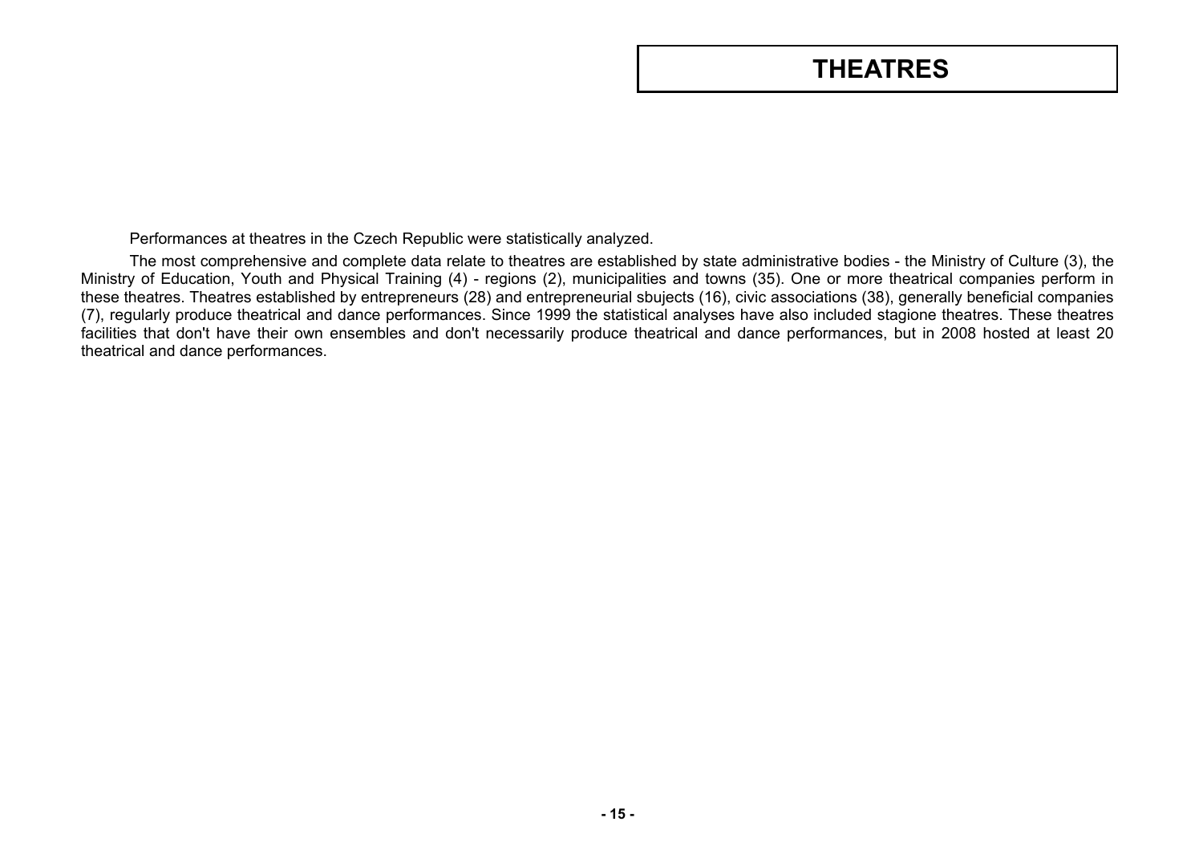# THEATRES

Performances at theatres in the Czech Republic were statistically analyzed.

The most comprehensive and complete data relate to theatres are established by state administrative bodies - the Ministry of Culture (3), the Ministry of Education, Youth and Physical Training (4) - regions (2), municipalities and towns (35). One or more theatrical companies perform in these theatres. Theatres established by entrepreneurs (28) and entrepreneurial sbujects (16), civic associations (38), generally beneficial companies (7), regularly produce theatrical and dance performances. Since 1999 the statistical analyses have also included stagione theatres. These theatres facilities that don't have their own ensembles and don't necessarily produce theatrical and dance performances, but in 2008 hosted at least 20 theatrical and dance performances.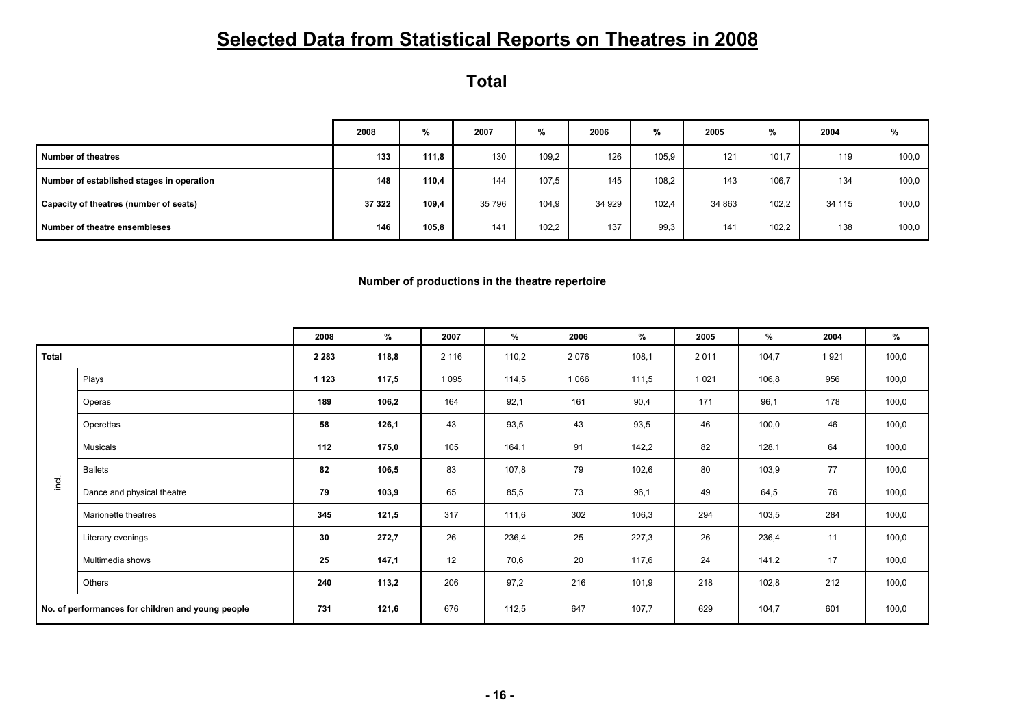# Selected Data from Statistical Reports on Theatres in 2008

## Total

| | 2008 | % | 2007 | % | 2006 | % | 2005 | % | 2004 | % |
|---|---|---|---|---|---|---|---|---|---|---|
| **Number of theatres** | **133** | **111,8** | 130 | 109,2 | 126 | 105,9 | 121 | 101,7 | 119 | 100,0 |
| **Number of established stages in operation** | **148** | **110,4** | 144 | 107,5 | 145 | 108,2 | 143 | 106,7 | 134 | 100,0 |
| **Capacity of theatres (number of seats)** | **37 322** | **109,4** | 35 796 | 104,9 | 34 929 | 102,4 | 34 863 | 102,2 | 34 115 | 100,0 |
| **Number of theatre ensembleses** | **146** | **105,8** | 141 | 102,2 | 137 | 99,3 | 141 | 102,2 | 138 | 100,0 |

**Number of productions in the theatre repertoire**

| | | 2008 | % | 2007 | % | 2006 | % | 2005 | % | 2004 | % |
|---|---|---|---|---|---|---|---|---|---|---|---|
| **Total** | | **2 283** | **118,8** | 2 116 | 110,2 | 2 076 | 108,1 | 2 011 | 104,7 | 1 921 | 100,0 |
| incl. | Plays | **1 123** | **117,5** | 1 095 | 114,5 | 1 066 | 111,5 | 1 021 | 106,8 | 956 | 100,0 |
| | Operas | **189** | **106,2** | 164 | 92,1 | 161 | 90,4 | 171 | 96,1 | 178 | 100,0 |
| | Operettas | **58** | **126,1** | 43 | 93,5 | 43 | 93,5 | 46 | 100,0 | 46 | 100,0 |
| | Musicals | **112** | **175,0** | 105 | 164,1 | 91 | 142,2 | 82 | 128,1 | 64 | 100,0 |
| | Ballets | **82** | **106,5** | 83 | 107,8 | 79 | 102,6 | 80 | 103,9 | 77 | 100,0 |
| | Dance and physical theatre | **79** | **103,9** | 65 | 85,5 | 73 | 96,1 | 49 | 64,5 | 76 | 100,0 |
| | Marionette theatres | **345** | **121,5** | 317 | 111,6 | 302 | 106,3 | 294 | 103,5 | 284 | 100,0 |
| | Literary evenings | **30** | **272,7** | 26 | 236,4 | 25 | 227,3 | 26 | 236,4 | 11 | 100,0 |
| | Multimedia shows | **25** | **147,1** | 12 | 70,6 | 20 | 117,6 | 24 | 141,2 | 17 | 100,0 |
| | Others | **240** | **113,2** | 206 | 97,2 | 216 | 101,9 | 218 | 102,8 | 212 | 100,0 |
| **No. of performances for children and young people** | | **731** | **121,6** | 676 | 112,5 | 647 | 107,7 | 629 | 104,7 | 601 | 100,0 |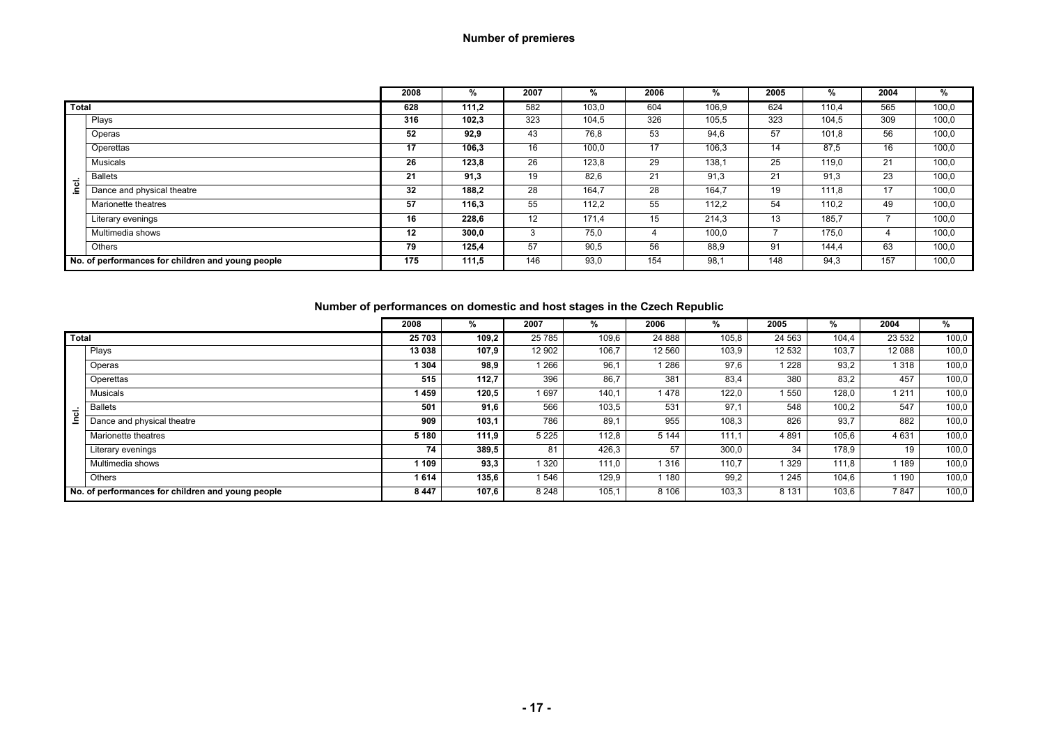### Number of premieres

| | | 2008 | % | 2007 | % | 2006 | % | 2005 | % | 2004 | % |
|---|---|---|---|---|---|---|---|---|---|---|---|
| **Total** | | **628** | **111,2** | 582 | 103,0 | 604 | 106,9 | 624 | 110,4 | 565 | 100,0 |
| incl. | Plays | **316** | **102,3** | 323 | 104,5 | 326 | 105,5 | 323 | 104,5 | 309 | 100,0 |
| | Operas | **52** | **92,9** | 43 | 76,8 | 53 | 94,6 | 57 | 101,8 | 56 | 100,0 |
| | Operettas | **17** | **106,3** | 16 | 100,0 | 17 | 106,3 | 14 | 87,5 | 16 | 100,0 |
| | Musicals | **26** | **123,8** | 26 | 123,8 | 29 | 138,1 | 25 | 119,0 | 21 | 100,0 |
| | Ballets | **21** | **91,3** | 19 | 82,6 | 21 | 91,3 | 21 | 91,3 | 23 | 100,0 |
| | Dance and physical theatre | **32** | **188,2** | 28 | 164,7 | 28 | 164,7 | 19 | 111,8 | 17 | 100,0 |
| | Marionette theatres | **57** | **116,3** | 55 | 112,2 | 55 | 112,2 | 54 | 110,2 | 49 | 100,0 |
| | Literary evenings | **16** | **228,6** | 12 | 171,4 | 15 | 214,3 | 13 | 185,7 | 7 | 100,0 |
| | Multimedia shows | **12** | **300,0** | 3 | 75,0 | 4 | 100,0 | 7 | 175,0 | 4 | 100,0 |
| | Others | **79** | **125,4** | 57 | 90,5 | 56 | 88,9 | 91 | 144,4 | 63 | 100,0 |
| **No. of performances for children and young people** | | **175** | **111,5** | 146 | 93,0 | 154 | 98,1 | 148 | 94,3 | 157 | 100,0 |

### Number of performances on domestic and host stages in the Czech Republic

| | | 2008 | % | 2007 | % | 2006 | % | 2005 | % | 2004 | % |
|---|---|---|---|---|---|---|---|---|---|---|---|
| **Total** | | **25 703** | **109,2** | 25 785 | 109,6 | 24 888 | 105,8 | 24 563 | 104,4 | 23 532 | 100,0 |
| Incl. | Plays | **13 038** | **107,9** | 12 902 | 106,7 | 12 560 | 103,9 | 12 532 | 103,7 | 12 088 | 100,0 |
| | Operas | **1 304** | **98,9** | 1 266 | 96,1 | 1 286 | 97,6 | 1 228 | 93,2 | 1 318 | 100,0 |
| | Operettas | **515** | **112,7** | 396 | 86,7 | 381 | 83,4 | 380 | 83,2 | 457 | 100,0 |
| | Musicals | **1 459** | **120,5** | 1 697 | 140,1 | 1 478 | 122,0 | 1 550 | 128,0 | 1 211 | 100,0 |
| | Ballets | **501** | **91,6** | 566 | 103,5 | 531 | 97,1 | 548 | 100,2 | 547 | 100,0 |
| | Dance and physical theatre | **909** | **103,1** | 786 | 89,1 | 955 | 108,3 | 826 | 93,7 | 882 | 100,0 |
| | Marionette theatres | **5 180** | **111,9** | 5 225 | 112,8 | 5 144 | 111,1 | 4 891 | 105,6 | 4 631 | 100,0 |
| | Literary evenings | **74** | **389,5** | 81 | 426,3 | 57 | 300,0 | 34 | 178,9 | 19 | 100,0 |
| | Multimedia shows | **1 109** | **93,3** | 1 320 | 111,0 | 1 316 | 110,7 | 1 329 | 111,8 | 1 189 | 100,0 |
| | Others | **1 614** | **135,6** | 1 546 | 129,9 | 1 180 | 99,2 | 1 245 | 104,6 | 1 190 | 100,0 |
| **No. of performances for children and young people** | | **8 447** | **107,6** | 8 248 | 105,1 | 8 106 | 103,3 | 8 131 | 103,6 | 7 847 | 100,0 |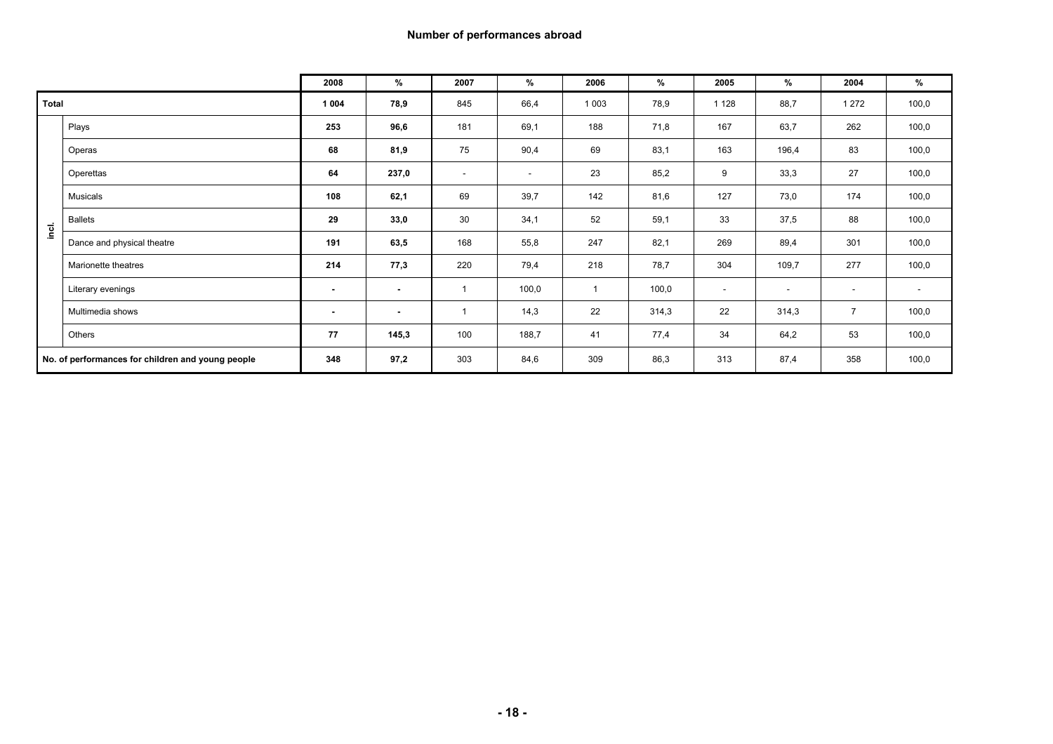**Number of performances abroad**

| | | 2008 | % | 2007 | % | 2006 | % | 2005 | % | 2004 | % |
|---|---|---|---|---|---|---|---|---|---|---|---|
| **Total** | | **1 004** | **78,9** | 845 | 66,4 | 1 003 | 78,9 | 1 128 | 88,7 | 1 272 | 100,0 |
| incl. | Plays | **253** | **96,6** | 181 | 69,1 | 188 | 71,8 | 167 | 63,7 | 262 | 100,0 |
| | Operas | **68** | **81,9** | 75 | 90,4 | 69 | 83,1 | 163 | 196,4 | 83 | 100,0 |
| | Operettas | **64** | **237,0** | - | - | 23 | 85,2 | 9 | 33,3 | 27 | 100,0 |
| | Musicals | **108** | **62,1** | 69 | 39,7 | 142 | 81,6 | 127 | 73,0 | 174 | 100,0 |
| | Ballets | **29** | **33,0** | 30 | 34,1 | 52 | 59,1 | 33 | 37,5 | 88 | 100,0 |
| | Dance and physical theatre | **191** | **63,5** | 168 | 55,8 | 247 | 82,1 | 269 | 89,4 | 301 | 100,0 |
| | Marionette theatres | **214** | **77,3** | 220 | 79,4 | 218 | 78,7 | 304 | 109,7 | 277 | 100,0 |
| | Literary evenings | **-** | **-** | 1 | 100,0 | 1 | 100,0 | - | - | - | - |
| | Multimedia shows | **-** | **-** | 1 | 14,3 | 22 | 314,3 | 22 | 314,3 | 7 | 100,0 |
| | Others | **77** | **145,3** | 100 | 188,7 | 41 | 77,4 | 34 | 64,2 | 53 | 100,0 |
| **No. of performances for children and young people** | | **348** | **97,2** | 303 | 84,6 | 309 | 86,3 | 313 | 87,4 | 358 | 100,0 |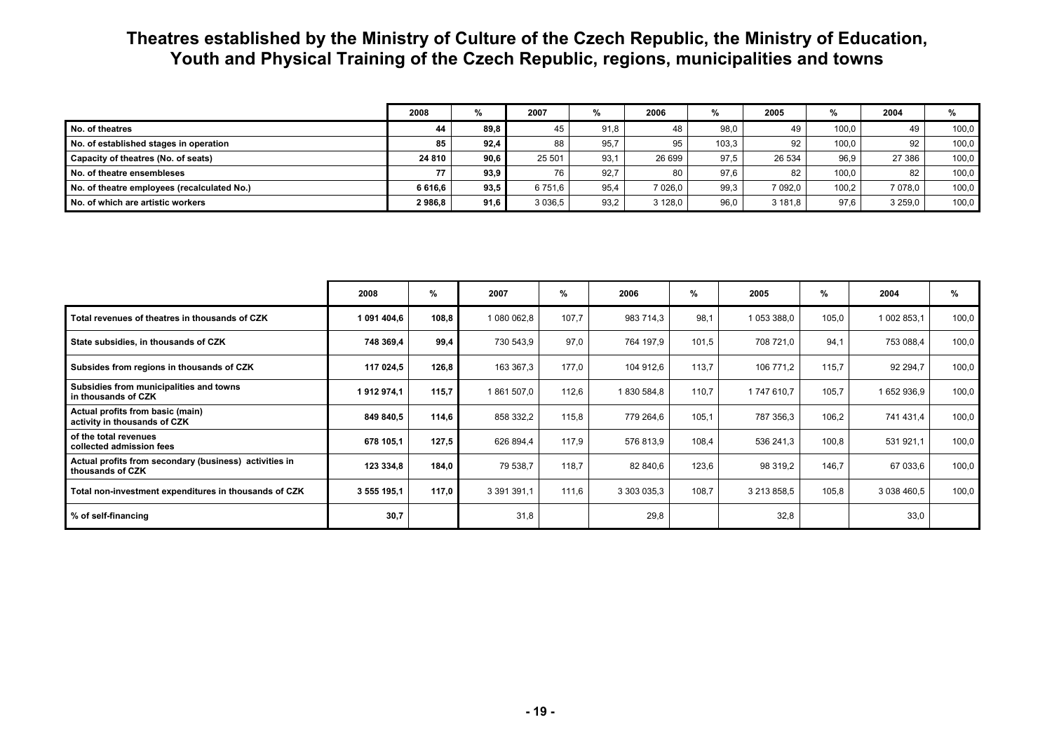# Theatres established by the Ministry of Culture of the Czech Republic, the Ministry of Education, Youth and Physical Training of the Czech Republic, regions, municipalities and towns

| | 2008 | % | 2007 | % | 2006 | % | 2005 | % | 2004 | % |
|---|---|---|---|---|---|---|---|---|---|---|
| No. of theatres | **44** | **89,8** | 45 | 91,8 | 48 | 98,0 | 49 | 100,0 | 49 | 100,0 |
| No. of established stages in operation | **85** | **92,4** | 88 | 95,7 | 95 | 103,3 | 92 | 100,0 | 92 | 100,0 |
| Capacity of theatres (No. of seats) | **24 810** | **90,6** | 25 501 | 93,1 | 26 699 | 97,5 | 26 534 | 96,9 | 27 386 | 100,0 |
| No. of theatre ensembleses | **77** | **93,9** | 76 | 92,7 | 80 | 97,6 | 82 | 100,0 | 82 | 100,0 |
| No. of theatre employees (recalculated No.) | **6 616,6** | **93,5** | 6 751,6 | 95,4 | 7 026,0 | 99,3 | 7 092,0 | 100,2 | 7 078,0 | 100,0 |
| No. of which are artistic workers | **2 986,8** | **91,6** | 3 036,5 | 93,2 | 3 128,0 | 96,0 | 3 181,8 | 97,6 | 3 259,0 | 100,0 |

| | 2008 | % | 2007 | % | 2006 | % | 2005 | % | 2004 | % |
|---|---|---|---|---|---|---|---|---|---|---|
| Total revenues of theatres in thousands of CZK | **1 091 404,6** | **108,8** | 1 080 062,8 | 107,7 | 983 714,3 | 98,1 | 1 053 388,0 | 105,0 | 1 002 853,1 | 100,0 |
| State subsidies, in thousands of CZK | **748 369,4** | **99,4** | 730 543,9 | 97,0 | 764 197,9 | 101,5 | 708 721,0 | 94,1 | 753 088,4 | 100,0 |
| Subsides from regions in thousands of CZK | **117 024,5** | **126,8** | 163 367,3 | 177,0 | 104 912,6 | 113,7 | 106 771,2 | 115,7 | 92 294,7 | 100,0 |
| Subsidies from municipalities and towns in thousands of CZK | **1 912 974,1** | **115,7** | 1 861 507,0 | 112,6 | 1 830 584,8 | 110,7 | 1 747 610,7 | 105,7 | 1 652 936,9 | 100,0 |
| Actual profits from basic (main) activity in thousands of CZK | **849 840,5** | **114,6** | 858 332,2 | 115,8 | 779 264,6 | 105,1 | 787 356,3 | 106,2 | 741 431,4 | 100,0 |
| of the total revenues collected admission fees | **678 105,1** | **127,5** | 626 894,4 | 117,9 | 576 813,9 | 108,4 | 536 241,3 | 100,8 | 531 921,1 | 100,0 |
| Actual profits from secondary (business) activities in thousands of CZK | **123 334,8** | **184,0** | 79 538,7 | 118,7 | 82 840,6 | 123,6 | 98 319,2 | 146,7 | 67 033,6 | 100,0 |
| Total non-investment expenditures in thousands of CZK | **3 555 195,1** | **117,0** | 3 391 391,1 | 111,6 | 3 303 035,3 | 108,7 | 3 213 858,5 | 105,8 | 3 038 460,5 | 100,0 |
| % of self-financing | **30,7** | | 31,8 | | 29,8 | | 32,8 | | 33,0 | |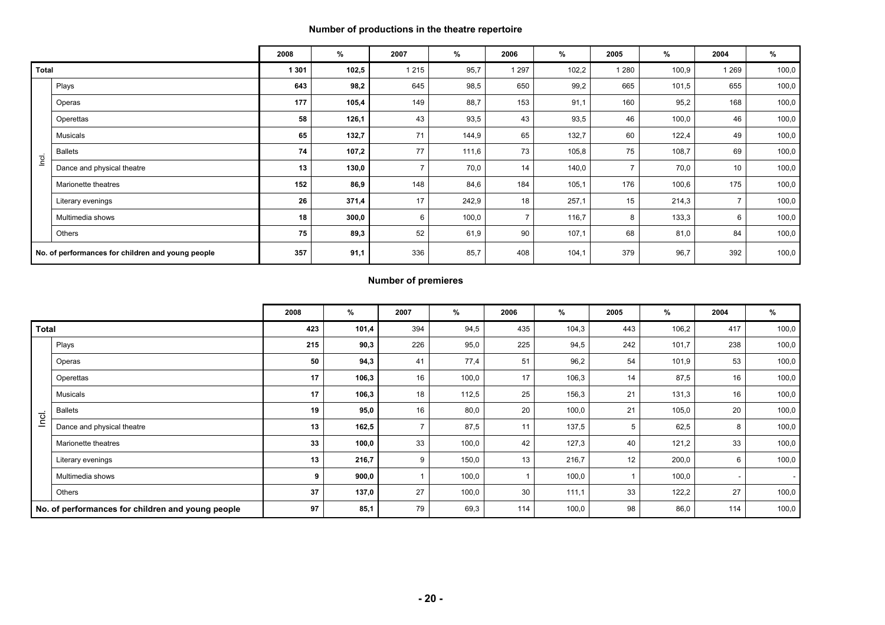## Number of productions in the theatre repertoire

| | | 2008 | % | 2007 | % | 2006 | % | 2005 | % | 2004 | % |
|---|---|---|---|---|---|---|---|---|---|---|---|
| **Total** | | **1 301** | **102,5** | 1 215 | 95,7 | 1 297 | 102,2 | 1 280 | 100,9 | 1 269 | 100,0 |
| Incl. | Plays | **643** | **98,2** | 645 | 98,5 | 650 | 99,2 | 665 | 101,5 | 655 | 100,0 |
| | Operas | **177** | **105,4** | 149 | 88,7 | 153 | 91,1 | 160 | 95,2 | 168 | 100,0 |
| | Operettas | **58** | **126,1** | 43 | 93,5 | 43 | 93,5 | 46 | 100,0 | 46 | 100,0 |
| | Musicals | **65** | **132,7** | 71 | 144,9 | 65 | 132,7 | 60 | 122,4 | 49 | 100,0 |
| | Ballets | **74** | **107,2** | 77 | 111,6 | 73 | 105,8 | 75 | 108,7 | 69 | 100,0 |
| | Dance and physical theatre | **13** | **130,0** | 7 | 70,0 | 14 | 140,0 | 7 | 70,0 | 10 | 100,0 |
| | Marionette theatres | **152** | **86,9** | 148 | 84,6 | 184 | 105,1 | 176 | 100,6 | 175 | 100,0 |
| | Literary evenings | **26** | **371,4** | 17 | 242,9 | 18 | 257,1 | 15 | 214,3 | 7 | 100,0 |
| | Multimedia shows | **18** | **300,0** | 6 | 100,0 | 7 | 116,7 | 8 | 133,3 | 6 | 100,0 |
| | Others | **75** | **89,3** | 52 | 61,9 | 90 | 107,1 | 68 | 81,0 | 84 | 100,0 |
| **No. of performances for children and young people** | | **357** | **91,1** | 336 | 85,7 | 408 | 104,1 | 379 | 96,7 | 392 | 100,0 |

## Number of premieres

| | | 2008 | % | 2007 | % | 2006 | % | 2005 | % | 2004 | % |
|---|---|---|---|---|---|---|---|---|---|---|---|
| **Total** | | **423** | **101,4** | 394 | 94,5 | 435 | 104,3 | 443 | 106,2 | 417 | 100,0 |
| Incl. | Plays | **215** | **90,3** | 226 | 95,0 | 225 | 94,5 | 242 | 101,7 | 238 | 100,0 |
| | Operas | **50** | **94,3** | 41 | 77,4 | 51 | 96,2 | 54 | 101,9 | 53 | 100,0 |
| | Operettas | **17** | **106,3** | 16 | 100,0 | 17 | 106,3 | 14 | 87,5 | 16 | 100,0 |
| | Musicals | **17** | **106,3** | 18 | 112,5 | 25 | 156,3 | 21 | 131,3 | 16 | 100,0 |
| | Ballets | **19** | **95,0** | 16 | 80,0 | 20 | 100,0 | 21 | 105,0 | 20 | 100,0 |
| | Dance and physical theatre | **13** | **162,5** | 7 | 87,5 | 11 | 137,5 | 5 | 62,5 | 8 | 100,0 |
| | Marionette theatres | **33** | **100,0** | 33 | 100,0 | 42 | 127,3 | 40 | 121,2 | 33 | 100,0 |
| | Literary evenings | **13** | **216,7** | 9 | 150,0 | 13 | 216,7 | 12 | 200,0 | 6 | 100,0 |
| | Multimedia shows | **9** | **900,0** | 1 | 100,0 | 1 | 100,0 | 1 | 100,0 | - | - |
| | Others | **37** | **137,0** | 27 | 100,0 | 30 | 111,1 | 33 | 122,2 | 27 | 100,0 |
| **No. of performances for children and young people** | | **97** | **85,1** | 79 | 69,3 | 114 | 100,0 | 98 | 86,0 | 114 | 100,0 |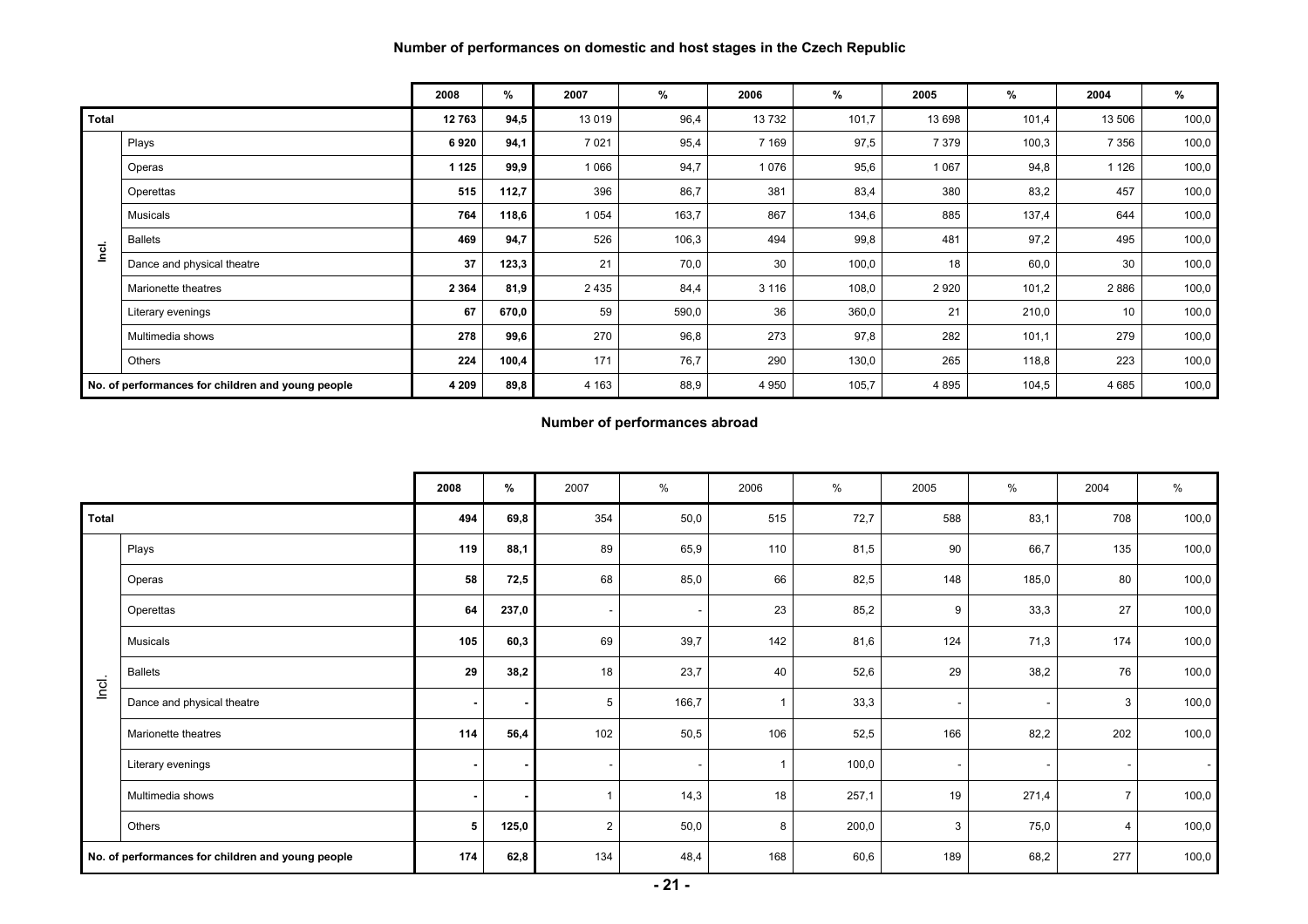## Number of performances on domestic and host stages in the Czech Republic

| | | 2008 | % | 2007 | % | 2006 | % | 2005 | % | 2004 | % |
|---|---|---|---|---|---|---|---|---|---|---|---|
| **Total** | | **12 763** | **94,5** | 13 019 | 96,4 | 13 732 | 101,7 | 13 698 | 101,4 | 13 506 | 100,0 |
| Incl. | Plays | **6 920** | **94,1** | 7 021 | 95,4 | 7 169 | 97,5 | 7 379 | 100,3 | 7 356 | 100,0 |
| | Operas | **1 125** | **99,9** | 1 066 | 94,7 | 1 076 | 95,6 | 1 067 | 94,8 | 1 126 | 100,0 |
| | Operettas | **515** | **112,7** | 396 | 86,7 | 381 | 83,4 | 380 | 83,2 | 457 | 100,0 |
| | Musicals | **764** | **118,6** | 1 054 | 163,7 | 867 | 134,6 | 885 | 137,4 | 644 | 100,0 |
| | Ballets | **469** | **94,7** | 526 | 106,3 | 494 | 99,8 | 481 | 97,2 | 495 | 100,0 |
| | Dance and physical theatre | **37** | **123,3** | 21 | 70,0 | 30 | 100,0 | 18 | 60,0 | 30 | 100,0 |
| | Marionette theatres | **2 364** | **81,9** | 2 435 | 84,4 | 3 116 | 108,0 | 2 920 | 101,2 | 2 886 | 100,0 |
| | Literary evenings | **67** | **670,0** | 59 | 590,0 | 36 | 360,0 | 21 | 210,0 | 10 | 100,0 |
| | Multimedia shows | **278** | **99,6** | 270 | 96,8 | 273 | 97,8 | 282 | 101,1 | 279 | 100,0 |
| | Others | **224** | **100,4** | 171 | 76,7 | 290 | 130,0 | 265 | 118,8 | 223 | 100,0 |
| **No. of performances for children and young people** | | **4 209** | **89,8** | 4 163 | 88,9 | 4 950 | 105,7 | 4 895 | 104,5 | 4 685 | 100,0 |

## Number of performances abroad

| | | 2008 | % | 2007 | % | 2006 | % | 2005 | % | 2004 | % |
|---|---|---|---|---|---|---|---|---|---|---|---|
| **Total** | | **494** | **69,8** | 354 | 50,0 | 515 | 72,7 | 588 | 83,1 | 708 | 100,0 |
| Incl. | Plays | **119** | **88,1** | 89 | 65,9 | 110 | 81,5 | 90 | 66,7 | 135 | 100,0 |
| | Operas | **58** | **72,5** | 68 | 85,0 | 66 | 82,5 | 148 | 185,0 | 80 | 100,0 |
| | Operettas | **64** | **237,0** | - | - | 23 | 85,2 | 9 | 33,3 | 27 | 100,0 |
| | Musicals | **105** | **60,3** | 69 | 39,7 | 142 | 81,6 | 124 | 71,3 | 174 | 100,0 |
| | Ballets | **29** | **38,2** | 18 | 23,7 | 40 | 52,6 | 29 | 38,2 | 76 | 100,0 |
| | Dance and physical theatre | **-** | **-** | 5 | 166,7 | 1 | 33,3 | - | - | 3 | 100,0 |
| | Marionette theatres | **114** | **56,4** | 102 | 50,5 | 106 | 52,5 | 166 | 82,2 | 202 | 100,0 |
| | Literary evenings | **-** | **-** | - | - | 1 | 100,0 | - | - | - | - |
| | Multimedia shows | **-** | **-** | 1 | 14,3 | 18 | 257,1 | 19 | 271,4 | 7 | 100,0 |
| | Others | **5** | **125,0** | 2 | 50,0 | 8 | 200,0 | 3 | 75,0 | 4 | 100,0 |
| **No. of performances for children and young people** | | **174** | **62,8** | 134 | 48,4 | 168 | 60,6 | 189 | 68,2 | 277 | 100,0 |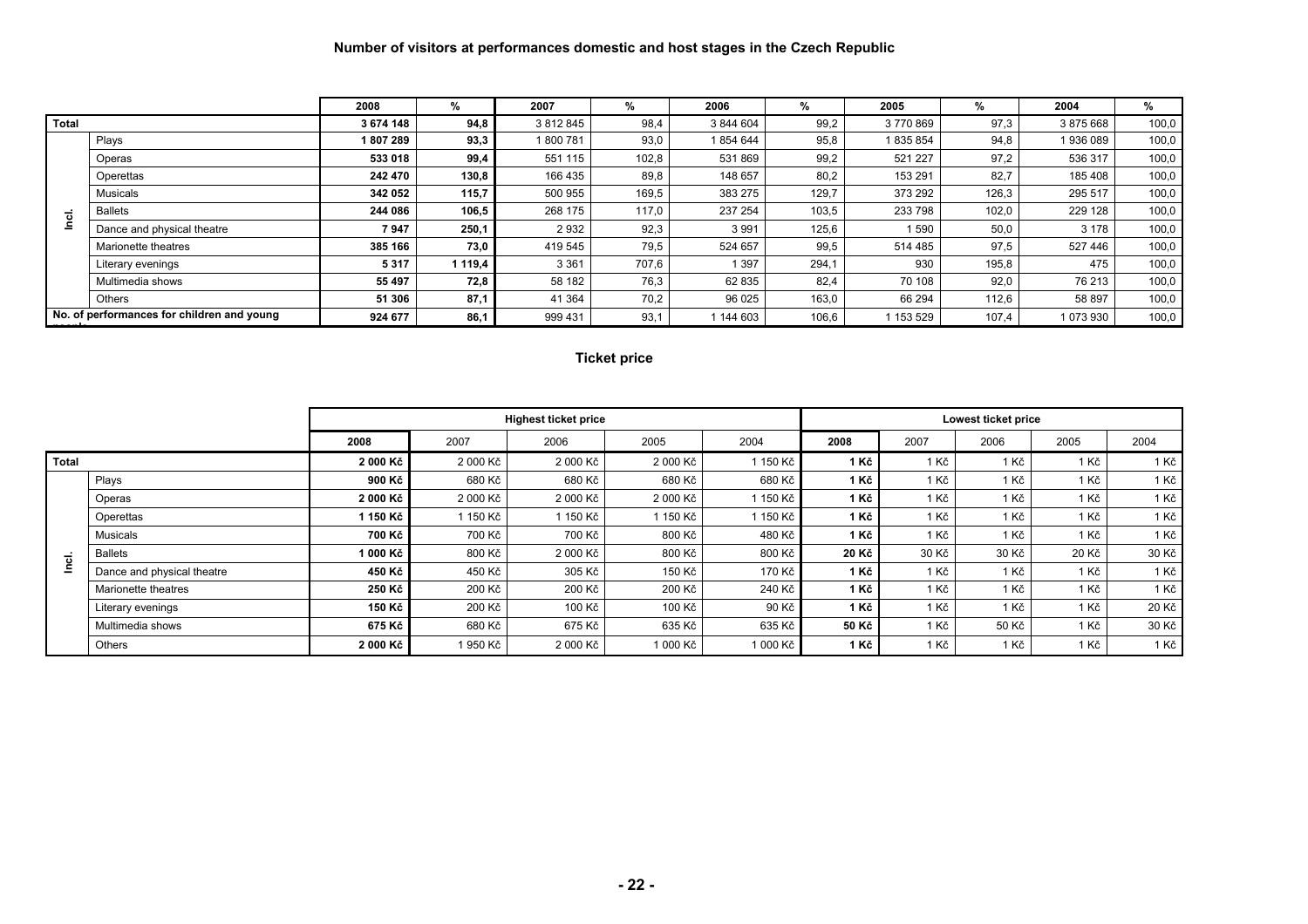## Number of visitors at performances domestic and host stages in the Czech Republic

| | | 2008 | % | 2007 | % | 2006 | % | 2005 | % | 2004 | % |
|---|---|---|---|---|---|---|---|---|---|---|---|
| **Total** | | **3 674 148** | **94,8** | 3 812 845 | 98,4 | 3 844 604 | 99,2 | 3 770 869 | 97,3 | 3 875 668 | 100,0 |
| Incl. | Plays | **1 807 289** | **93,3** | 1 800 781 | 93,0 | 1 854 644 | 95,8 | 1 835 854 | 94,8 | 1 936 089 | 100,0 |
| | Operas | **533 018** | **99,4** | 551 115 | 102,8 | 531 869 | 99,2 | 521 227 | 97,2 | 536 317 | 100,0 |
| | Operettas | **242 470** | **130,8** | 166 435 | 89,8 | 148 657 | 80,2 | 153 291 | 82,7 | 185 408 | 100,0 |
| | Musicals | **342 052** | **115,7** | 500 955 | 169,5 | 383 275 | 129,7 | 373 292 | 126,3 | 295 517 | 100,0 |
| | Ballets | **244 086** | **106,5** | 268 175 | 117,0 | 237 254 | 103,5 | 233 798 | 102,0 | 229 128 | 100,0 |
| | Dance and physical theatre | **7 947** | **250,1** | 2 932 | 92,3 | 3 991 | 125,6 | 1 590 | 50,0 | 3 178 | 100,0 |
| | Marionette theatres | **385 166** | **73,0** | 419 545 | 79,5 | 524 657 | 99,5 | 514 485 | 97,5 | 527 446 | 100,0 |
| | Literary evenings | **5 317** | **1 119,4** | 3 361 | 707,6 | 1 397 | 294,1 | 930 | 195,8 | 475 | 100,0 |
| | Multimedia shows | **55 497** | **72,8** | 58 182 | 76,3 | 62 835 | 82,4 | 70 108 | 92,0 | 76 213 | 100,0 |
| | Others | **51 306** | **87,1** | 41 364 | 70,2 | 96 025 | 163,0 | 66 294 | 112,6 | 58 897 | 100,0 |
| **No. of performances for children and young people** | | **924 677** | **86,1** | 999 431 | 93,1 | 1 144 603 | 106,6 | 1 153 529 | 107,4 | 1 073 930 | 100,0 |

## Ticket price

| | | **Highest ticket price** | | | | | **Lowest ticket price** | | | | |
|---|---|---|---|---|---|---|---|---|---|---|---|
| | | **2008** | 2007 | 2006 | 2005 | 2004 | **2008** | 2007 | 2006 | 2005 | 2004 |
| **Total** | | **2 000 Kč** | 2 000 Kč | 2 000 Kč | 2 000 Kč | 1 150 Kč | **1 Kč** | 1 Kč | 1 Kč | 1 Kč | 1 Kč |
| Incl. | Plays | **900 Kč** | 680 Kč | 680 Kč | 680 Kč | 680 Kč | **1 Kč** | 1 Kč | 1 Kč | 1 Kč | 1 Kč |
| | Operas | **2 000 Kč** | 2 000 Kč | 2 000 Kč | 2 000 Kč | 1 150 Kč | **1 Kč** | 1 Kč | 1 Kč | 1 Kč | 1 Kč |
| | Operettas | **1 150 Kč** | 1 150 Kč | 1 150 Kč | 1 150 Kč | 1 150 Kč | **1 Kč** | 1 Kč | 1 Kč | 1 Kč | 1 Kč |
| | Musicals | **700 Kč** | 700 Kč | 700 Kč | 800 Kč | 480 Kč | **1 Kč** | 1 Kč | 1 Kč | 1 Kč | 1 Kč |
| | Ballets | **1 000 Kč** | 800 Kč | 2 000 Kč | 800 Kč | 800 Kč | **20 Kč** | 30 Kč | 30 Kč | 20 Kč | 30 Kč |
| | Dance and physical theatre | **450 Kč** | 450 Kč | 305 Kč | 150 Kč | 170 Kč | **1 Kč** | 1 Kč | 1 Kč | 1 Kč | 1 Kč |
| | Marionette theatres | **250 Kč** | 200 Kč | 200 Kč | 200 Kč | 240 Kč | **1 Kč** | 1 Kč | 1 Kč | 1 Kč | 1 Kč |
| | Literary evenings | **150 Kč** | 200 Kč | 100 Kč | 100 Kč | 90 Kč | **1 Kč** | 1 Kč | 1 Kč | 1 Kč | 20 Kč |
| | Multimedia shows | **675 Kč** | 680 Kč | 675 Kč | 635 Kč | 635 Kč | **50 Kč** | 1 Kč | 50 Kč | 1 Kč | 30 Kč |
| | Others | **2 000 Kč** | 1 950 Kč | 2 000 Kč | 1 000 Kč | 1 000 Kč | **1 Kč** | 1 Kč | 1 Kč | 1 Kč | 1 Kč |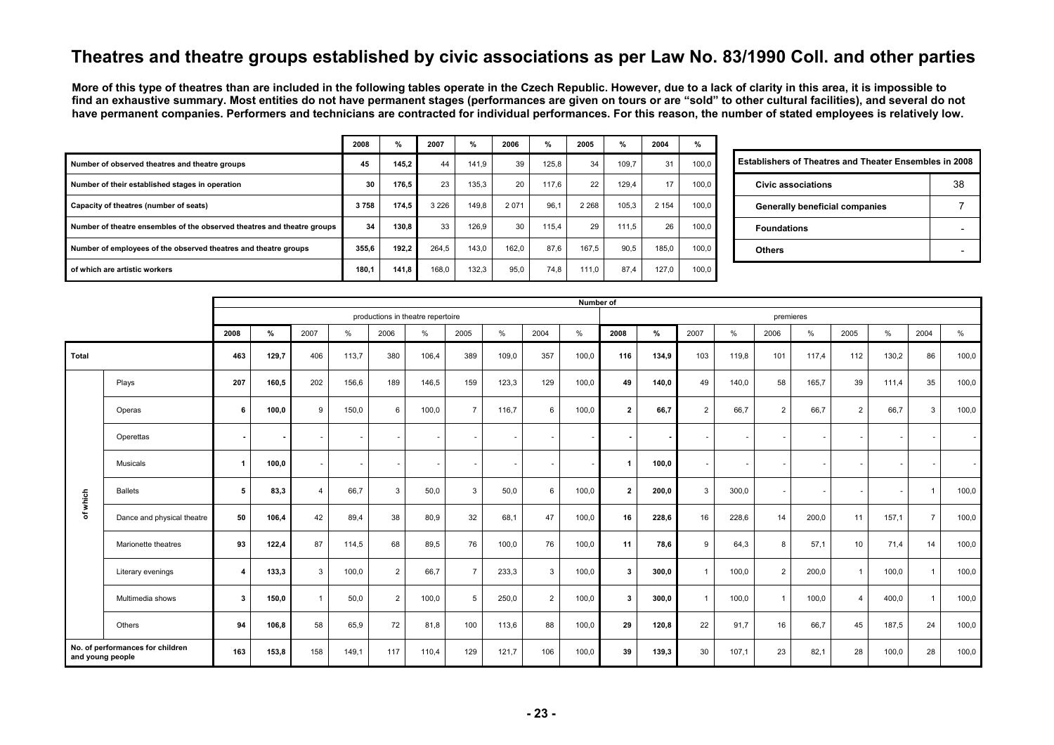# Theatres and theatre groups established by civic associations as per Law No. 83/1990 Coll. and other parties

**More of this type of theatres than are included in the following tables operate in the Czech Republic. However, due to a lack of clarity in this area, it is impossible to find an exhaustive summary. Most entities do not have permanent stages (performances are given on tours or are "sold" to other cultural facilities), and several do not have permanent companies. Performers and technicians are contracted for individual performances. For this reason, the number of stated employees is relatively low.**

| | 2008 | % | 2007 | % | 2006 | % | 2005 | % | 2004 | % |
|---|---|---|---|---|---|---|---|---|---|---|
| Number of observed theatres and theatre groups | 45 | 145,2 | 44 | 141,9 | 39 | 125,8 | 34 | 109,7 | 31 | 100,0 |
| Number of their established stages in operation | 30 | 176,5 | 23 | 135,3 | 20 | 117,6 | 22 | 129,4 | 17 | 100,0 |
| Capacity of theatres (number of seats) | 3 758 | 174,5 | 3 226 | 149,8 | 2 071 | 96,1 | 2 268 | 105,3 | 2 154 | 100,0 |
| Number of theatre ensembles of the observed theatres and theatre groups | 34 | 130,8 | 33 | 126,9 | 30 | 115,4 | 29 | 111,5 | 26 | 100,0 |
| Number of employees of the observed theatres and theatre groups | 355,6 | 192,2 | 264,5 | 143,0 | 162,0 | 87,6 | 167,5 | 90,5 | 185,0 | 100,0 |
| of which are artistic workers | 180,1 | 141,8 | 168,0 | 132,3 | 95,0 | 74,8 | 111,0 | 87,4 | 127,0 | 100,0 |

| Establishers of Theatres and Theater Ensembles in 2008 | |
|---|---|
| Civic associations | 38 |
| Generally beneficial companies | 7 |
| Foundations | - |
| Others | - |

| | | Number of | | | | | | | | | | | | | | | | | | | |
|---|---|---|---|---|---|---|---|---|---|---|---|---|---|---|---|---|---|---|---|---|---|
| | | productions in theatre repertoire | | | | | | | | | | premieres | | | | | | | | | |
| | | 2008 | % | 2007 | % | 2006 | % | 2005 | % | 2004 | % | 2008 | % | 2007 | % | 2006 | % | 2005 | % | 2004 | % |
| Total | | 463 | 129,7 | 406 | 113,7 | 380 | 106,4 | 389 | 109,0 | 357 | 100,0 | 116 | 134,9 | 103 | 119,8 | 101 | 117,4 | 112 | 130,2 | 86 | 100,0 |
| of which | Plays | 207 | 160,5 | 202 | 156,6 | 189 | 146,5 | 159 | 123,3 | 129 | 100,0 | 49 | 140,0 | 49 | 140,0 | 58 | 165,7 | 39 | 111,4 | 35 | 100,0 |
| | Operas | 6 | 100,0 | 9 | 150,0 | 6 | 100,0 | 7 | 116,7 | 6 | 100,0 | 2 | 66,7 | 2 | 66,7 | 2 | 66,7 | 2 | 66,7 | 3 | 100,0 |
| | Operettas | - | - | - | - | - | - | - | - | - | - | - | - | - | - | - | - | - | - | - | - |
| | Musicals | 1 | 100,0 | - | - | - | - | - | - | - | - | 1 | 100,0 | - | - | - | - | - | - | - | - |
| | Ballets | 5 | 83,3 | 4 | 66,7 | 3 | 50,0 | 3 | 50,0 | 6 | 100,0 | 2 | 200,0 | 3 | 300,0 | - | - | - | - | 1 | 100,0 |
| | Dance and physical theatre | 50 | 106,4 | 42 | 89,4 | 38 | 80,9 | 32 | 68,1 | 47 | 100,0 | 16 | 228,6 | 16 | 228,6 | 14 | 200,0 | 11 | 157,1 | 7 | 100,0 |
| | Marionette theatres | 93 | 122,4 | 87 | 114,5 | 68 | 89,5 | 76 | 100,0 | 76 | 100,0 | 11 | 78,6 | 9 | 64,3 | 8 | 57,1 | 10 | 71,4 | 14 | 100,0 |
| | Literary evenings | 4 | 133,3 | 3 | 100,0 | 2 | 66,7 | 7 | 233,3 | 3 | 100,0 | 3 | 300,0 | 1 | 100,0 | 2 | 200,0 | 1 | 100,0 | 1 | 100,0 |
| | Multimedia shows | 3 | 150,0 | 1 | 50,0 | 2 | 100,0 | 5 | 250,0 | 2 | 100,0 | 3 | 300,0 | 1 | 100,0 | 1 | 100,0 | 4 | 400,0 | 1 | 100,0 |
| | Others | 94 | 106,8 | 58 | 65,9 | 72 | 81,8 | 100 | 113,6 | 88 | 100,0 | 29 | 120,8 | 22 | 91,7 | 16 | 66,7 | 45 | 187,5 | 24 | 100,0 |
| No. of performances for children and young people | | 163 | 153,8 | 158 | 149,1 | 117 | 110,4 | 129 | 121,7 | 106 | 100,0 | 39 | 139,3 | 30 | 107,1 | 23 | 82,1 | 28 | 100,0 | 28 | 100,0 |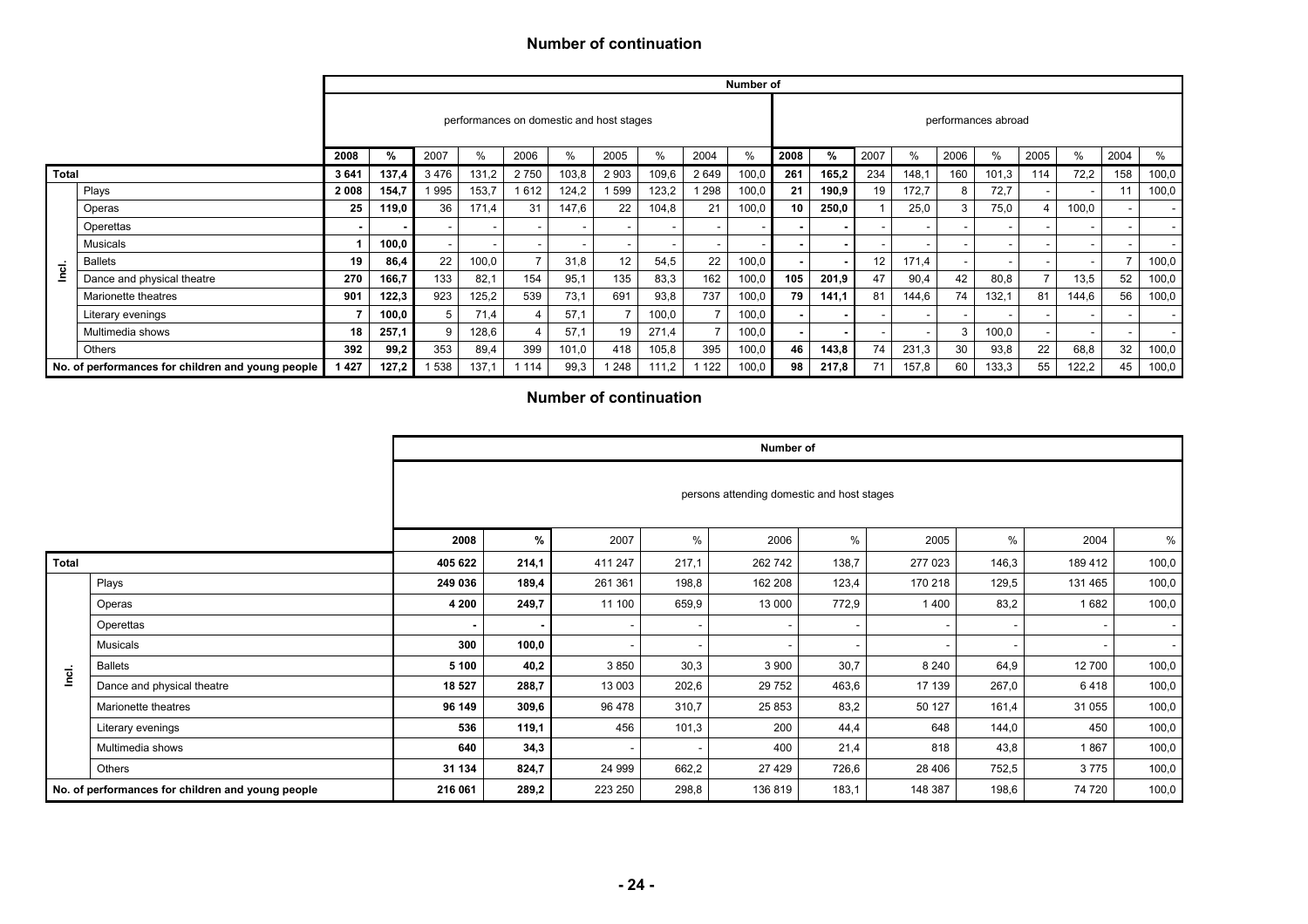## Number of continuation

| | | Number of | | | | | | | | | | | | | | | | | | | |
|---|---|---|---|---|---|---|---|---|---|---|---|---|---|---|---|---|---|---|---|---|---|
| | | performances on domestic and host stages | | | | | | | | | | performances abroad | | | | | | | | | |
| | | **2008** | **%** | 2007 | % | 2006 | % | 2005 | % | 2004 | % | **2008** | **%** | 2007 | % | 2006 | % | 2005 | % | 2004 | % |
| **Total** | | **3 641** | **137,4** | 3 476 | 131,2 | 2 750 | 103,8 | 2 903 | 109,6 | 2 649 | 100,0 | **261** | **165,2** | 234 | 148,1 | 160 | 101,3 | 114 | 72,2 | 158 | 100,0 |
| Incl. | Plays | **2 008** | **154,7** | 1 995 | 153,7 | 1 612 | 124,2 | 1 599 | 123,2 | 1 298 | 100,0 | **21** | **190,9** | 19 | 172,7 | 8 | 72,7 | - | - | 11 | 100,0 |
| | Operas | **25** | **119,0** | 36 | 171,4 | 31 | 147,6 | 22 | 104,8 | 21 | 100,0 | **10** | **250,0** | 1 | 25,0 | 3 | 75,0 | 4 | 100,0 | - | - |
| | Operettas | **-** | **-** | - | - | - | - | - | - | - | - | **-** | **-** | - | - | - | - | - | - | - | - |
| | Musicals | **1** | **100,0** | - | - | - | - | - | - | - | - | **-** | **-** | - | - | - | - | - | - | - | - |
| | Ballets | **19** | **86,4** | 22 | 100,0 | 7 | 31,8 | 12 | 54,5 | 22 | 100,0 | **-** | **-** | 12 | 171,4 | - | - | - | - | 7 | 100,0 |
| | Dance and physical theatre | **270** | **166,7** | 133 | 82,1 | 154 | 95,1 | 135 | 83,3 | 162 | 100,0 | **105** | **201,9** | 47 | 90,4 | 42 | 80,8 | 7 | 13,5 | 52 | 100,0 |
| | Marionette theatres | **901** | **122,3** | 923 | 125,2 | 539 | 73,1 | 691 | 93,8 | 737 | 100,0 | **79** | **141,1** | 81 | 144,6 | 74 | 132,1 | 81 | 144,6 | 56 | 100,0 |
| | Literary evenings | **7** | **100,0** | 5 | 71,4 | 4 | 57,1 | 7 | 100,0 | 7 | 100,0 | **-** | **-** | - | - | - | - | - | - | - | - |
| | Multimedia shows | **18** | **257,1** | 9 | 128,6 | 4 | 57,1 | 19 | 271,4 | 7 | 100,0 | **-** | **-** | - | - | 3 | 100,0 | - | - | - | - |
| | Others | **392** | **99,2** | 353 | 89,4 | 399 | 101,0 | 418 | 105,8 | 395 | 100,0 | **46** | **143,8** | 74 | 231,3 | 30 | 93,8 | 22 | 68,8 | 32 | 100,0 |
| **No. of performances for children and young people** | | **1 427** | **127,2** | 1 538 | 137,1 | 1 114 | 99,3 | 1 248 | 111,2 | 1 122 | 100,0 | **98** | **217,8** | 71 | 157,8 | 60 | 133,3 | 55 | 122,2 | 45 | 100,0 |

## Number of continuation

| | | Number of | | | | | | | | | |
|---|---|---|---|---|---|---|---|---|---|---|---|
| | | persons attending domestic and host stages | | | | | | | | | |
| | | **2008** | **%** | 2007 | % | 2006 | % | 2005 | % | 2004 | % |
| **Total** | | **405 622** | **214,1** | 411 247 | 217,1 | 262 742 | 138,7 | 277 023 | 146,3 | 189 412 | 100,0 |
| Incl. | Plays | **249 036** | **189,4** | 261 361 | 198,8 | 162 208 | 123,4 | 170 218 | 129,5 | 131 465 | 100,0 |
| | Operas | **4 200** | **249,7** | 11 100 | 659,9 | 13 000 | 772,9 | 1 400 | 83,2 | 1 682 | 100,0 |
| | Operettas | **-** | **-** | - | - | - | - | - | - | - | - |
| | Musicals | **300** | **100,0** | - | - | - | - | - | - | - | - |
| | Ballets | **5 100** | **40,2** | 3 850 | 30,3 | 3 900 | 30,7 | 8 240 | 64,9 | 12 700 | 100,0 |
| | Dance and physical theatre | **18 527** | **288,7** | 13 003 | 202,6 | 29 752 | 463,6 | 17 139 | 267,0 | 6 418 | 100,0 |
| | Marionette theatres | **96 149** | **309,6** | 96 478 | 310,7 | 25 853 | 83,2 | 50 127 | 161,4 | 31 055 | 100,0 |
| | Literary evenings | **536** | **119,1** | 456 | 101,3 | 200 | 44,4 | 648 | 144,0 | 450 | 100,0 |
| | Multimedia shows | **640** | **34,3** | - | - | 400 | 21,4 | 818 | 43,8 | 1 867 | 100,0 |
| | Others | **31 134** | **824,7** | 24 999 | 662,2 | 27 429 | 726,6 | 28 406 | 752,5 | 3 775 | 100,0 |
| **No. of performances for children and young people** | | **216 061** | **289,2** | 223 250 | 298,8 | 136 819 | 183,1 | 148 387 | 198,6 | 74 720 | 100,0 |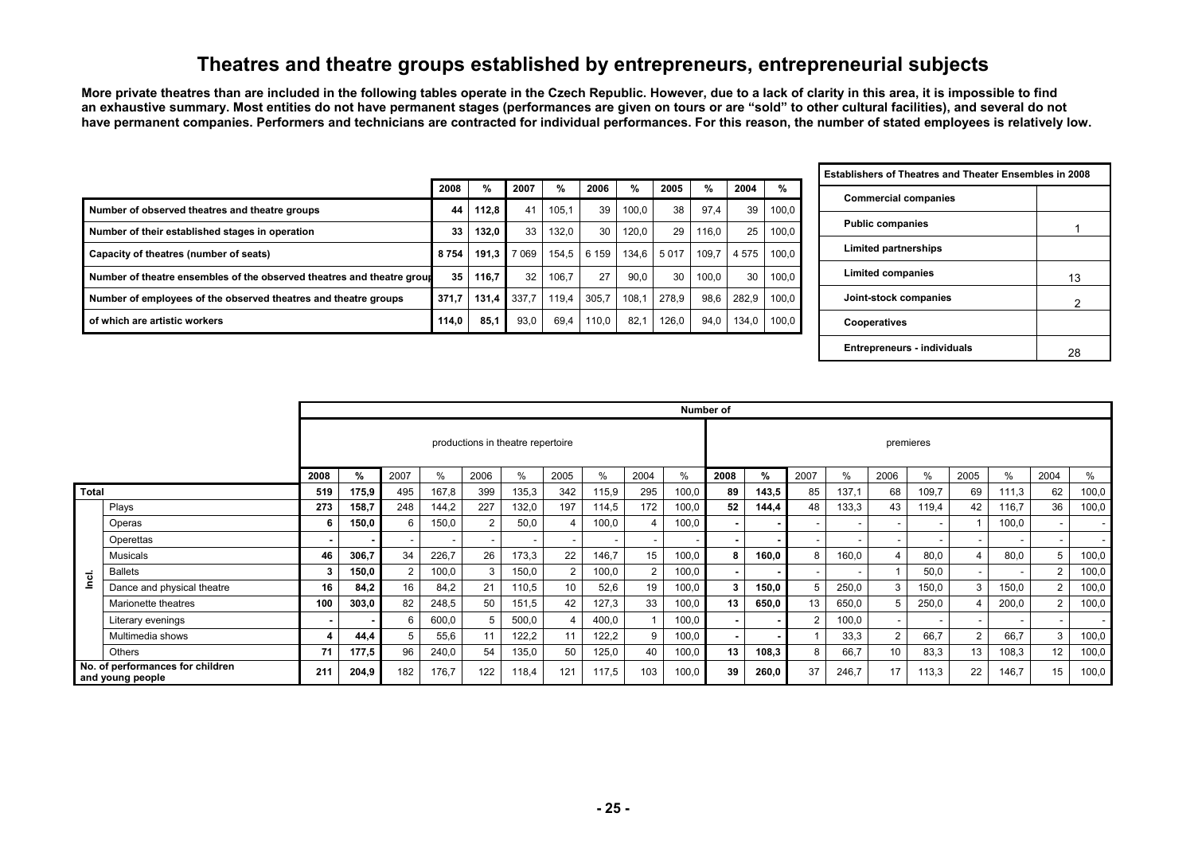# Theatres and theatre groups established by entrepreneurs, entrepreneurial subjects

**More private theatres than are included in the following tables operate in the Czech Republic. However, due to a lack of clarity in this area, it is impossible to find an exhaustive summary. Most entities do not have permanent stages (performances are given on tours or are "sold" to other cultural facilities), and several do not have permanent companies. Performers and technicians are contracted for individual performances. For this reason, the number of stated employees is relatively low.**

| | 2008 | % | 2007 | % | 2006 | % | 2005 | % | 2004 | % |
|---|---|---|---|---|---|---|---|---|---|---|
| Number of observed theatres and theatre groups | 44 | 112,8 | 41 | 105,1 | 39 | 100,0 | 38 | 97,4 | 39 | 100,0 |
| Number of their established stages in operation | 33 | 132,0 | 33 | 132,0 | 30 | 120,0 | 29 | 116,0 | 25 | 100,0 |
| Capacity of theatres (number of seats) | 8 754 | 191,3 | 7 069 | 154,5 | 6 159 | 134,6 | 5 017 | 109,7 | 4 575 | 100,0 |
| Number of theatre ensembles of the observed theatres and theatre group | 35 | 116,7 | 32 | 106,7 | 27 | 90,0 | 30 | 100,0 | 30 | 100,0 |
| Number of employees of the observed theatres and theatre groups | 371,7 | 131,4 | 337,7 | 119,4 | 305,7 | 108,1 | 278,9 | 98,6 | 282,9 | 100,0 |
| of which are artistic workers | 114,0 | 85,1 | 93,0 | 69,4 | 110,0 | 82,1 | 126,0 | 94,0 | 134,0 | 100,0 |

| Establishers of Theatres and Theater Ensembles in 2008 | |
|---|---|
| Commercial companies | |
| Public companies | 1 |
| Limited partnerships | |
| Limited companies | 13 |
| Joint-stock companies | 2 |
| Cooperatives | |
| Entrepreneurs - individuals | 28 |

| | | Number of | | | | | | | | | | | | | | | | | | | |
|---|---|---|---|---|---|---|---|---|---|---|---|---|---|---|---|---|---|---|---|---|---|
| | | productions in theatre repertoire | | | | | | | | | | premieres | | | | | | | | | |
| | | 2008 | % | 2007 | % | 2006 | % | 2005 | % | 2004 | % | 2008 | % | 2007 | % | 2006 | % | 2005 | % | 2004 | % |
| Total | | 519 | 175,9 | 495 | 167,8 | 399 | 135,3 | 342 | 115,9 | 295 | 100,0 | 89 | 143,5 | 85 | 137,1 | 68 | 109,7 | 69 | 111,3 | 62 | 100,0 |
| Incl. | Plays | 273 | 158,7 | 248 | 144,2 | 227 | 132,0 | 197 | 114,5 | 172 | 100,0 | 52 | 144,4 | 48 | 133,3 | 43 | 119,4 | 42 | 116,7 | 36 | 100,0 |
| | Operas | 6 | 150,0 | 6 | 150,0 | 2 | 50,0 | 4 | 100,0 | 4 | 100,0 | - | - | - | - | - | - | 1 | 100,0 | - | - |
| | Operettas | - | - | - | - | - | - | - | - | - | - | - | - | - | - | - | - | - | - | - | - |
| | Musicals | 46 | 306,7 | 34 | 226,7 | 26 | 173,3 | 22 | 146,7 | 15 | 100,0 | 8 | 160,0 | 8 | 160,0 | 4 | 80,0 | 4 | 80,0 | 5 | 100,0 |
| | Ballets | 3 | 150,0 | 2 | 100,0 | 3 | 150,0 | 2 | 100,0 | 2 | 100,0 | - | - | - | - | 1 | 50,0 | - | - | 2 | 100,0 |
| | Dance and physical theatre | 16 | 84,2 | 16 | 84,2 | 21 | 110,5 | 10 | 52,6 | 19 | 100,0 | 3 | 150,0 | 5 | 250,0 | 3 | 150,0 | 3 | 150,0 | 2 | 100,0 |
| | Marionette theatres | 100 | 303,0 | 82 | 248,5 | 50 | 151,5 | 42 | 127,3 | 33 | 100,0 | 13 | 650,0 | 13 | 650,0 | 5 | 250,0 | 4 | 200,0 | 2 | 100,0 |
| | Literary evenings | - | - | 6 | 600,0 | 5 | 500,0 | 4 | 400,0 | 1 | 100,0 | - | - | 2 | 100,0 | - | - | - | - | - | - |
| | Multimedia shows | 4 | 44,4 | 5 | 55,6 | 11 | 122,2 | 11 | 122,2 | 9 | 100,0 | - | - | 1 | 33,3 | 2 | 66,7 | 2 | 66,7 | 3 | 100,0 |
| | Others | 71 | 177,5 | 96 | 240,0 | 54 | 135,0 | 50 | 125,0 | 40 | 100,0 | 13 | 108,3 | 8 | 66,7 | 10 | 83,3 | 13 | 108,3 | 12 | 100,0 |
| No. of performances for children and young people | | 211 | 204,9 | 182 | 176,7 | 122 | 118,4 | 121 | 117,5 | 103 | 100,0 | 39 | 260,0 | 37 | 246,7 | 17 | 113,3 | 22 | 146,7 | 15 | 100,0 |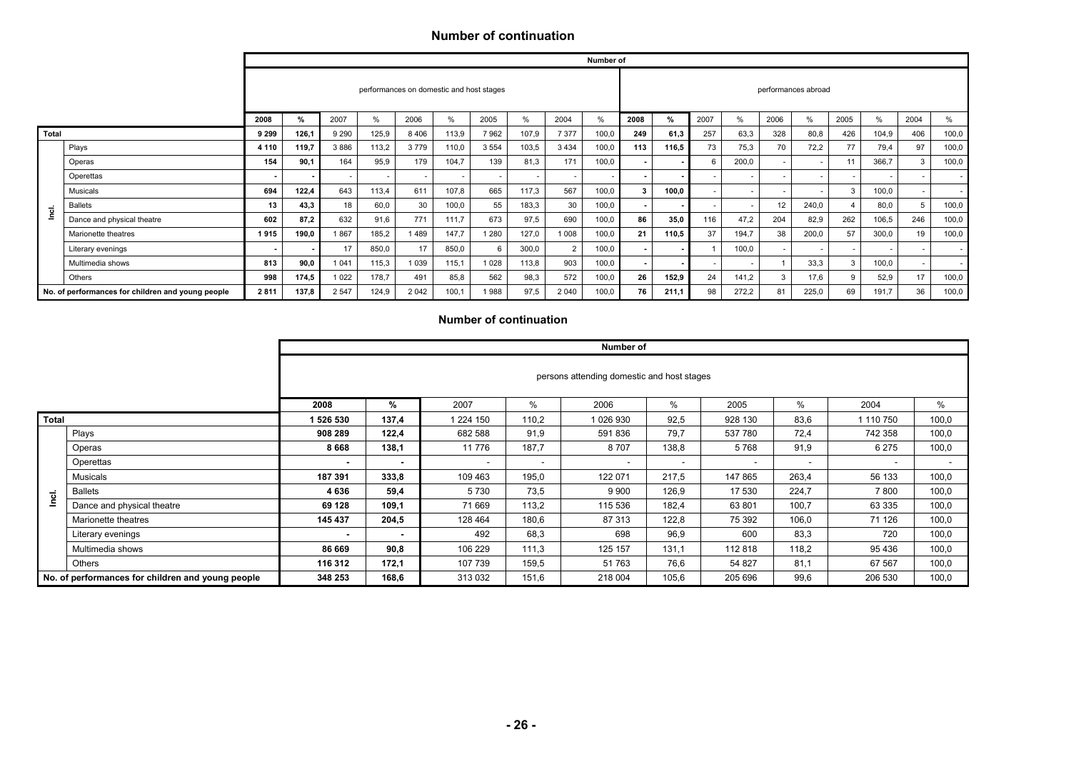## Number of continuation

| | | Number of | | | | | | | | | | | | | | | | | | | |
|---|---|---|---|---|---|---|---|---|---|---|---|---|---|---|---|---|---|---|---|---|---|
| | | performances on domestic and host stages | | | | | | | | | | performances abroad | | | | | | | | | |
| | | **2008** | **%** | 2007 | % | 2006 | % | 2005 | % | 2004 | % | **2008** | **%** | 2007 | % | 2006 | % | 2005 | % | 2004 | % |
| **Total** | | **9 299** | **126,1** | 9 290 | 125,9 | 8 406 | 113,9 | 7 962 | 107,9 | 7 377 | 100,0 | **249** | **61,3** | 257 | 63,3 | 328 | 80,8 | 426 | 104,9 | 406 | 100,0 |
| Incl. | Plays | **4 110** | **119,7** | 3 886 | 113,2 | 3 779 | 110,0 | 3 554 | 103,5 | 3 434 | 100,0 | **113** | **116,5** | 73 | 75,3 | 70 | 72,2 | 77 | 79,4 | 97 | 100,0 |
| | Operas | **154** | **90,1** | 164 | 95,9 | 179 | 104,7 | 139 | 81,3 | 171 | 100,0 | **-** | **-** | 6 | 200,0 | - | - | 11 | 366,7 | 3 | 100,0 |
| | Operettas | **-** | **-** | - | - | - | - | - | - | - | - | **-** | **-** | - | - | - | - | - | - | - | - |
| | Musicals | **694** | **122,4** | 643 | 113,4 | 611 | 107,8 | 665 | 117,3 | 567 | 100,0 | **3** | **100,0** | - | - | - | - | 3 | 100,0 | - | - |
| | Ballets | **13** | **43,3** | 18 | 60,0 | 30 | 100,0 | 55 | 183,3 | 30 | 100,0 | **-** | **-** | - | - | 12 | 240,0 | 4 | 80,0 | 5 | 100,0 |
| | Dance and physical theatre | **602** | **87,2** | 632 | 91,6 | 771 | 111,7 | 673 | 97,5 | 690 | 100,0 | **86** | **35,0** | 116 | 47,2 | 204 | 82,9 | 262 | 106,5 | 246 | 100,0 |
| | Marionette theatres | **1 915** | **190,0** | 1 867 | 185,2 | 1 489 | 147,7 | 1 280 | 127,0 | 1 008 | 100,0 | **21** | **110,5** | 37 | 194,7 | 38 | 200,0 | 57 | 300,0 | 19 | 100,0 |
| | Literary evenings | **-** | **-** | 17 | 850,0 | 17 | 850,0 | 6 | 300,0 | 2 | 100,0 | **-** | **-** | 1 | 100,0 | - | - | - | - | - | - |
| | Multimedia shows | **813** | **90,0** | 1 041 | 115,3 | 1 039 | 115,1 | 1 028 | 113,8 | 903 | 100,0 | **-** | **-** | - | - | 1 | 33,3 | 3 | 100,0 | - | - |
| | Others | **998** | **174,5** | 1 022 | 178,7 | 491 | 85,8 | 562 | 98,3 | 572 | 100,0 | **26** | **152,9** | 24 | 141,2 | 3 | 17,6 | 9 | 52,9 | 17 | 100,0 |
| **No. of performances for children and young people** | | **2 811** | **137,8** | 2 547 | 124,9 | 2 042 | 100,1 | 1 988 | 97,5 | 2 040 | 100,0 | **76** | **211,1** | 98 | 272,2 | 81 | 225,0 | 69 | 191,7 | 36 | 100,0 |

## Number of continuation

| | | Number of | | | | | | | | | |
|---|---|---|---|---|---|---|---|---|---|---|---|
| | | persons attending domestic and host stages | | | | | | | | | |
| | | **2008** | **%** | 2007 | % | 2006 | % | 2005 | % | 2004 | % |
| **Total** | | **1 526 530** | **137,4** | 1 224 150 | 110,2 | 1 026 930 | 92,5 | 928 130 | 83,6 | 1 110 750 | 100,0 |
| Incl. | Plays | **908 289** | **122,4** | 682 588 | 91,9 | 591 836 | 79,7 | 537 780 | 72,4 | 742 358 | 100,0 |
| | Operas | **8 668** | **138,1** | 11 776 | 187,7 | 8 707 | 138,8 | 5 768 | 91,9 | 6 275 | 100,0 |
| | Operettas | **-** | **-** | - | - | - | - | - | - | - | - |
| | Musicals | **187 391** | **333,8** | 109 463 | 195,0 | 122 071 | 217,5 | 147 865 | 263,4 | 56 133 | 100,0 |
| | Ballets | **4 636** | **59,4** | 5 730 | 73,5 | 9 900 | 126,9 | 17 530 | 224,7 | 7 800 | 100,0 |
| | Dance and physical theatre | **69 128** | **109,1** | 71 669 | 113,2 | 115 536 | 182,4 | 63 801 | 100,7 | 63 335 | 100,0 |
| | Marionette theatres | **145 437** | **204,5** | 128 464 | 180,6 | 87 313 | 122,8 | 75 392 | 106,0 | 71 126 | 100,0 |
| | Literary evenings | **-** | **-** | 492 | 68,3 | 698 | 96,9 | 600 | 83,3 | 720 | 100,0 |
| | Multimedia shows | **86 669** | **90,8** | 106 229 | 111,3 | 125 157 | 131,1 | 112 818 | 118,2 | 95 436 | 100,0 |
| | Others | **116 312** | **172,1** | 107 739 | 159,5 | 51 763 | 76,6 | 54 827 | 81,1 | 67 567 | 100,0 |
| **No. of performances for children and young people** | | **348 253** | **168,6** | 313 032 | 151,6 | 218 004 | 105,6 | 205 696 | 99,6 | 206 530 | 100,0 |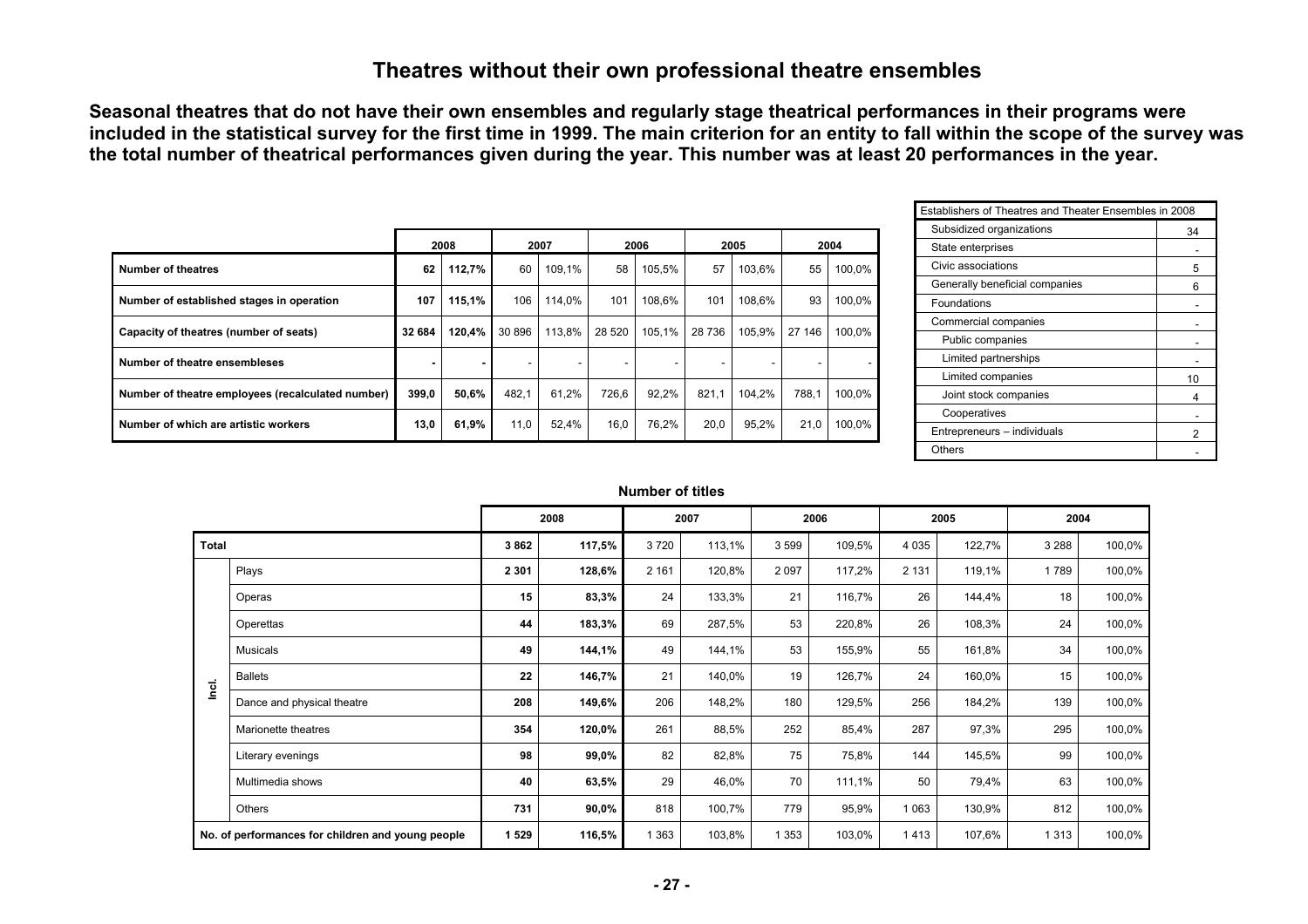# Theatres without their own professional theatre ensembles

**Seasonal theatres that do not have their own ensembles and regularly stage theatrical performances in their programs were included in the statistical survey for the first time in 1999. The main criterion for an entity to fall within the scope of the survey was the total number of theatrical performances given during the year. This number was at least 20 performances in the year.**

| | 2008 | | 2007 | | 2006 | | 2005 | | 2004 | |
|---|---|---|---|---|---|---|---|---|---|---|
| **Number of theatres** | **62** | **112,7%** | 60 | 109,1% | 58 | 105,5% | 57 | 103,6% | 55 | 100,0% |
| **Number of established stages in operation** | **107** | **115,1%** | 106 | 114,0% | 101 | 108,6% | 101 | 108,6% | 93 | 100,0% |
| **Capacity of theatres (number of seats)** | **32 684** | **120,4%** | 30 896 | 113,8% | 28 520 | 105,1% | 28 736 | 105,9% | 27 146 | 100,0% |
| **Number of theatre ensembleses** | **-** | **-** | - | - | - | - | - | - | - | - |
| **Number of theatre employees (recalculated number)** | **399,0** | **50,6%** | 482,1 | 61,2% | 726,6 | 92,2% | 821,1 | 104,2% | 788,1 | 100,0% |
| **Number of which are artistic workers** | **13,0** | **61,9%** | 11,0 | 52,4% | 16,0 | 76,2% | 20,0 | 95,2% | 21,0 | 100,0% |

| Establishers of Theatres and Theater Ensembles in 2008 | |
|---|---|
| Subsidized organizations | 34 |
| State enterprises | - |
| Civic associations | 5 |
| Generally beneficial companies | 6 |
| Foundations | - |
| Commercial companies | - |
| Public companies | - |
| Limited partnerships | - |
| Limited companies | 10 |
| Joint stock companies | 4 |
| Cooperatives | - |
| Entrepreneurs – individuals | 2 |
| Others | - |

**Number of titles**

| | | 2008 | | 2007 | | 2006 | | 2005 | | 2004 | |
|---|---|---|---|---|---|---|---|---|---|---|---|
| **Total** | | **3 862** | **117,5%** | 3 720 | 113,1% | 3 599 | 109,5% | 4 035 | 122,7% | 3 288 | 100,0% |
| **Incl.** | Plays | **2 301** | **128,6%** | 2 161 | 120,8% | 2 097 | 117,2% | 2 131 | 119,1% | 1 789 | 100,0% |
| | Operas | **15** | **83,3%** | 24 | 133,3% | 21 | 116,7% | 26 | 144,4% | 18 | 100,0% |
| | Operettas | **44** | **183,3%** | 69 | 287,5% | 53 | 220,8% | 26 | 108,3% | 24 | 100,0% |
| | Musicals | **49** | **144,1%** | 49 | 144,1% | 53 | 155,9% | 55 | 161,8% | 34 | 100,0% |
| | Ballets | **22** | **146,7%** | 21 | 140,0% | 19 | 126,7% | 24 | 160,0% | 15 | 100,0% |
| | Dance and physical theatre | **208** | **149,6%** | 206 | 148,2% | 180 | 129,5% | 256 | 184,2% | 139 | 100,0% |
| | Marionette theatres | **354** | **120,0%** | 261 | 88,5% | 252 | 85,4% | 287 | 97,3% | 295 | 100,0% |
| | Literary evenings | **98** | **99,0%** | 82 | 82,8% | 75 | 75,8% | 144 | 145,5% | 99 | 100,0% |
| | Multimedia shows | **40** | **63,5%** | 29 | 46,0% | 70 | 111,1% | 50 | 79,4% | 63 | 100,0% |
| | Others | **731** | **90,0%** | 818 | 100,7% | 779 | 95,9% | 1 063 | 130,9% | 812 | 100,0% |
| **No. of performances for children and young people** | | **1 529** | **116,5%** | 1 363 | 103,8% | 1 353 | 103,0% | 1 413 | 107,6% | 1 313 | 100,0% |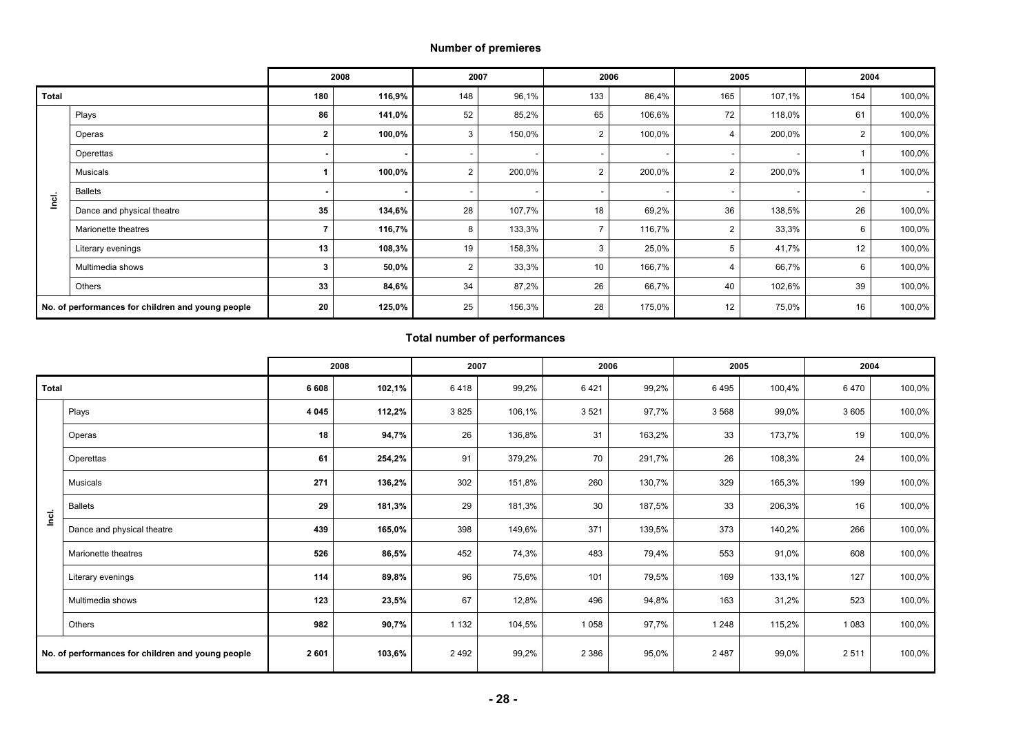## Number of premieres

| | | 2008 | | 2007 | | 2006 | | 2005 | | 2004 | |
|---|---|---|---|---|---|---|---|---|---|---|---|
| **Total** | | **180** | **116,9%** | 148 | 96,1% | 133 | 86,4% | 165 | 107,1% | 154 | 100,0% |
| Incl. | Plays | **86** | **141,0%** | 52 | 85,2% | 65 | 106,6% | 72 | 118,0% | 61 | 100,0% |
| | Operas | **2** | **100,0%** | 3 | 150,0% | 2 | 100,0% | 4 | 200,0% | 2 | 100,0% |
| | Operettas | **-** | **-** | - | - | - | - | - | - | 1 | 100,0% |
| | Musicals | **1** | **100,0%** | 2 | 200,0% | 2 | 200,0% | 2 | 200,0% | 1 | 100,0% |
| | Ballets | **-** | **-** | - | - | - | - | - | - | - | - |
| | Dance and physical theatre | **35** | **134,6%** | 28 | 107,7% | 18 | 69,2% | 36 | 138,5% | 26 | 100,0% |
| | Marionette theatres | **7** | **116,7%** | 8 | 133,3% | 7 | 116,7% | 2 | 33,3% | 6 | 100,0% |
| | Literary evenings | **13** | **108,3%** | 19 | 158,3% | 3 | 25,0% | 5 | 41,7% | 12 | 100,0% |
| | Multimedia shows | **3** | **50,0%** | 2 | 33,3% | 10 | 166,7% | 4 | 66,7% | 6 | 100,0% |
| | Others | **33** | **84,6%** | 34 | 87,2% | 26 | 66,7% | 40 | 102,6% | 39 | 100,0% |
| **No. of performances for children and young people** | | **20** | **125,0%** | 25 | 156,3% | 28 | 175,0% | 12 | 75,0% | 16 | 100,0% |

## Total number of performances

| | | 2008 | | 2007 | | 2006 | | 2005 | | 2004 | |
|---|---|---|---|---|---|---|---|---|---|---|---|
| **Total** | | **6 608** | **102,1%** | 6 418 | 99,2% | 6 421 | 99,2% | 6 495 | 100,4% | 6 470 | 100,0% |
| Incl. | Plays | **4 045** | **112,2%** | 3 825 | 106,1% | 3 521 | 97,7% | 3 568 | 99,0% | 3 605 | 100,0% |
| | Operas | **18** | **94,7%** | 26 | 136,8% | 31 | 163,2% | 33 | 173,7% | 19 | 100,0% |
| | Operettas | **61** | **254,2%** | 91 | 379,2% | 70 | 291,7% | 26 | 108,3% | 24 | 100,0% |
| | Musicals | **271** | **136,2%** | 302 | 151,8% | 260 | 130,7% | 329 | 165,3% | 199 | 100,0% |
| | Ballets | **29** | **181,3%** | 29 | 181,3% | 30 | 187,5% | 33 | 206,3% | 16 | 100,0% |
| | Dance and physical theatre | **439** | **165,0%** | 398 | 149,6% | 371 | 139,5% | 373 | 140,2% | 266 | 100,0% |
| | Marionette theatres | **526** | **86,5%** | 452 | 74,3% | 483 | 79,4% | 553 | 91,0% | 608 | 100,0% |
| | Literary evenings | **114** | **89,8%** | 96 | 75,6% | 101 | 79,5% | 169 | 133,1% | 127 | 100,0% |
| | Multimedia shows | **123** | **23,5%** | 67 | 12,8% | 496 | 94,8% | 163 | 31,2% | 523 | 100,0% |
| | Others | **982** | **90,7%** | 1 132 | 104,5% | 1 058 | 97,7% | 1 248 | 115,2% | 1 083 | 100,0% |
| **No. of performances for children and young people** | | **2 601** | **103,6%** | 2 492 | 99,2% | 2 386 | 95,0% | 2 487 | 99,0% | 2 511 | 100,0% |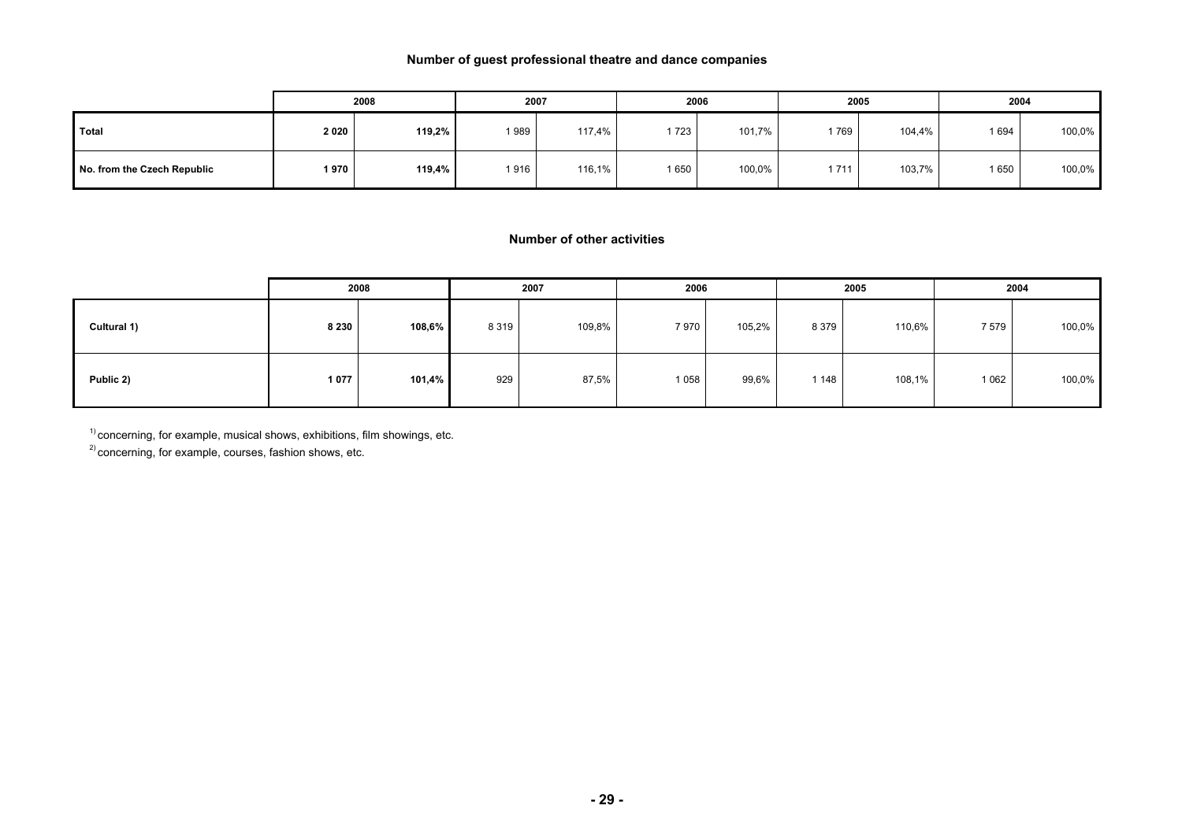### Number of guest professional theatre and dance companies

| | 2008 | | 2007 | | 2006 | | 2005 | | 2004 | |
|---|---|---|---|---|---|---|---|---|---|---|
| **Total** | **2 020** | **119,2%** | 1 989 | 117,4% | 1 723 | 101,7% | 1 769 | 104,4% | 1 694 | 100,0% |
| **No. from the Czech Republic** | **1 970** | **119,4%** | 1 916 | 116,1% | 1 650 | 100,0% | 1 711 | 103,7% | 1 650 | 100,0% |

### Number of other activities

| | 2008 | | 2007 | | 2006 | | 2005 | | 2004 | |
|---|---|---|---|---|---|---|---|---|---|---|
| **Cultural 1)** | **8 230** | **108,6%** | 8 319 | 109,8% | 7 970 | 105,2% | 8 379 | 110,6% | 7 579 | 100,0% |
| **Public 2)** | **1 077** | **101,4%** | 929 | 87,5% | 1 058 | 99,6% | 1 148 | 108,1% | 1 062 | 100,0% |

[1] concerning, for example, musical shows, exhibitions, film showings, etc.

[2] concerning, for example, courses, fashion shows, etc.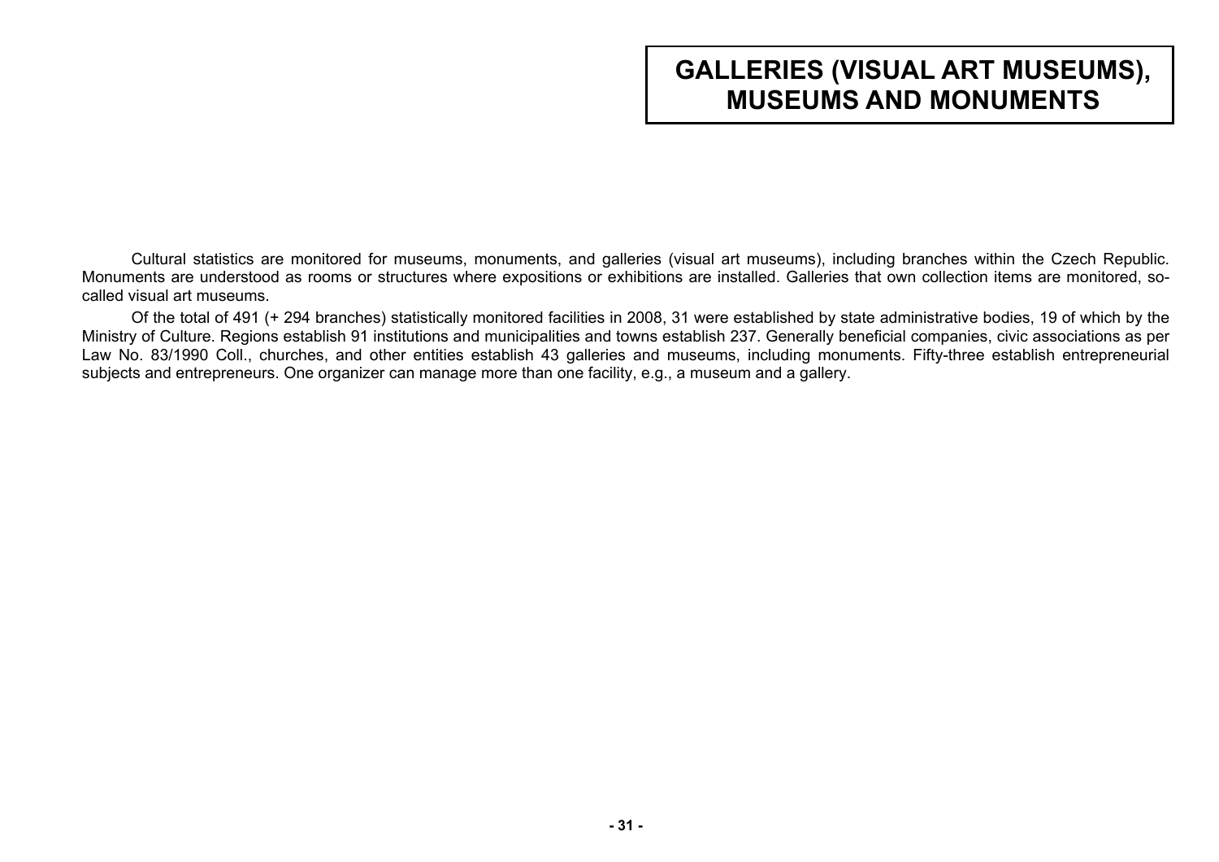# GALLERIES (VISUAL ART MUSEUMS), MUSEUMS AND MONUMENTS

Cultural statistics are monitored for museums, monuments, and galleries (visual art museums), including branches within the Czech Republic. Monuments are understood as rooms or structures where expositions or exhibitions are installed. Galleries that own collection items are monitored, so-called visual art museums.

Of the total of 491 (+ 294 branches) statistically monitored facilities in 2008, 31 were established by state administrative bodies, 19 of which by the Ministry of Culture. Regions establish 91 institutions and municipalities and towns establish 237. Generally beneficial companies, civic associations as per Law No. 83/1990 Coll., churches, and other entities establish 43 galleries and museums, including monuments. Fifty-three establish entrepreneurial subjects and entrepreneurs. One organizer can manage more than one facility, e.g., a museum and a gallery.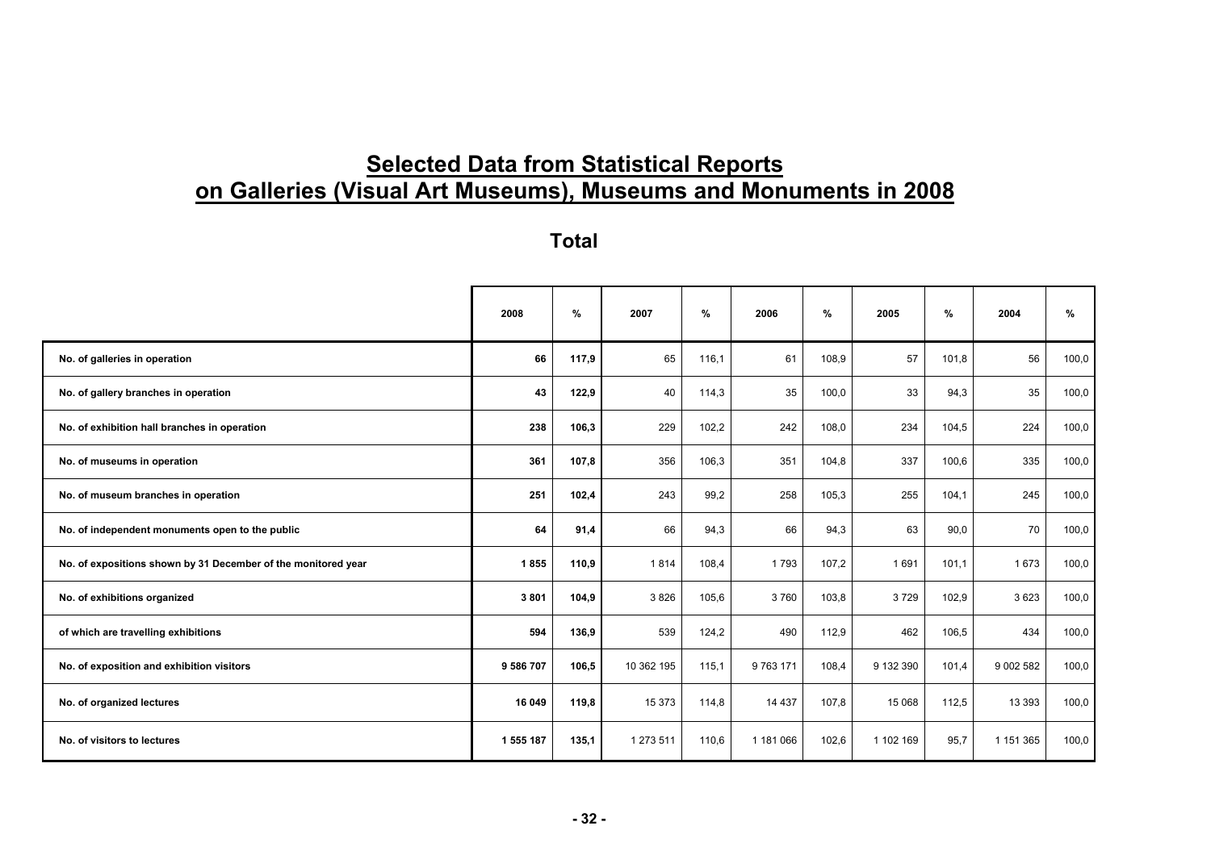# Selected Data from Statistical Reports on Galleries (Visual Art Museums), Museums and Monuments in 2008

## Total

| | 2008 | % | 2007 | % | 2006 | % | 2005 | % | 2004 | % |
|---|---|---|---|---|---|---|---|---|---|---|
| No. of galleries in operation | **66** | **117,9** | 65 | 116,1 | 61 | 108,9 | 57 | 101,8 | 56 | 100,0 |
| No. of gallery branches in operation | **43** | **122,9** | 40 | 114,3 | 35 | 100,0 | 33 | 94,3 | 35 | 100,0 |
| No. of exhibition hall branches in operation | **238** | **106,3** | 229 | 102,2 | 242 | 108,0 | 234 | 104,5 | 224 | 100,0 |
| No. of museums in operation | **361** | **107,8** | 356 | 106,3 | 351 | 104,8 | 337 | 100,6 | 335 | 100,0 |
| No. of museum branches in operation | **251** | **102,4** | 243 | 99,2 | 258 | 105,3 | 255 | 104,1 | 245 | 100,0 |
| No. of independent monuments open to the public | **64** | **91,4** | 66 | 94,3 | 66 | 94,3 | 63 | 90,0 | 70 | 100,0 |
| No. of expositions shown by 31 December of the monitored year | **1 855** | **110,9** | 1 814 | 108,4 | 1 793 | 107,2 | 1 691 | 101,1 | 1 673 | 100,0 |
| No. of exhibitions organized | **3 801** | **104,9** | 3 826 | 105,6 | 3 760 | 103,8 | 3 729 | 102,9 | 3 623 | 100,0 |
| of which are travelling exhibitions | **594** | **136,9** | 539 | 124,2 | 490 | 112,9 | 462 | 106,5 | 434 | 100,0 |
| No. of exposition and exhibition visitors | **9 586 707** | **106,5** | 10 362 195 | 115,1 | 9 763 171 | 108,4 | 9 132 390 | 101,4 | 9 002 582 | 100,0 |
| No. of organized lectures | **16 049** | **119,8** | 15 373 | 114,8 | 14 437 | 107,8 | 15 068 | 112,5 | 13 393 | 100,0 |
| No. of visitors to lectures | **1 555 187** | **135,1** | 1 273 511 | 110,6 | 1 181 066 | 102,6 | 1 102 169 | 95,7 | 1 151 365 | 100,0 |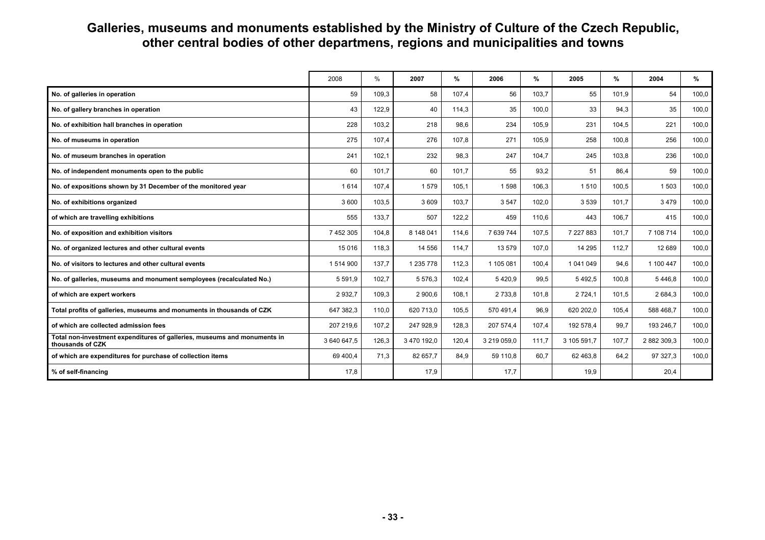# Galleries, museums and monuments established by the Ministry of Culture of the Czech Republic, other central bodies of other departmens, regions and municipalities and towns

| | 2008 | % | 2007 | % | 2006 | % | 2005 | % | 2004 | % |
|---|---|---|---|---|---|---|---|---|---|---|
| **No. of galleries in operation** | 59 | 109,3 | 58 | 107,4 | 56 | 103,7 | 55 | 101,9 | 54 | 100,0 |
| **No. of gallery branches in operation** | 43 | 122,9 | 40 | 114,3 | 35 | 100,0 | 33 | 94,3 | 35 | 100,0 |
| **No. of exhibition hall branches in operation** | 228 | 103,2 | 218 | 98,6 | 234 | 105,9 | 231 | 104,5 | 221 | 100,0 |
| **No. of museums in operation** | 275 | 107,4 | 276 | 107,8 | 271 | 105,9 | 258 | 100,8 | 256 | 100,0 |
| **No. of museum branches in operation** | 241 | 102,1 | 232 | 98,3 | 247 | 104,7 | 245 | 103,8 | 236 | 100,0 |
| **No. of independent monuments open to the public** | 60 | 101,7 | 60 | 101,7 | 55 | 93,2 | 51 | 86,4 | 59 | 100,0 |
| **No. of expositions shown by 31 December of the monitored year** | 1 614 | 107,4 | 1 579 | 105,1 | 1 598 | 106,3 | 1 510 | 100,5 | 1 503 | 100,0 |
| **No. of exhibitions organized** | 3 600 | 103,5 | 3 609 | 103,7 | 3 547 | 102,0 | 3 539 | 101,7 | 3 479 | 100,0 |
| **of which are travelling exhibitions** | 555 | 133,7 | 507 | 122,2 | 459 | 110,6 | 443 | 106,7 | 415 | 100,0 |
| **No. of exposition and exhibition visitors** | 7 452 305 | 104,8 | 8 148 041 | 114,6 | 7 639 744 | 107,5 | 7 227 883 | 101,7 | 7 108 714 | 100,0 |
| **No. of organized lectures and other cultural events** | 15 016 | 118,3 | 14 556 | 114,7 | 13 579 | 107,0 | 14 295 | 112,7 | 12 689 | 100,0 |
| **No. of visitors to lectures and other cultural events** | 1 514 900 | 137,7 | 1 235 778 | 112,3 | 1 105 081 | 100,4 | 1 041 049 | 94,6 | 1 100 447 | 100,0 |
| **No. of galleries, museums and monument semployees (recalculated No.)** | 5 591,9 | 102,7 | 5 576,3 | 102,4 | 5 420,9 | 99,5 | 5 492,5 | 100,8 | 5 446,8 | 100,0 |
| **of which are expert workers** | 2 932,7 | 109,3 | 2 900,6 | 108,1 | 2 733,8 | 101,8 | 2 724,1 | 101,5 | 2 684,3 | 100,0 |
| **Total profits of galleries, museums and monuments in thousands of CZK** | 647 382,3 | 110,0 | 620 713,0 | 105,5 | 570 491,4 | 96,9 | 620 202,0 | 105,4 | 588 468,7 | 100,0 |
| **of which are collected admission fees** | 207 219,6 | 107,2 | 247 928,9 | 128,3 | 207 574,4 | 107,4 | 192 578,4 | 99,7 | 193 246,7 | 100,0 |
| **Total non-investment expenditures of galleries, museums and monuments in thousands of CZK** | 3 640 647,5 | 126,3 | 3 470 192,0 | 120,4 | 3 219 059,0 | 111,7 | 3 105 591,7 | 107,7 | 2 882 309,3 | 100,0 |
| **of which are expenditures for purchase of collection items** | 69 400,4 | 71,3 | 82 657,7 | 84,9 | 59 110,8 | 60,7 | 62 463,8 | 64,2 | 97 327,3 | 100,0 |
| **% of self-financing** | 17,8 | | 17,9 | | 17,7 | | 19,9 | | 20,4 | |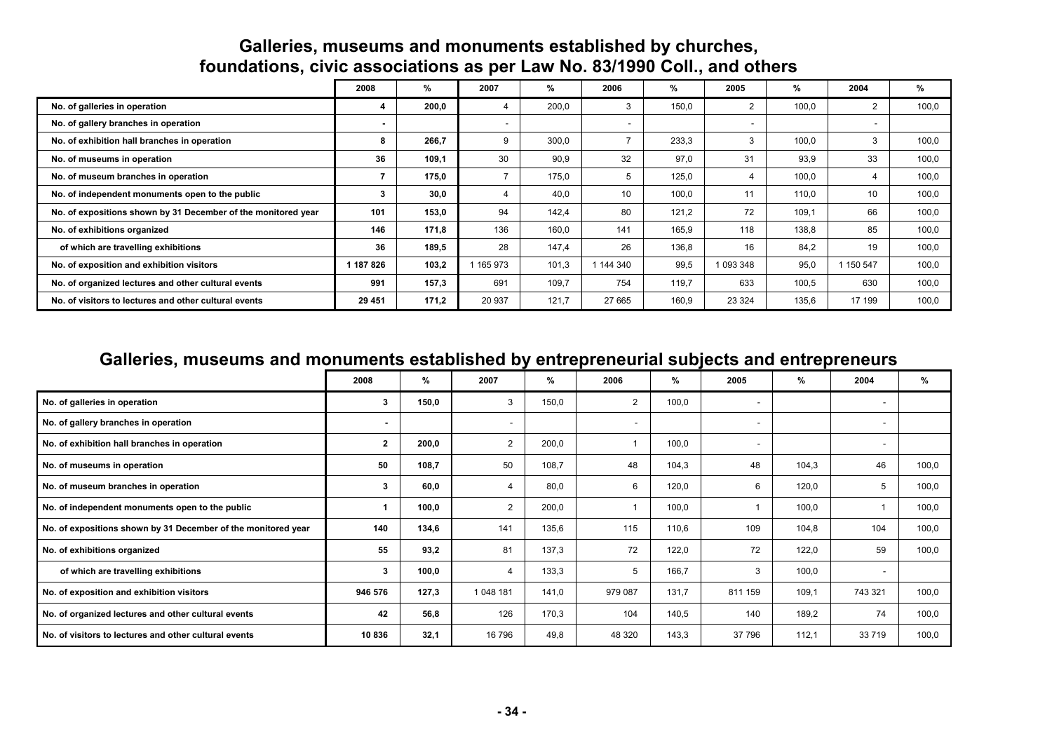## Galleries, museums and monuments established by churches, foundations, civic associations as per Law No. 83/1990 Coll., and others

| | 2008 | % | 2007 | % | 2006 | % | 2005 | % | 2004 | % |
|---|---|---|---|---|---|---|---|---|---|---|
| No. of galleries in operation | 4 | 200,0 | 4 | 200,0 | 3 | 150,0 | 2 | 100,0 | 2 | 100,0 |
| No. of gallery branches in operation | - | | - | | - | | - | | - | |
| No. of exhibition hall branches in operation | 8 | 266,7 | 9 | 300,0 | 7 | 233,3 | 3 | 100,0 | 3 | 100,0 |
| No. of museums in operation | 36 | 109,1 | 30 | 90,9 | 32 | 97,0 | 31 | 93,9 | 33 | 100,0 |
| No. of museum branches in operation | 7 | 175,0 | 7 | 175,0 | 5 | 125,0 | 4 | 100,0 | 4 | 100,0 |
| No. of independent monuments open to the public | 3 | 30,0 | 4 | 40,0 | 10 | 100,0 | 11 | 110,0 | 10 | 100,0 |
| No. of expositions shown by 31 December of the monitored year | 101 | 153,0 | 94 | 142,4 | 80 | 121,2 | 72 | 109,1 | 66 | 100,0 |
| No. of exhibitions organized | 146 | 171,8 | 136 | 160,0 | 141 | 165,9 | 118 | 138,8 | 85 | 100,0 |
| of which are travelling exhibitions | 36 | 189,5 | 28 | 147,4 | 26 | 136,8 | 16 | 84,2 | 19 | 100,0 |
| No. of exposition and exhibition visitors | 1 187 826 | 103,2 | 1 165 973 | 101,3 | 1 144 340 | 99,5 | 1 093 348 | 95,0 | 1 150 547 | 100,0 |
| No. of organized lectures and other cultural events | 991 | 157,3 | 691 | 109,7 | 754 | 119,7 | 633 | 100,5 | 630 | 100,0 |
| No. of visitors to lectures and other cultural events | 29 451 | 171,2 | 20 937 | 121,7 | 27 665 | 160,9 | 23 324 | 135,6 | 17 199 | 100,0 |

## Galleries, museums and monuments established by entrepreneurial subjects and entrepreneurs

| | 2008 | % | 2007 | % | 2006 | % | 2005 | % | 2004 | % |
|---|---|---|---|---|---|---|---|---|---|---|
| No. of galleries in operation | 3 | 150,0 | 3 | 150,0 | 2 | 100,0 | - | | - | |
| No. of gallery branches in operation | - | | - | | - | | - | | - | |
| No. of exhibition hall branches in operation | 2 | 200,0 | 2 | 200,0 | 1 | 100,0 | - | | - | |
| No. of museums in operation | 50 | 108,7 | 50 | 108,7 | 48 | 104,3 | 48 | 104,3 | 46 | 100,0 |
| No. of museum branches in operation | 3 | 60,0 | 4 | 80,0 | 6 | 120,0 | 6 | 120,0 | 5 | 100,0 |
| No. of independent monuments open to the public | 1 | 100,0 | 2 | 200,0 | 1 | 100,0 | 1 | 100,0 | 1 | 100,0 |
| No. of expositions shown by 31 December of the monitored year | 140 | 134,6 | 141 | 135,6 | 115 | 110,6 | 109 | 104,8 | 104 | 100,0 |
| No. of exhibitions organized | 55 | 93,2 | 81 | 137,3 | 72 | 122,0 | 72 | 122,0 | 59 | 100,0 |
| of which are travelling exhibitions | 3 | 100,0 | 4 | 133,3 | 5 | 166,7 | 3 | 100,0 | - | |
| No. of exposition and exhibition visitors | 946 576 | 127,3 | 1 048 181 | 141,0 | 979 087 | 131,7 | 811 159 | 109,1 | 743 321 | 100,0 |
| No. of organized lectures and other cultural events | 42 | 56,8 | 126 | 170,3 | 104 | 140,5 | 140 | 189,2 | 74 | 100,0 |
| No. of visitors to lectures and other cultural events | 10 836 | 32,1 | 16 796 | 49,8 | 48 320 | 143,3 | 37 796 | 112,1 | 33 719 | 100,0 |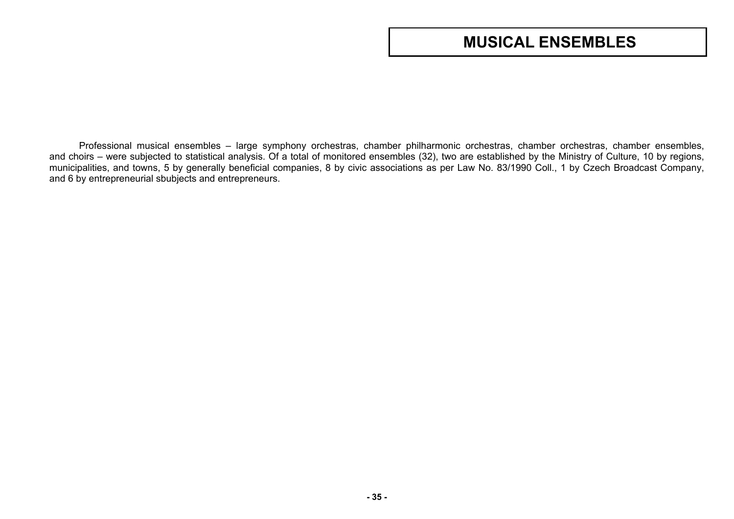# MUSICAL ENSEMBLES

Professional musical ensembles – large symphony orchestras, chamber philharmonic orchestras, chamber orchestras, chamber ensembles, and choirs – were subjected to statistical analysis. Of a total of monitored ensembles (32), two are established by the Ministry of Culture, 10 by regions, municipalities, and towns, 5 by generally beneficial companies, 8 by civic associations as per Law No. 83/1990 Coll., 1 by Czech Broadcast Company, and 6 by entrepreneurial sbubjects and entrepreneurs.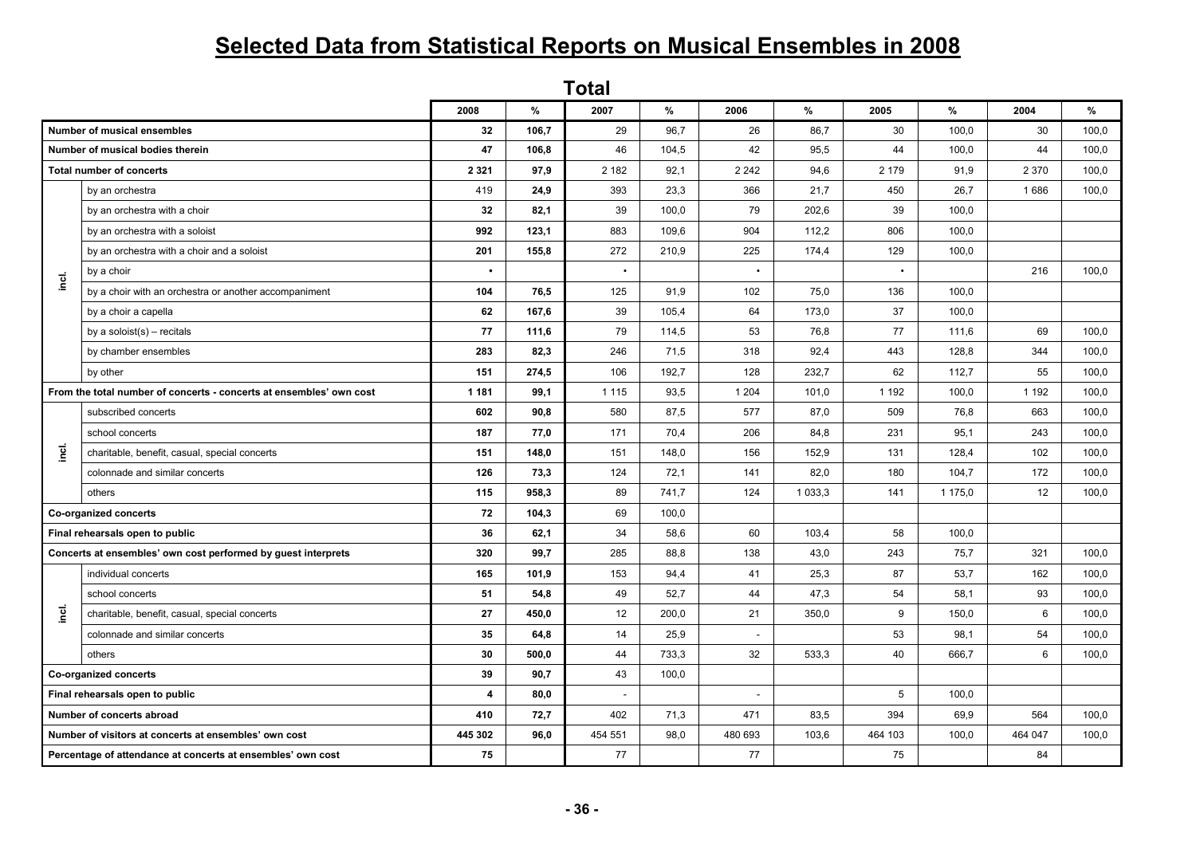# Selected Data from Statistical Reports on Musical Ensembles in 2008

## Total

| | | 2008 | % | 2007 | % | 2006 | % | 2005 | % | 2004 | % |
|---|---|---|---|---|---|---|---|---|---|---|---|
| **Number of musical ensembles** | | **32** | **106,7** | 29 | 96,7 | 26 | 86,7 | 30 | 100,0 | 30 | 100,0 |
| **Number of musical bodies therein** | | **47** | **106,8** | 46 | 104,5 | 42 | 95,5 | 44 | 100,0 | 44 | 100,0 |
| **Total number of concerts** | | **2 321** | **97,9** | 2 182 | 92,1 | 2 242 | 94,6 | 2 179 | 91,9 | 2 370 | 100,0 |
| incl. | by an orchestra | 419 | **24,9** | 393 | 23,3 | 366 | 21,7 | 450 | 26,7 | 1 686 | 100,0 |
| | by an orchestra with a choir | **32** | **82,1** | 39 | 100,0 | 79 | 202,6 | 39 | 100,0 | | |
| | by an orchestra with a soloist | **992** | **123,1** | 883 | 109,6 | 904 | 112,2 | 806 | 100,0 | | |
| | by an orchestra with a choir and a soloist | **201** | **155,8** | 272 | 210,9 | 225 | 174,4 | 129 | 100,0 | | |
| | by a choir | **•** | | • | | • | | • | | 216 | 100,0 |
| | by a choir with an orchestra or another accompaniment | **104** | **76,5** | 125 | 91,9 | 102 | 75,0 | 136 | 100,0 | | |
| | by a choir a capella | **62** | **167,6** | 39 | 105,4 | 64 | 173,0 | 37 | 100,0 | | |
| | by a soloist(s) – recitals | **77** | **111,6** | 79 | 114,5 | 53 | 76,8 | 77 | 111,6 | 69 | 100,0 |
| | by chamber ensembles | **283** | **82,3** | 246 | 71,5 | 318 | 92,4 | 443 | 128,8 | 344 | 100,0 |
| | by other | **151** | **274,5** | 106 | 192,7 | 128 | 232,7 | 62 | 112,7 | 55 | 100,0 |
| **From the total number of concerts - concerts at ensembles' own cost** | | **1 181** | **99,1** | 1 115 | 93,5 | 1 204 | 101,0 | 1 192 | 100,0 | 1 192 | 100,0 |
| incl. | subscribed concerts | **602** | **90,8** | 580 | 87,5 | 577 | 87,0 | 509 | 76,8 | 663 | 100,0 |
| | school concerts | **187** | **77,0** | 171 | 70,4 | 206 | 84,8 | 231 | 95,1 | 243 | 100,0 |
| | charitable, benefit, casual, special concerts | **151** | **148,0** | 151 | 148,0 | 156 | 152,9 | 131 | 128,4 | 102 | 100,0 |
| | colonnade and similar concerts | **126** | **73,3** | 124 | 72,1 | 141 | 82,0 | 180 | 104,7 | 172 | 100,0 |
| | others | **115** | **958,3** | 89 | 741,7 | 124 | 1 033,3 | 141 | 1 175,0 | 12 | 100,0 |
| **Co-organized concerts** | | **72** | **104,3** | 69 | 100,0 | | | | | | |
| **Final rehearsals open to public** | | **36** | **62,1** | 34 | 58,6 | 60 | 103,4 | 58 | 100,0 | | |
| **Concerts at ensembles' own cost performed by guest interprets** | | **320** | **99,7** | 285 | 88,8 | 138 | 43,0 | 243 | 75,7 | 321 | 100,0 |
| incl. | individual concerts | **165** | **101,9** | 153 | 94,4 | 41 | 25,3 | 87 | 53,7 | 162 | 100,0 |
| | school concerts | **51** | **54,8** | 49 | 52,7 | 44 | 47,3 | 54 | 58,1 | 93 | 100,0 |
| | charitable, benefit, casual, special concerts | **27** | **450,0** | 12 | 200,0 | 21 | 350,0 | 9 | 150,0 | 6 | 100,0 |
| | colonnade and similar concerts | **35** | **64,8** | 14 | 25,9 | - | | 53 | 98,1 | 54 | 100,0 |
| | others | **30** | **500,0** | 44 | 733,3 | 32 | 533,3 | 40 | 666,7 | 6 | 100,0 |
| **Co-organized concerts** | | **39** | **90,7** | 43 | 100,0 | | | | | | |
| **Final rehearsals open to public** | | **4** | **80,0** | - | | - | | 5 | 100,0 | | |
| **Number of concerts abroad** | | **410** | **72,7** | 402 | 71,3 | 471 | 83,5 | 394 | 69,9 | 564 | 100,0 |
| **Number of visitors at concerts at ensembles' own cost** | | **445 302** | **96,0** | 454 551 | 98,0 | 480 693 | 103,6 | 464 103 | 100,0 | 464 047 | 100,0 |
| **Percentage of attendance at concerts at ensembles' own cost** | | **75** | | 77 | | 77 | | 75 | | 84 | |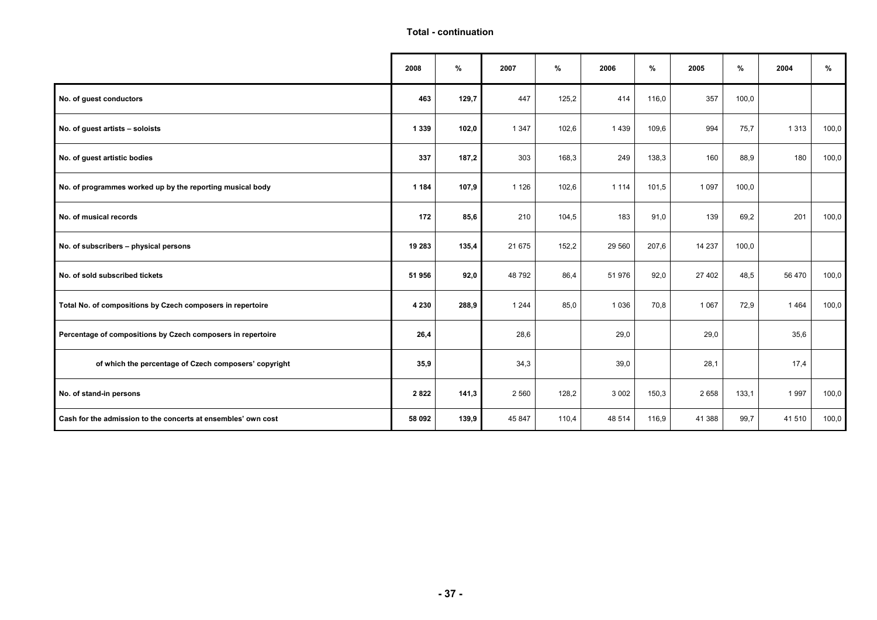**Total - continuation**

| | 2008 | % | 2007 | % | 2006 | % | 2005 | % | 2004 | % |
|---|---|---|---|---|---|---|---|---|---|---|
| No. of guest conductors | **463** | **129,7** | 447 | 125,2 | 414 | 116,0 | 357 | 100,0 | | |
| No. of guest artists – soloists | **1 339** | **102,0** | 1 347 | 102,6 | 1 439 | 109,6 | 994 | 75,7 | 1 313 | 100,0 |
| No. of guest artistic bodies | **337** | **187,2** | 303 | 168,3 | 249 | 138,3 | 160 | 88,9 | 180 | 100,0 |
| No. of programmes worked up by the reporting musical body | **1 184** | **107,9** | 1 126 | 102,6 | 1 114 | 101,5 | 1 097 | 100,0 | | |
| No. of musical records | **172** | **85,6** | 210 | 104,5 | 183 | 91,0 | 139 | 69,2 | 201 | 100,0 |
| No. of subscribers – physical persons | **19 283** | **135,4** | 21 675 | 152,2 | 29 560 | 207,6 | 14 237 | 100,0 | | |
| No. of sold subscribed tickets | **51 956** | **92,0** | 48 792 | 86,4 | 51 976 | 92,0 | 27 402 | 48,5 | 56 470 | 100,0 |
| Total No. of compositions by Czech composers in repertoire | **4 230** | **288,9** | 1 244 | 85,0 | 1 036 | 70,8 | 1 067 | 72,9 | 1 464 | 100,0 |
| Percentage of compositions by Czech composers in repertoire | **26,4** | | 28,6 | | 29,0 | | 29,0 | | 35,6 | |
| of which the percentage of Czech composers' copyright | **35,9** | | 34,3 | | 39,0 | | 28,1 | | 17,4 | |
| No. of stand-in persons | **2 822** | **141,3** | 2 560 | 128,2 | 3 002 | 150,3 | 2 658 | 133,1 | 1 997 | 100,0 |
| Cash for the admission to the concerts at ensembles' own cost | **58 092** | **139,9** | 45 847 | 110,4 | 48 514 | 116,9 | 41 388 | 99,7 | 41 510 | 100,0 |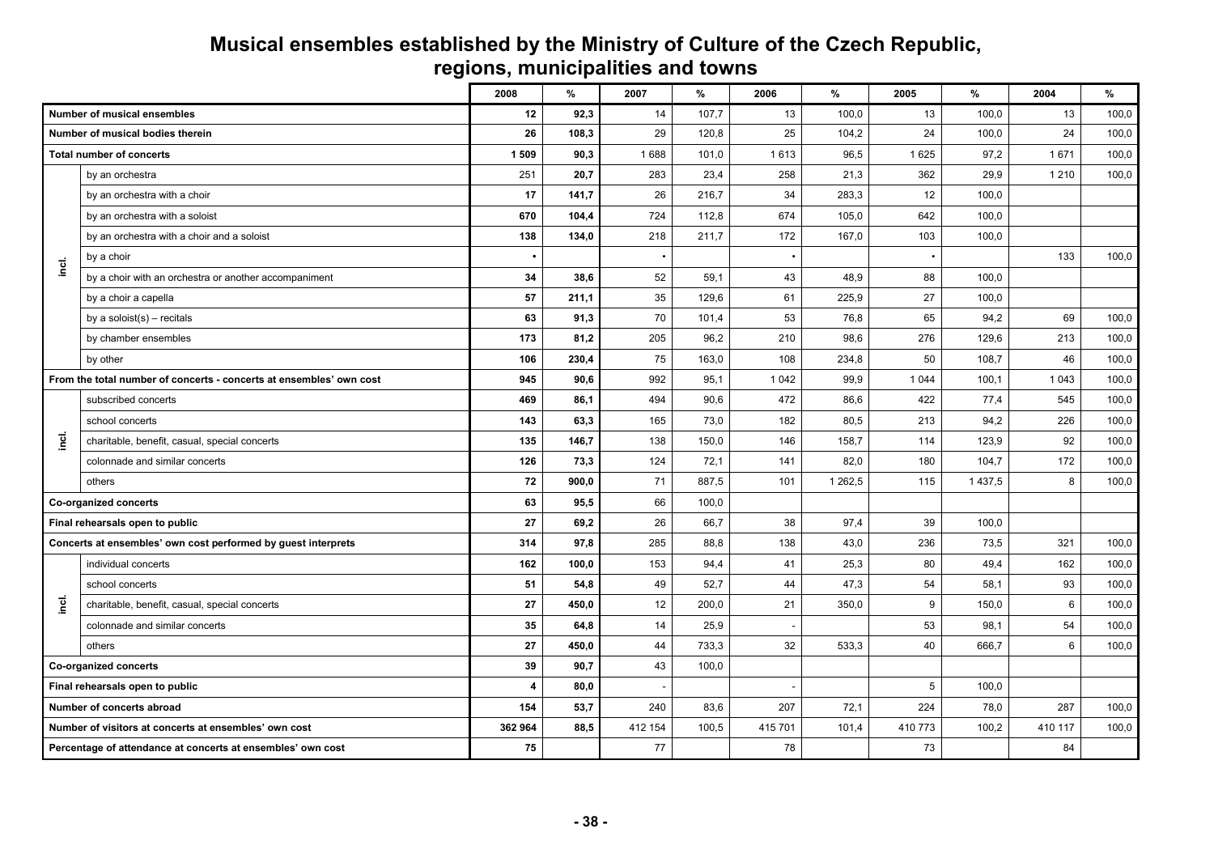# Musical ensembles established by the Ministry of Culture of the Czech Republic, regions, municipalities and towns

| | | 2008 | % | 2007 | % | 2006 | % | 2005 | % | 2004 | % |
|---|---|---|---|---|---|---|---|---|---|---|---|
| **Number of musical ensembles** | | **12** | **92,3** | 14 | 107,7 | 13 | 100,0 | 13 | 100,0 | 13 | 100,0 |
| **Number of musical bodies therein** | | **26** | **108,3** | 29 | 120,8 | 25 | 104,2 | 24 | 100,0 | 24 | 100,0 |
| **Total number of concerts** | | **1 509** | **90,3** | 1 688 | 101,0 | 1 613 | 96,5 | 1 625 | 97,2 | 1 671 | 100,0 |
| incl. | by an orchestra | **251** | **20,7** | 283 | 23,4 | 258 | 21,3 | 362 | 29,9 | 1 210 | 100,0 |
| | by an orchestra with a choir | **17** | **141,7** | 26 | 216,7 | 34 | 283,3 | 12 | 100,0 | | |
| | by an orchestra with a soloist | **670** | **104,4** | 724 | 112,8 | 674 | 105,0 | 642 | 100,0 | | |
| | by an orchestra with a choir and a soloist | **138** | **134,0** | 218 | 211,7 | 172 | 167,0 | 103 | 100,0 | | |
| | by a choir | **•** | | • | | • | | • | | 133 | 100,0 |
| | by a choir with an orchestra or another accompaniment | **34** | **38,6** | 52 | 59,1 | 43 | 48,9 | 88 | 100,0 | | |
| | by a choir a capella | **57** | **211,1** | 35 | 129,6 | 61 | 225,9 | 27 | 100,0 | | |
| | by a soloist(s) – recitals | **63** | **91,3** | 70 | 101,4 | 53 | 76,8 | 65 | 94,2 | 69 | 100,0 |
| | by chamber ensembles | **173** | **81,2** | 205 | 96,2 | 210 | 98,6 | 276 | 129,6 | 213 | 100,0 |
| | by other | **106** | **230,4** | 75 | 163,0 | 108 | 234,8 | 50 | 108,7 | 46 | 100,0 |
| **From the total number of concerts - concerts at ensembles' own cost** | | **945** | **90,6** | 992 | 95,1 | 1 042 | 99,9 | 1 044 | 100,1 | 1 043 | 100,0 |
| incl. | subscribed concerts | **469** | **86,1** | 494 | 90,6 | 472 | 86,6 | 422 | 77,4 | 545 | 100,0 |
| | school concerts | **143** | **63,3** | 165 | 73,0 | 182 | 80,5 | 213 | 94,2 | 226 | 100,0 |
| | charitable, benefit, casual, special concerts | **135** | **146,7** | 138 | 150,0 | 146 | 158,7 | 114 | 123,9 | 92 | 100,0 |
| | colonnade and similar concerts | **126** | **73,3** | 124 | 72,1 | 141 | 82,0 | 180 | 104,7 | 172 | 100,0 |
| | others | **72** | **900,0** | 71 | 887,5 | 101 | 1 262,5 | 115 | 1 437,5 | 8 | 100,0 |
| **Co-organized concerts** | | **63** | **95,5** | 66 | 100,0 | | | | | | |
| **Final rehearsals open to public** | | **27** | **69,2** | 26 | 66,7 | 38 | 97,4 | 39 | 100,0 | | |
| **Concerts at ensembles' own cost performed by guest interprets** | | **314** | **97,8** | 285 | 88,8 | 138 | 43,0 | 236 | 73,5 | 321 | 100,0 |
| incl. | individual concerts | **162** | **100,0** | 153 | 94,4 | 41 | 25,3 | 80 | 49,4 | 162 | 100,0 |
| | school concerts | **51** | **54,8** | 49 | 52,7 | 44 | 47,3 | 54 | 58,1 | 93 | 100,0 |
| | charitable, benefit, casual, special concerts | **27** | **450,0** | 12 | 200,0 | 21 | 350,0 | 9 | 150,0 | 6 | 100,0 |
| | colonnade and similar concerts | **35** | **64,8** | 14 | 25,9 | - | | 53 | 98,1 | 54 | 100,0 |
| | others | **27** | **450,0** | 44 | 733,3 | 32 | 533,3 | 40 | 666,7 | 6 | 100,0 |
| **Co-organized concerts** | | **39** | **90,7** | 43 | 100,0 | | | | | | |
| **Final rehearsals open to public** | | **4** | **80,0** | - | | - | | 5 | 100,0 | | |
| **Number of concerts abroad** | | **154** | **53,7** | 240 | 83,6 | 207 | 72,1 | 224 | 78,0 | 287 | 100,0 |
| **Number of visitors at concerts at ensembles' own cost** | | **362 964** | **88,5** | 412 154 | 100,5 | 415 701 | 101,4 | 410 773 | 100,2 | 410 117 | 100,0 |
| **Percentage of attendance at concerts at ensembles' own cost** | | **75** | | 77 | | 78 | | 73 | | 84 | |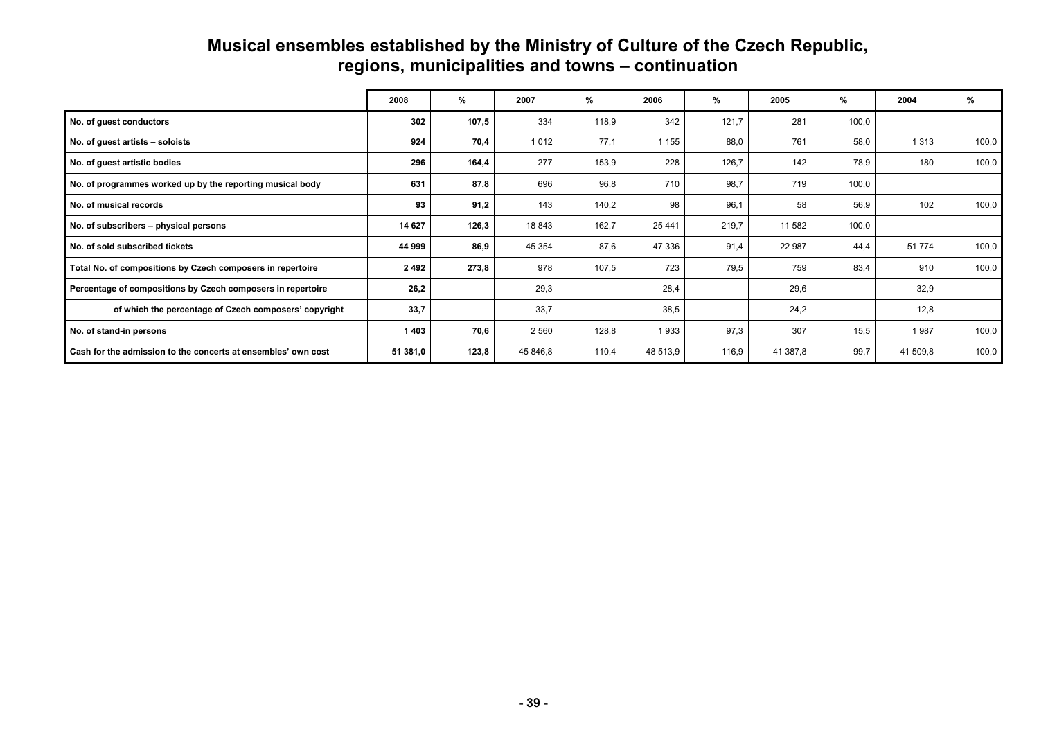# Musical ensembles established by the Ministry of Culture of the Czech Republic, regions, municipalities and towns – continuation

| | 2008 | % | 2007 | % | 2006 | % | 2005 | % | 2004 | % |
|---|---|---|---|---|---|---|---|---|---|---|
| No. of guest conductors | **302** | **107,5** | 334 | 118,9 | 342 | 121,7 | 281 | 100,0 | | |
| No. of guest artists – soloists | **924** | **70,4** | 1 012 | 77,1 | 1 155 | 88,0 | 761 | 58,0 | 1 313 | 100,0 |
| No. of guest artistic bodies | **296** | **164,4** | 277 | 153,9 | 228 | 126,7 | 142 | 78,9 | 180 | 100,0 |
| No. of programmes worked up by the reporting musical body | **631** | **87,8** | 696 | 96,8 | 710 | 98,7 | 719 | 100,0 | | |
| No. of musical records | **93** | **91,2** | 143 | 140,2 | 98 | 96,1 | 58 | 56,9 | 102 | 100,0 |
| No. of subscribers – physical persons | **14 627** | **126,3** | 18 843 | 162,7 | 25 441 | 219,7 | 11 582 | 100,0 | | |
| No. of sold subscribed tickets | **44 999** | **86,9** | 45 354 | 87,6 | 47 336 | 91,4 | 22 987 | 44,4 | 51 774 | 100,0 |
| Total No. of compositions by Czech composers in repertoire | **2 492** | **273,8** | 978 | 107,5 | 723 | 79,5 | 759 | 83,4 | 910 | 100,0 |
| Percentage of compositions by Czech composers in repertoire | **26,2** | | 29,3 | | 28,4 | | 29,6 | | 32,9 | |
| of which the percentage of Czech composers' copyright | **33,7** | | 33,7 | | 38,5 | | 24,2 | | 12,8 | |
| No. of stand-in persons | **1 403** | **70,6** | 2 560 | 128,8 | 1 933 | 97,3 | 307 | 15,5 | 1 987 | 100,0 |
| Cash for the admission to the concerts at ensembles' own cost | **51 381,0** | **123,8** | 45 846,8 | 110,4 | 48 513,9 | 116,9 | 41 387,8 | 99,7 | 41 509,8 | 100,0 |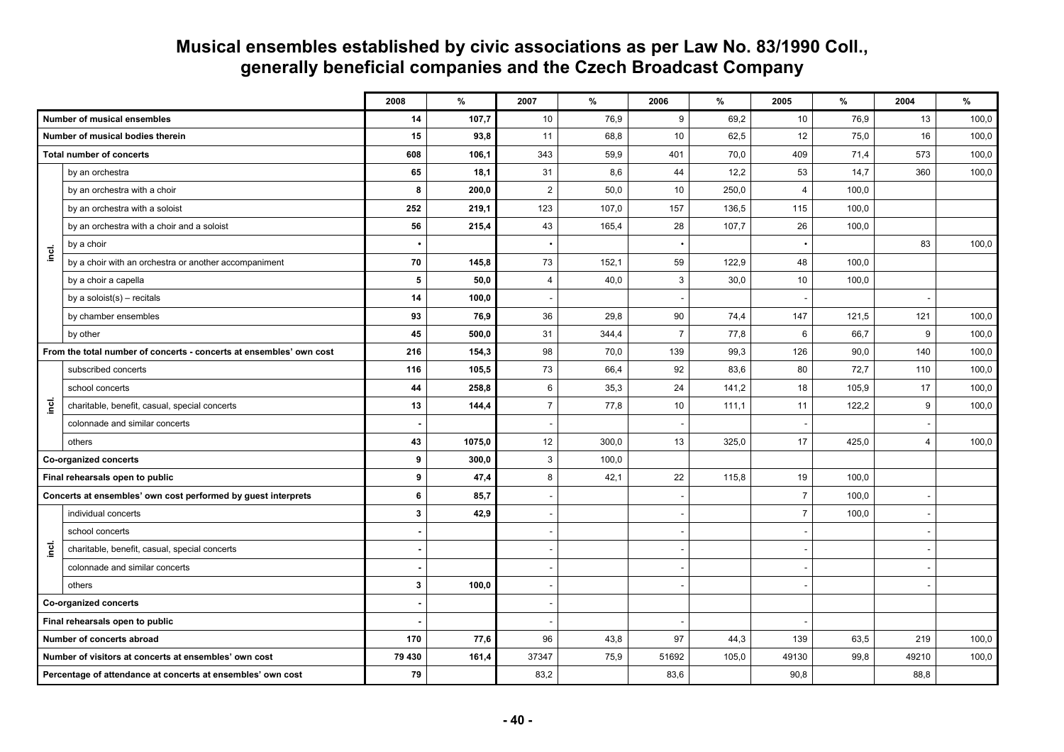# Musical ensembles established by civic associations as per Law No. 83/1990 Coll., generally beneficial companies and the Czech Broadcast Company

| | | 2008 | % | 2007 | % | 2006 | % | 2005 | % | 2004 | % |
|---|---|---|---|---|---|---|---|---|---|---|---|
| Number of musical ensembles | | **14** | **107,7** | 10 | 76,9 | 9 | 69,2 | 10 | 76,9 | 13 | 100,0 |
| Number of musical bodies therein | | **15** | **93,8** | 11 | 68,8 | 10 | 62,5 | 12 | 75,0 | 16 | 100,0 |
| Total number of concerts | | **608** | **106,1** | 343 | 59,9 | 401 | 70,0 | 409 | 71,4 | 573 | 100,0 |
| incl. | by an orchestra | **65** | **18,1** | 31 | 8,6 | 44 | 12,2 | 53 | 14,7 | 360 | 100,0 |
| | by an orchestra with a choir | **8** | **200,0** | 2 | 50,0 | 10 | 250,0 | 4 | 100,0 | | |
| | by an orchestra with a soloist | **252** | **219,1** | 123 | 107,0 | 157 | 136,5 | 115 | 100,0 | | |
| | by an orchestra with a choir and a soloist | **56** | **215,4** | 43 | 165,4 | 28 | 107,7 | 26 | 100,0 | | |
| | by a choir | **•** | | • | | • | | • | | 83 | 100,0 |
| | by a choir with an orchestra or another accompaniment | **70** | **145,8** | 73 | 152,1 | 59 | 122,9 | 48 | 100,0 | | |
| | by a choir a capella | **5** | **50,0** | 4 | 40,0 | 3 | 30,0 | 10 | 100,0 | | |
| | by a soloist(s) – recitals | **14** | **100,0** | - | | - | | - | | - | |
| | by chamber ensembles | **93** | **76,9** | 36 | 29,8 | 90 | 74,4 | 147 | 121,5 | 121 | 100,0 |
| | by other | **45** | **500,0** | 31 | 344,4 | 7 | 77,8 | 6 | 66,7 | 9 | 100,0 |
| From the total number of concerts - concerts at ensembles' own cost | | **216** | **154,3** | 98 | 70,0 | 139 | 99,3 | 126 | 90,0 | 140 | 100,0 |
| incl. | subscribed concerts | **116** | **105,5** | 73 | 66,4 | 92 | 83,6 | 80 | 72,7 | 110 | 100,0 |
| | school concerts | **44** | **258,8** | 6 | 35,3 | 24 | 141,2 | 18 | 105,9 | 17 | 100,0 |
| | charitable, benefit, casual, special concerts | **13** | **144,4** | 7 | 77,8 | 10 | 111,1 | 11 | 122,2 | 9 | 100,0 |
| | colonnade and similar concerts | **-** | | - | | - | | - | | - | |
| | others | **43** | **1075,0** | 12 | 300,0 | 13 | 325,0 | 17 | 425,0 | 4 | 100,0 |
| Co-organized concerts | | **9** | **300,0** | 3 | 100,0 | | | | | | |
| Final rehearsals open to public | | **9** | **47,4** | 8 | 42,1 | 22 | 115,8 | 19 | 100,0 | | |
| Concerts at ensembles' own cost performed by guest interprets | | **6** | **85,7** | - | | - | | 7 | 100,0 | - | |
| incl. | individual concerts | **3** | **42,9** | - | | - | | 7 | 100,0 | - | |
| | school concerts | **-** | | - | | - | | - | | - | |
| | charitable, benefit, casual, special concerts | **-** | | - | | - | | - | | - | |
| | colonnade and similar concerts | **-** | | - | | - | | - | | - | |
| | others | **3** | **100,0** | - | | - | | - | | - | |
| Co-organized concerts | | **-** | | - | | | | | | | |
| Final rehearsals open to public | | **-** | | - | | - | | - | | | |
| Number of concerts abroad | | **170** | **77,6** | 96 | 43,8 | 97 | 44,3 | 139 | 63,5 | 219 | 100,0 |
| Number of visitors at concerts at ensembles' own cost | | **79 430** | **161,4** | 37347 | 75,9 | 51692 | 105,0 | 49130 | 99,8 | 49210 | 100,0 |
| Percentage of attendance at concerts at ensembles' own cost | | **79** | | 83,2 | | 83,6 | | 90,8 | | 88,8 | |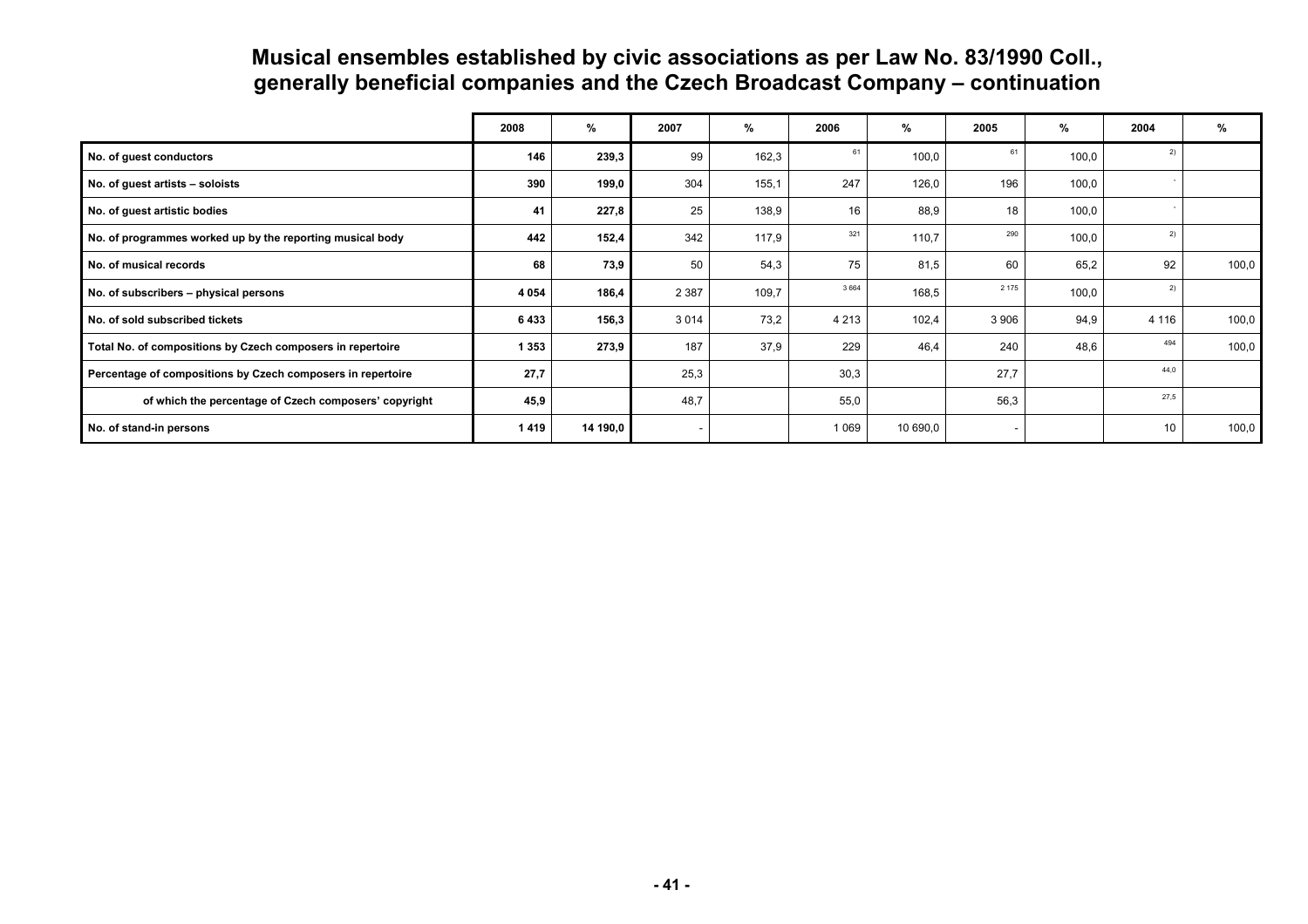# Musical ensembles established by civic associations as per Law No. 83/1990 Coll., generally beneficial companies and the Czech Broadcast Company – continuation

| | 2008 | % | 2007 | % | 2006 | % | 2005 | % | 2004 | % |
|---|---|---|---|---|---|---|---|---|---|---|
| No. of guest conductors | **146** | **239,3** | 99 | 162,3 | 61 | 100,0 | 61 | 100,0 | 2) | |
| No. of guest artists – soloists | **390** | **199,0** | 304 | 155,1 | 247 | 126,0 | 196 | 100,0 | - | |
| No. of guest artistic bodies | **41** | **227,8** | 25 | 138,9 | 16 | 88,9 | 18 | 100,0 | - | |
| No. of programmes worked up by the reporting musical body | **442** | **152,4** | 342 | 117,9 | 321 | 110,7 | 290 | 100,0 | 2) | |
| No. of musical records | **68** | **73,9** | 50 | 54,3 | 75 | 81,5 | 60 | 65,2 | 92 | 100,0 |
| No. of subscribers – physical persons | **4 054** | **186,4** | 2 387 | 109,7 | 3 664 | 168,5 | 2 175 | 100,0 | 2) | |
| No. of sold subscribed tickets | **6 433** | **156,3** | 3 014 | 73,2 | 4 213 | 102,4 | 3 906 | 94,9 | 4 116 | 100,0 |
| Total No. of compositions by Czech composers in repertoire | **1 353** | **273,9** | 187 | 37,9 | 229 | 46,4 | 240 | 48,6 | 494 | 100,0 |
| Percentage of compositions by Czech composers in repertoire | **27,7** | | 25,3 | | 30,3 | | 27,7 | | 44,0 | |
| of which the percentage of Czech composers' copyright | **45,9** | | 48,7 | | 55,0 | | 56,3 | | 27,5 | |
| No. of stand-in persons | **1 419** | **14 190,0** | - | | 1 069 | 10 690,0 | - | | 10 | 100,0 |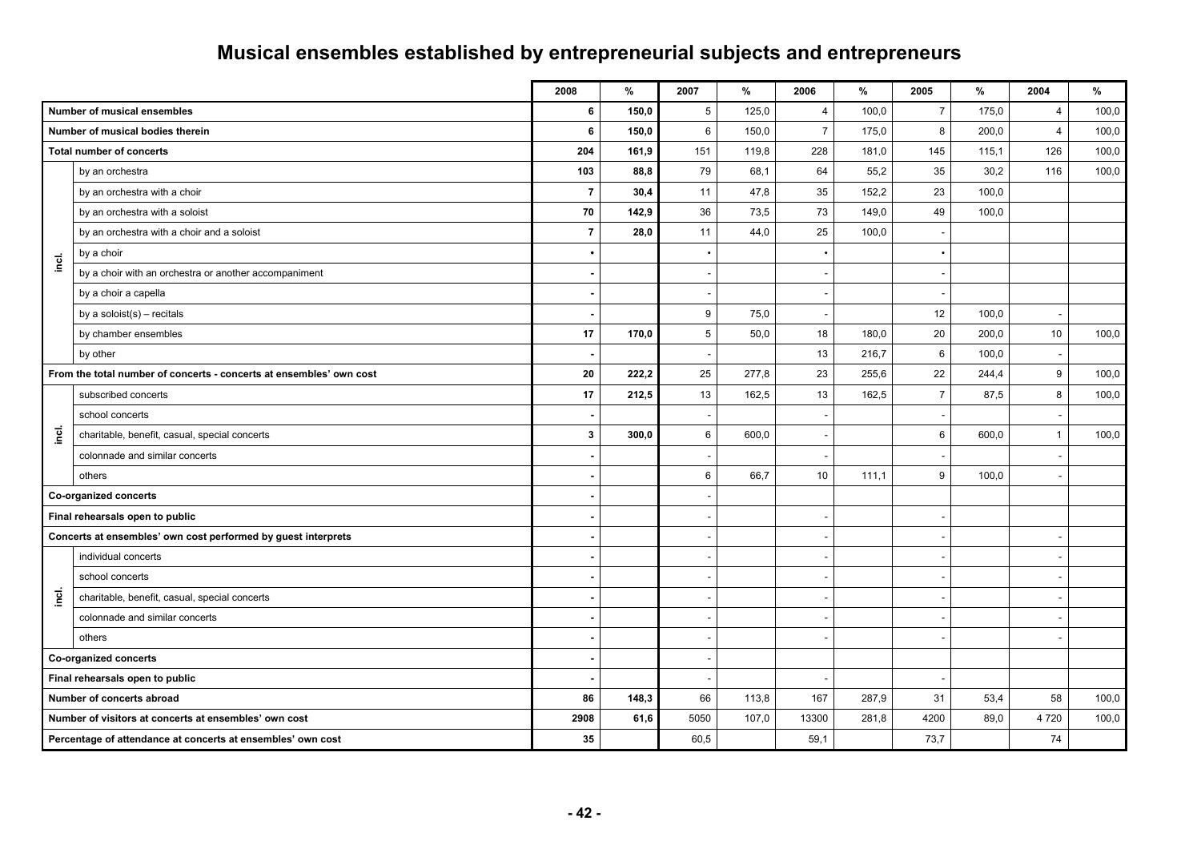# Musical ensembles established by entrepreneurial subjects and entrepreneurs

| | | 2008 | % | 2007 | % | 2006 | % | 2005 | % | 2004 | % |
|---|---|---|---|---|---|---|---|---|---|---|---|
| Number of musical ensembles | | 6 | 150,0 | 5 | 125,0 | 4 | 100,0 | 7 | 175,0 | 4 | 100,0 |
| Number of musical bodies therein | | 6 | 150,0 | 6 | 150,0 | 7 | 175,0 | 8 | 200,0 | 4 | 100,0 |
| Total number of concerts | | 204 | 161,9 | 151 | 119,8 | 228 | 181,0 | 145 | 115,1 | 126 | 100,0 |
| incl. | by an orchestra | 103 | 88,8 | 79 | 68,1 | 64 | 55,2 | 35 | 30,2 | 116 | 100,0 |
| | by an orchestra with a choir | 7 | 30,4 | 11 | 47,8 | 35 | 152,2 | 23 | 100,0 | | |
| | by an orchestra with a soloist | 70 | 142,9 | 36 | 73,5 | 73 | 149,0 | 49 | 100,0 | | |
| | by an orchestra with a choir and a soloist | 7 | 28,0 | 11 | 44,0 | 25 | 100,0 | - | | | |
| | by a choir | • | | • | | • | | • | | | |
| | by a choir with an orchestra or another accompaniment | - | | - | | - | | - | | | |
| | by a choir a capella | - | | - | | - | | - | | | |
| | by a soloist(s) – recitals | - | | 9 | 75,0 | - | | 12 | 100,0 | - | |
| | by chamber ensembles | 17 | 170,0 | 5 | 50,0 | 18 | 180,0 | 20 | 200,0 | 10 | 100,0 |
| | by other | - | | - | | 13 | 216,7 | 6 | 100,0 | - | |
| From the total number of concerts - concerts at ensembles' own cost | | 20 | 222,2 | 25 | 277,8 | 23 | 255,6 | 22 | 244,4 | 9 | 100,0 |
| incl. | subscribed concerts | 17 | 212,5 | 13 | 162,5 | 13 | 162,5 | 7 | 87,5 | 8 | 100,0 |
| | school concerts | - | | - | | - | | - | | - | |
| | charitable, benefit, casual, special concerts | 3 | 300,0 | 6 | 600,0 | - | | 6 | 600,0 | 1 | 100,0 |
| | colonnade and similar concerts | - | | - | | - | | - | | - | |
| | others | - | | 6 | 66,7 | 10 | 111,1 | 9 | 100,0 | - | |
| Co-organized concerts | | - | | - | | | | | | | |
| Final rehearsals open to public | | - | | - | | - | | - | | | |
| Concerts at ensembles' own cost performed by guest interprets | | - | | - | | - | | - | | - | |
| incl. | individual concerts | - | | - | | - | | - | | - | |
| | school concerts | - | | - | | - | | - | | - | |
| | charitable, benefit, casual, special concerts | - | | - | | - | | - | | - | |
| | colonnade and similar concerts | - | | - | | - | | - | | - | |
| | others | - | | - | | - | | - | | - | |
| Co-organized concerts | | - | | - | | | | | | | |
| Final rehearsals open to public | | - | | - | | - | | - | | | |
| Number of concerts abroad | | 86 | 148,3 | 66 | 113,8 | 167 | 287,9 | 31 | 53,4 | 58 | 100,0 |
| Number of visitors at concerts at ensembles' own cost | | 2908 | 61,6 | 5050 | 107,0 | 13300 | 281,8 | 4200 | 89,0 | 4 720 | 100,0 |
| Percentage of attendance at concerts at ensembles' own cost | | 35 | | 60,5 | | 59,1 | | 73,7 | | 74 | |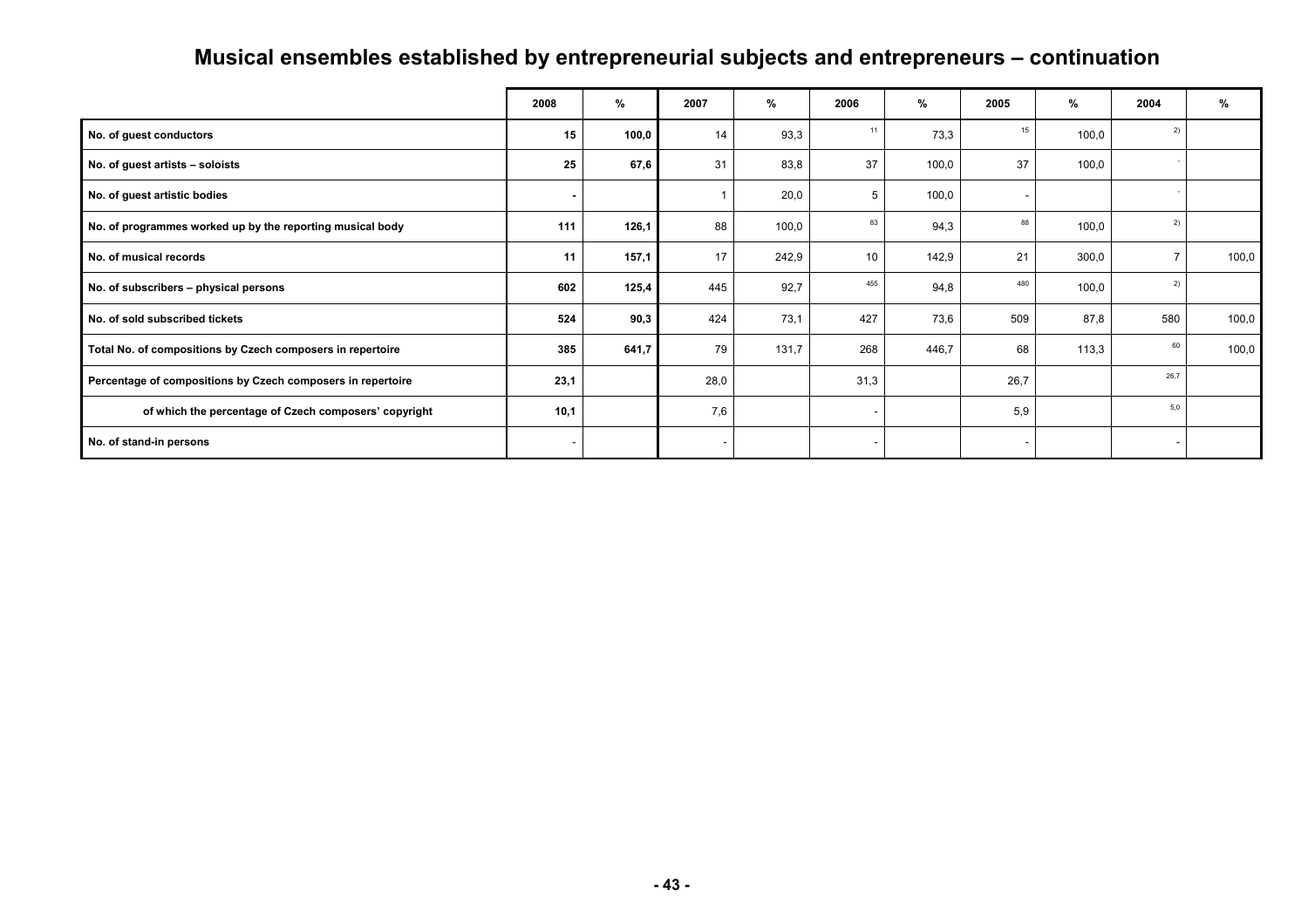# Musical ensembles established by entrepreneurial subjects and entrepreneurs – continuation

| | 2008 | % | 2007 | % | 2006 | % | 2005 | % | 2004 | % |
|---|---|---|---|---|---|---|---|---|---|---|
| **No. of guest conductors** | **15** | **100,0** | 14 | 93,3 | 11 | 73,3 | 15 | 100,0 | 2) | |
| **No. of guest artists – soloists** | **25** | **67,6** | 31 | 83,8 | 37 | 100,0 | 37 | 100,0 | - | |
| **No. of guest artistic bodies** | **-** | | 1 | 20,0 | 5 | 100,0 | - | | - | |
| **No. of programmes worked up by the reporting musical body** | **111** | **126,1** | 88 | 100,0 | 83 | 94,3 | 88 | 100,0 | 2) | |
| **No. of musical records** | **11** | **157,1** | 17 | 242,9 | 10 | 142,9 | 21 | 300,0 | 7 | 100,0 |
| **No. of subscribers – physical persons** | **602** | **125,4** | 445 | 92,7 | 455 | 94,8 | 480 | 100,0 | 2) | |
| **No. of sold subscribed tickets** | **524** | **90,3** | 424 | 73,1 | 427 | 73,6 | 509 | 87,8 | 580 | 100,0 |
| **Total No. of compositions by Czech composers in repertoire** | **385** | **641,7** | 79 | 131,7 | 268 | 446,7 | 68 | 113,3 | 60 | 100,0 |
| **Percentage of compositions by Czech composers in repertoire** | **23,1** | | 28,0 | | 31,3 | | 26,7 | | 26,7 | |
| **of which the percentage of Czech composers' copyright** | **10,1** | | 7,6 | | - | | 5,9 | | 5,0 | |
| **No. of stand-in persons** | - | | - | | - | | - | | - | |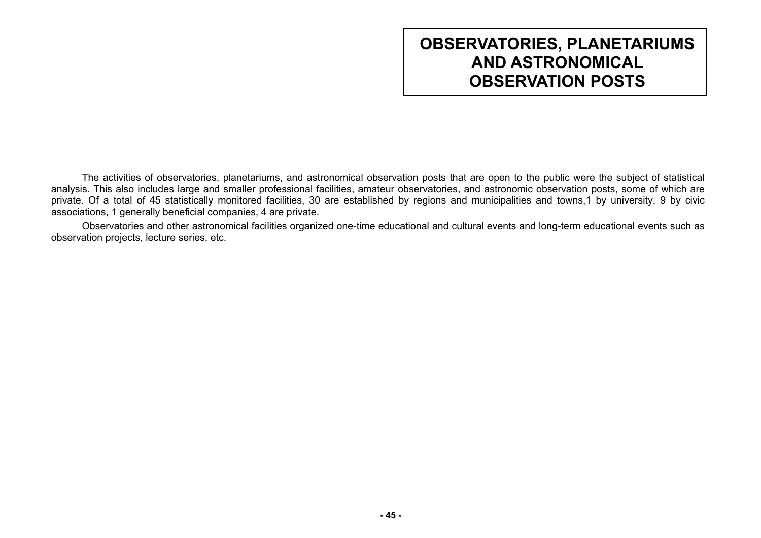# OBSERVATORIES, PLANETARIUMS AND ASTRONOMICAL OBSERVATION POSTS

The activities of observatories, planetariums, and astronomical observation posts that are open to the public were the subject of statistical analysis. This also includes large and smaller professional facilities, amateur observatories, and astronomic observation posts, some of which are private. Of a total of 45 statistically monitored facilities, 30 are established by regions and municipalities and towns,1 by university, 9 by civic associations, 1 generally beneficial companies, 4 are private.

Observatories and other astronomical facilities organized one-time educational and cultural events and long-term educational events such as observation projects, lecture series, etc.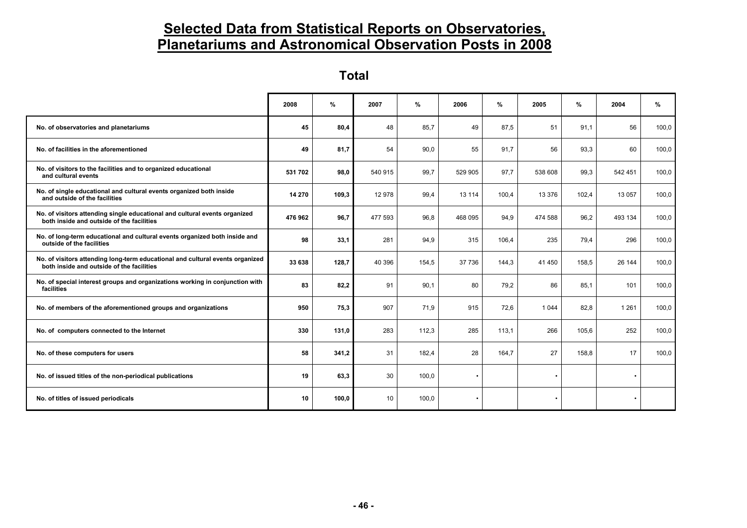# Selected Data from Statistical Reports on Observatories, Planetariums and Astronomical Observation Posts in 2008

## Total

| | 2008 | % | 2007 | % | 2006 | % | 2005 | % | 2004 | % |
|---|---|---|---|---|---|---|---|---|---|---|
| No. of observatories and planetariums | **45** | **80,4** | 48 | 85,7 | 49 | 87,5 | 51 | 91,1 | 56 | 100,0 |
| No. of facilities in the aforementioned | **49** | **81,7** | 54 | 90,0 | 55 | 91,7 | 56 | 93,3 | 60 | 100,0 |
| No. of visitors to the facilities and to organized educational and cultural events | **531 702** | **98,0** | 540 915 | 99,7 | 529 905 | 97,7 | 538 608 | 99,3 | 542 451 | 100,0 |
| No. of single educational and cultural events organized both inside and outside of the facilities | **14 270** | **109,3** | 12 978 | 99,4 | 13 114 | 100,4 | 13 376 | 102,4 | 13 057 | 100,0 |
| No. of visitors attending single educational and cultural events organized both inside and outside of the facilities | **476 962** | **96,7** | 477 593 | 96,8 | 468 095 | 94,9 | 474 588 | 96,2 | 493 134 | 100,0 |
| No. of long-term educational and cultural events organized both inside and outside of the facilities | **98** | **33,1** | 281 | 94,9 | 315 | 106,4 | 235 | 79,4 | 296 | 100,0 |
| No. of visitors attending long-term educational and cultural events organized both inside and outside of the facilities | **33 638** | **128,7** | 40 396 | 154,5 | 37 736 | 144,3 | 41 450 | 158,5 | 26 144 | 100,0 |
| No. of special interest groups and organizations working in conjunction with facilities | **83** | **82,2** | 91 | 90,1 | 80 | 79,2 | 86 | 85,1 | 101 | 100,0 |
| No. of members of the aforementioned groups and organizations | **950** | **75,3** | 907 | 71,9 | 915 | 72,6 | 1 044 | 82,8 | 1 261 | 100,0 |
| No. of computers connected to the Internet | **330** | **131,0** | 283 | 112,3 | 285 | 113,1 | 266 | 105,6 | 252 | 100,0 |
| No. of these computers for users | **58** | **341,2** | 31 | 182,4 | 28 | 164,7 | 27 | 158,8 | 17 | 100,0 |
| No. of issued titles of the non-periodical publications | **19** | **63,3** | 30 | 100,0 | • | | • | | • | |
| No. of titles of issued periodicals | **10** | **100,0** | 10 | 100,0 | • | | • | | • | |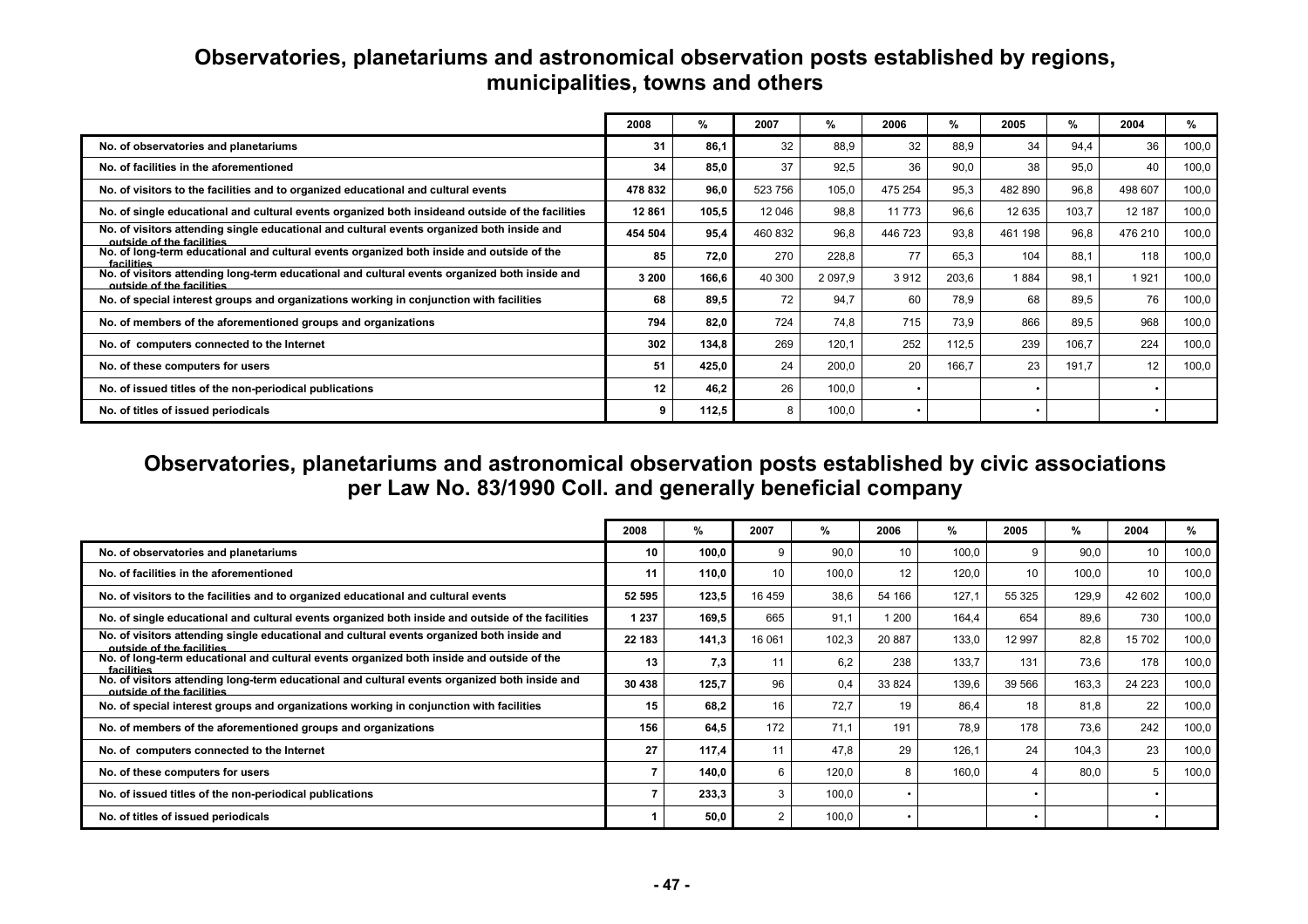## Observatories, planetariums and astronomical observation posts established by regions, municipalities, towns and others

| | 2008 | % | 2007 | % | 2006 | % | 2005 | % | 2004 | % |
|---|---|---|---|---|---|---|---|---|---|---|
| No. of observatories and planetariums | **31** | **86,1** | 32 | 88,9 | 32 | 88,9 | 34 | 94,4 | 36 | 100,0 |
| No. of facilities in the aforementioned | **34** | **85,0** | 37 | 92,5 | 36 | 90,0 | 38 | 95,0 | 40 | 100,0 |
| No. of visitors to the facilities and to organized educational and cultural events | **478 832** | **96,0** | 523 756 | 105,0 | 475 254 | 95,3 | 482 890 | 96,8 | 498 607 | 100,0 |
| No. of single educational and cultural events organized both insideand outside of the facilities | **12 861** | **105,5** | 12 046 | 98,8 | 11 773 | 96,6 | 12 635 | 103,7 | 12 187 | 100,0 |
| No. of visitors attending single educational and cultural events organized both inside and outside of the facilities | **454 504** | **95,4** | 460 832 | 96,8 | 446 723 | 93,8 | 461 198 | 96,8 | 476 210 | 100,0 |
| No. of long-term educational and cultural events organized both inside and outside of the facilities | **85** | **72,0** | 270 | 228,8 | 77 | 65,3 | 104 | 88,1 | 118 | 100,0 |
| No. of visitors attending long-term educational and cultural events organized both inside and outside of the facilities | **3 200** | **166,6** | 40 300 | 2 097,9 | 3 912 | 203,6 | 1 884 | 98,1 | 1 921 | 100,0 |
| No. of special interest groups and organizations working in conjunction with facilities | **68** | **89,5** | 72 | 94,7 | 60 | 78,9 | 68 | 89,5 | 76 | 100,0 |
| No. of members of the aforementioned groups and organizations | **794** | **82,0** | 724 | 74,8 | 715 | 73,9 | 866 | 89,5 | 968 | 100,0 |
| No. of computers connected to the Internet | **302** | **134,8** | 269 | 120,1 | 252 | 112,5 | 239 | 106,7 | 224 | 100,0 |
| No. of these computers for users | **51** | **425,0** | 24 | 200,0 | 20 | 166,7 | 23 | 191,7 | 12 | 100,0 |
| No. of issued titles of the non-periodical publications | **12** | **46,2** | 26 | 100,0 | • | | • | | • | |
| No. of titles of issued periodicals | **9** | **112,5** | 8 | 100,0 | • | | • | | • | |

## Observatories, planetariums and astronomical observation posts established by civic associations per Law No. 83/1990 Coll. and generally beneficial company

| | 2008 | % | 2007 | % | 2006 | % | 2005 | % | 2004 | % |
|---|---|---|---|---|---|---|---|---|---|---|
| No. of observatories and planetariums | **10** | **100,0** | 9 | 90,0 | 10 | 100,0 | 9 | 90,0 | 10 | 100,0 |
| No. of facilities in the aforementioned | **11** | **110,0** | 10 | 100,0 | 12 | 120,0 | 10 | 100,0 | 10 | 100,0 |
| No. of visitors to the facilities and to organized educational and cultural events | **52 595** | **123,5** | 16 459 | 38,6 | 54 166 | 127,1 | 55 325 | 129,9 | 42 602 | 100,0 |
| No. of single educational and cultural events organized both inside and outside of the facilities | **1 237** | **169,5** | 665 | 91,1 | 1 200 | 164,4 | 654 | 89,6 | 730 | 100,0 |
| No. of visitors attending single educational and cultural events organized both inside and outside of the facilities | **22 183** | **141,3** | 16 061 | 102,3 | 20 887 | 133,0 | 12 997 | 82,8 | 15 702 | 100,0 |
| No. of long-term educational and cultural events organized both inside and outside of the facilities | **13** | **7,3** | 11 | 6,2 | 238 | 133,7 | 131 | 73,6 | 178 | 100,0 |
| No. of visitors attending long-term educational and cultural events organized both inside and outside of the facilities | **30 438** | **125,7** | 96 | 0,4 | 33 824 | 139,6 | 39 566 | 163,3 | 24 223 | 100,0 |
| No. of special interest groups and organizations working in conjunction with facilities | **15** | **68,2** | 16 | 72,7 | 19 | 86,4 | 18 | 81,8 | 22 | 100,0 |
| No. of members of the aforementioned groups and organizations | **156** | **64,5** | 172 | 71,1 | 191 | 78,9 | 178 | 73,6 | 242 | 100,0 |
| No. of computers connected to the Internet | **27** | **117,4** | 11 | 47,8 | 29 | 126,1 | 24 | 104,3 | 23 | 100,0 |
| No. of these computers for users | **7** | **140,0** | 6 | 120,0 | 8 | 160,0 | 4 | 80,0 | 5 | 100,0 |
| No. of issued titles of the non-periodical publications | **7** | **233,3** | 3 | 100,0 | • | | • | | • | |
| No. of titles of issued periodicals | **1** | **50,0** | 2 | 100,0 | • | | • | | • | |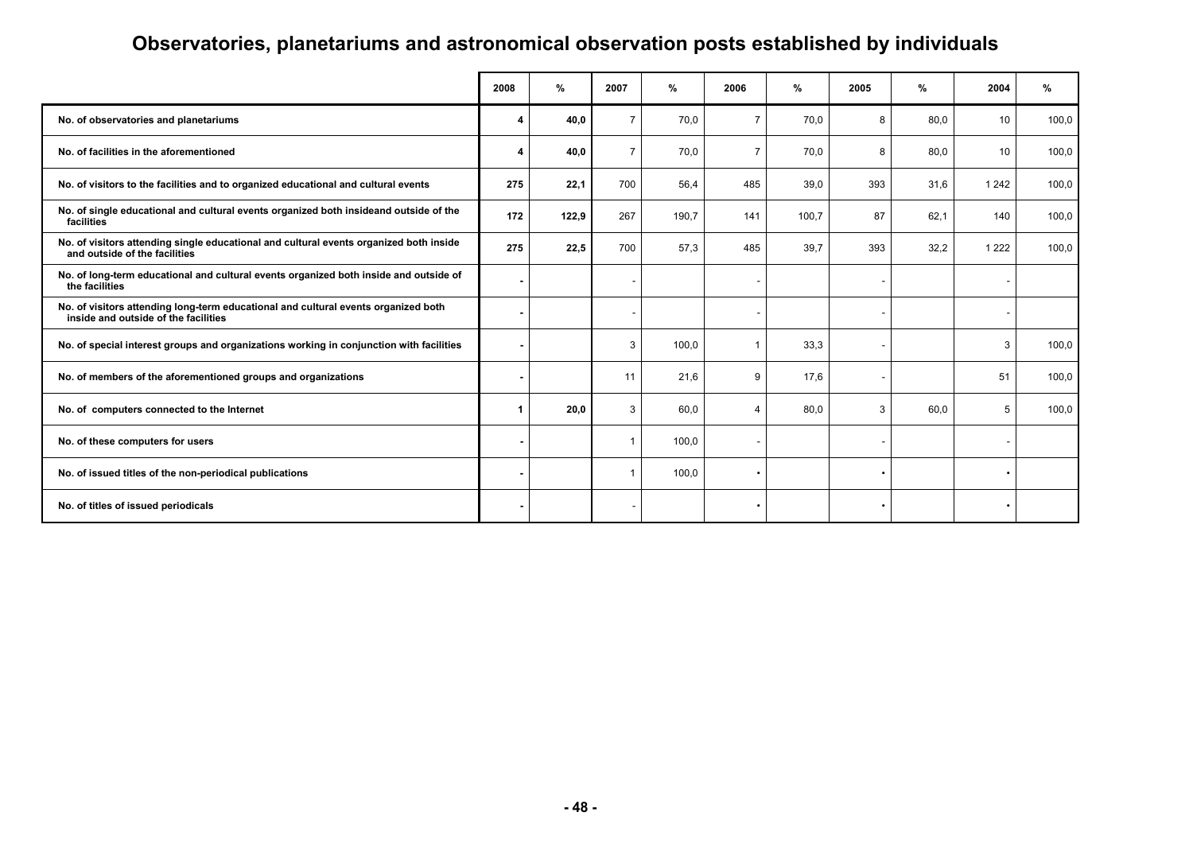# Observatories, planetariums and astronomical observation posts established by individuals

| | 2008 | % | 2007 | % | 2006 | % | 2005 | % | 2004 | % |
|---|---|---|---|---|---|---|---|---|---|---|
| No. of observatories and planetariums | **4** | **40,0** | 7 | 70,0 | 7 | 70,0 | 8 | 80,0 | 10 | 100,0 |
| No. of facilities in the aforementioned | **4** | **40,0** | 7 | 70,0 | 7 | 70,0 | 8 | 80,0 | 10 | 100,0 |
| No. of visitors to the facilities and to organized educational and cultural events | **275** | **22,1** | 700 | 56,4 | 485 | 39,0 | 393 | 31,6 | 1 242 | 100,0 |
| No. of single educational and cultural events organized both insideand outside of the facilities | **172** | **122,9** | 267 | 190,7 | 141 | 100,7 | 87 | 62,1 | 140 | 100,0 |
| No. of visitors attending single educational and cultural events organized both inside and outside of the facilities | **275** | **22,5** | 700 | 57,3 | 485 | 39,7 | 393 | 32,2 | 1 222 | 100,0 |
| No. of long-term educational and cultural events organized both inside and outside of the facilities | **-** | | - | | - | | - | | - | |
| No. of visitors attending long-term educational and cultural events organized both inside and outside of the facilities | **-** | | - | | - | | - | | - | |
| No. of special interest groups and organizations working in conjunction with facilities | **-** | | 3 | 100,0 | 1 | 33,3 | - | | 3 | 100,0 |
| No. of members of the aforementioned groups and organizations | **-** | | 11 | 21,6 | 9 | 17,6 | - | | 51 | 100,0 |
| No. of computers connected to the Internet | **1** | **20,0** | 3 | 60,0 | 4 | 80,0 | 3 | 60,0 | 5 | 100,0 |
| No. of these computers for users | **-** | | 1 | 100,0 | - | | - | | - | |
| No. of issued titles of the non-periodical publications | **-** | | 1 | 100,0 | • | | • | | • | |
| No. of titles of issued periodicals | **-** | | - | | • | | • | | • | |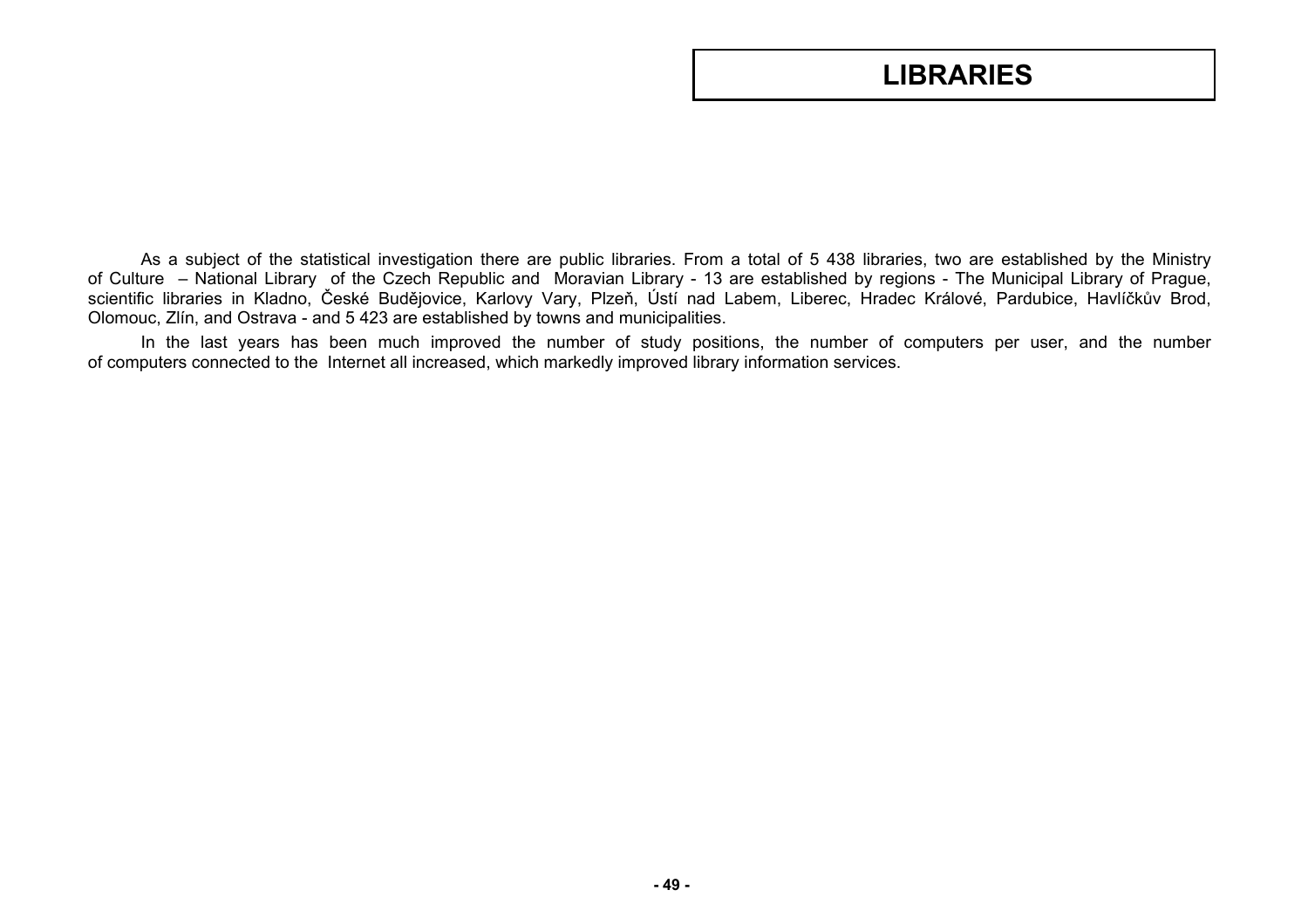# LIBRARIES

As a subject of the statistical investigation there are public libraries. From a total of 5 438 libraries, two are established by the Ministry of Culture – National Library of the Czech Republic and Moravian Library - 13 are established by regions - The Municipal Library of Prague, scientific libraries in Kladno, České Budějovice, Karlovy Vary, Plzeň, Ústí nad Labem, Liberec, Hradec Králové, Pardubice, Havlíčkův Brod, Olomouc, Zlín, and Ostrava - and 5 423 are established by towns and municipalities.

In the last years has been much improved the number of study positions, the number of computers per user, and the number of computers connected to the Internet all increased, which markedly improved library information services.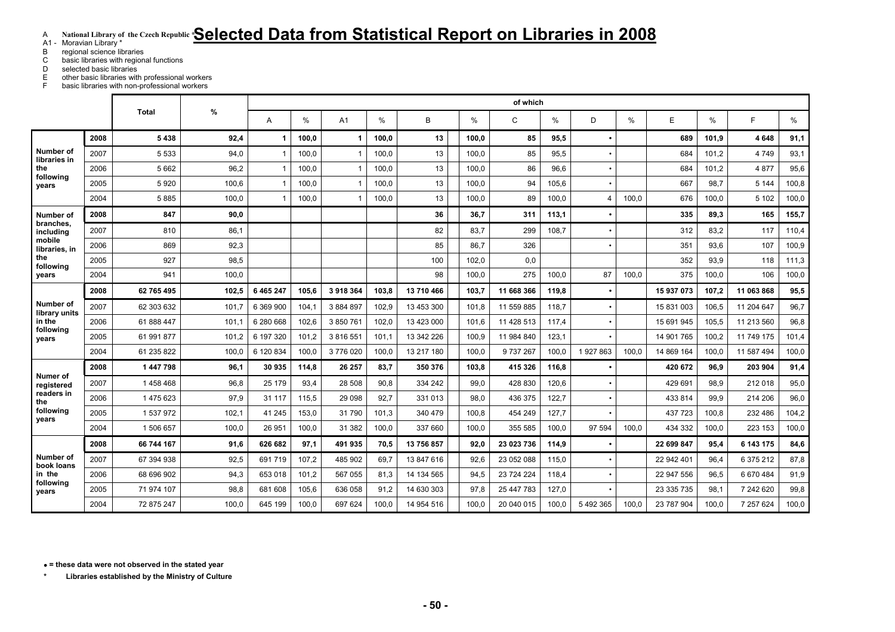# Selected Data from Statistical Report on Libraries in 2008

A National Library of the Czech Republic *
A1 - Moravian Library *
B regional science libraries
C basic libraries with regional functions
D selected basic libraries
E other basic libraries with professional workers
F basic libraries with non-professional workers

| | | Total | % | of which | | | | | | | | | | | | | |
|---|---|---|---|---|---|---|---|---|---|---|---|---|---|---|---|---|---|
| | | | | A | % | A1 | % | B | % | C | % | D | % | E | % | F | % |
| Number of libraries in the following years | **2008** | **5 438** | **92,4** | **1** | **100,0** | **1** | **100,0** | **13** | **100,0** | **85** | **95,5** | **•** | | **689** | **101,9** | **4 648** | **91,1** |
| | 2007 | 5 533 | 94,0 | 1 | 100,0 | 1 | 100,0 | 13 | 100,0 | 85 | 95,5 | • | | 684 | 101,2 | 4 749 | 93,1 |
| | 2006 | 5 662 | 96,2 | 1 | 100,0 | 1 | 100,0 | 13 | 100,0 | 86 | 96,6 | • | | 684 | 101,2 | 4 877 | 95,6 |
| | 2005 | 5 920 | 100,6 | 1 | 100,0 | 1 | 100,0 | 13 | 100,0 | 94 | 105,6 | • | | 667 | 98,7 | 5 144 | 100,8 |
| | 2004 | 5 885 | 100,0 | 1 | 100,0 | 1 | 100,0 | 13 | 100,0 | 89 | 100,0 | 4 | 100,0 | 676 | 100,0 | 5 102 | 100,0 |
| Number of branches, including mobile libraries, in the following years | **2008** | **847** | **90,0** | | | | | **36** | **36,7** | **311** | **113,1** | **•** | | **335** | **89,3** | **165** | **155,7** |
| | 2007 | 810 | 86,1 | | | | | 82 | 83,7 | 299 | 108,7 | • | | 312 | 83,2 | 117 | 110,4 |
| | 2006 | 869 | 92,3 | | | | | 85 | 86,7 | 326 | | • | | 351 | 93,6 | 107 | 100,9 |
| | 2005 | 927 | 98,5 | | | | | 100 | 102,0 | 0,0 | | | | 352 | 93,9 | 118 | 111,3 |
| | 2004 | 941 | 100,0 | | | | | 98 | 100,0 | 275 | 100,0 | 87 | 100,0 | 375 | 100,0 | 106 | 100,0 |
| Number of library units in the following years | **2008** | **62 765 495** | **102,5** | **6 465 247** | **105,6** | **3 918 364** | **103,8** | **13 710 466** | **103,7** | **11 668 366** | **119,8** | **•** | | **15 937 073** | **107,2** | **11 063 868** | **95,5** |
| | 2007 | 62 303 632 | 101,7 | 6 369 900 | 104,1 | 3 884 897 | 102,9 | 13 453 300 | 101,8 | 11 559 885 | 118,7 | • | | 15 831 003 | 106,5 | 11 204 647 | 96,7 |
| | 2006 | 61 888 447 | 101,1 | 6 280 668 | 102,6 | 3 850 761 | 102,0 | 13 423 000 | 101,6 | 11 428 513 | 117,4 | • | | 15 691 945 | 105,5 | 11 213 560 | 96,8 |
| | 2005 | 61 991 877 | 101,2 | 6 197 320 | 101,2 | 3 816 551 | 101,1 | 13 342 226 | 100,9 | 11 984 840 | 123,1 | • | | 14 901 765 | 100,2 | 11 749 175 | 101,4 |
| | 2004 | 61 235 822 | 100,0 | 6 120 834 | 100,0 | 3 776 020 | 100,0 | 13 217 180 | 100,0 | 9 737 267 | 100,0 | 1 927 863 | 100,0 | 14 869 164 | 100,0 | 11 587 494 | 100,0 |
| Numer of registered readers in the following years | **2008** | **1 447 798** | **96,1** | **30 935** | **114,8** | **26 257** | **83,7** | **350 376** | **103,8** | **415 326** | **116,8** | **•** | | **420 672** | **96,9** | **203 904** | **91,4** |
| | 2007 | 1 458 468 | 96,8 | 25 179 | 93,4 | 28 508 | 90,8 | 334 242 | 99,0 | 428 830 | 120,6 | • | | 429 691 | 98,9 | 212 018 | 95,0 |
| | 2006 | 1 475 623 | 97,9 | 31 117 | 115,5 | 29 098 | 92,7 | 331 013 | 98,0 | 436 375 | 122,7 | • | | 433 814 | 99,9 | 214 206 | 96,0 |
| | 2005 | 1 537 972 | 102,1 | 41 245 | 153,0 | 31 790 | 101,3 | 340 479 | 100,8 | 454 249 | 127,7 | • | | 437 723 | 100,8 | 232 486 | 104,2 |
| | 2004 | 1 506 657 | 100,0 | 26 951 | 100,0 | 31 382 | 100,0 | 337 660 | 100,0 | 355 585 | 100,0 | 97 594 | 100,0 | 434 332 | 100,0 | 223 153 | 100,0 |
| Number of book loans in the following years | **2008** | **66 744 167** | **91,6** | **626 682** | **97,1** | **491 935** | **70,5** | **13 756 857** | **92,0** | **23 023 736** | **114,9** | **•** | | **22 699 847** | **95,4** | **6 143 175** | **84,6** |
| | 2007 | 67 394 938 | 92,5 | 691 719 | 107,2 | 485 902 | 69,7 | 13 847 616 | 92,6 | 23 052 088 | 115,0 | • | | 22 942 401 | 96,4 | 6 375 212 | 87,8 |
| | 2006 | 68 696 902 | 94,3 | 653 018 | 101,2 | 567 055 | 81,3 | 14 134 565 | 94,5 | 23 724 224 | 118,4 | • | | 22 947 556 | 96,5 | 6 670 484 | 91,9 |
| | 2005 | 71 974 107 | 98,8 | 681 608 | 105,6 | 636 058 | 91,2 | 14 630 303 | 97,8 | 25 447 783 | 127,0 | • | | 23 335 735 | 98,1 | 7 242 620 | 99,8 |
| | 2004 | 72 875 247 | 100,0 | 645 199 | 100,0 | 697 624 | 100,0 | 14 954 516 | 100,0 | 20 040 015 | 100,0 | 5 492 365 | 100,0 | 23 787 904 | 100,0 | 7 257 624 | 100,0 |

**• = these data were not observed in the stated year**

**\* Libraries established by the Ministry of Culture**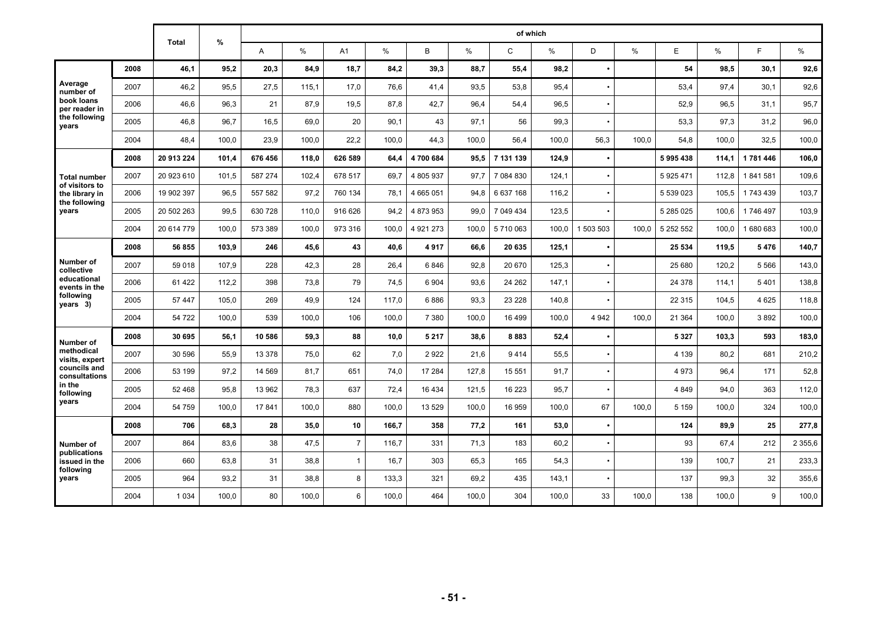| | | Total | % | of which | | | | | | | | | | | | | |
|---|---|---|---|---|---|---|---|---|---|---|---|---|---|---|---|---|---|
| | | | | A | % | A1 | % | B | % | C | % | D | % | E | % | F | % |
| Average number of book loans per reader in the following years | **2008** | **46,1** | **95,2** | **20,3** | **84,9** | **18,7** | **84,2** | **39,3** | **88,7** | **55,4** | **98,2** | **•** | | **54** | **98,5** | **30,1** | **92,6** |
| | 2007 | 46,2 | 95,5 | 27,5 | 115,1 | 17,0 | 76,6 | 41,4 | 93,5 | 53,8 | 95,4 | • | | 53,4 | 97,4 | 30,1 | 92,6 |
| | 2006 | 46,6 | 96,3 | 21 | 87,9 | 19,5 | 87,8 | 42,7 | 96,4 | 54,4 | 96,5 | • | | 52,9 | 96,5 | 31,1 | 95,7 |
| | 2005 | 46,8 | 96,7 | 16,5 | 69,0 | 20 | 90,1 | 43 | 97,1 | 56 | 99,3 | • | | 53,3 | 97,3 | 31,2 | 96,0 |
| | 2004 | 48,4 | 100,0 | 23,9 | 100,0 | 22,2 | 100,0 | 44,3 | 100,0 | 56,4 | 100,0 | 56,3 | 100,0 | 54,8 | 100,0 | 32,5 | 100,0 |
| Total number of visitors to the library in the following years | **2008** | **20 913 224** | **101,4** | **676 456** | **118,0** | **626 589** | **64,4** | **4 700 684** | **95,5** | **7 131 139** | **124,9** | **•** | | **5 995 438** | **114,1** | **1 781 446** | **106,0** |
| | 2007 | 20 923 610 | 101,5 | 587 274 | 102,4 | 678 517 | 69,7 | 4 805 937 | 97,7 | 7 084 830 | 124,1 | • | | 5 925 471 | 112,8 | 1 841 581 | 109,6 |
| | 2006 | 19 902 397 | 96,5 | 557 582 | 97,2 | 760 134 | 78,1 | 4 665 051 | 94,8 | 6 637 168 | 116,2 | • | | 5 539 023 | 105,5 | 1 743 439 | 103,7 |
| | 2005 | 20 502 263 | 99,5 | 630 728 | 110,0 | 916 626 | 94,2 | 4 873 953 | 99,0 | 7 049 434 | 123,5 | • | | 5 285 025 | 100,6 | 1 746 497 | 103,9 |
| | 2004 | 20 614 779 | 100,0 | 573 389 | 100,0 | 973 316 | 100,0 | 4 921 273 | 100,0 | 5 710 063 | 100,0 | 1 503 503 | 100,0 | 5 252 552 | 100,0 | 1 680 683 | 100,0 |
| Number of collective educational events in the following years 3) | **2008** | **56 855** | **103,9** | **246** | **45,6** | **43** | **40,6** | **4 917** | **66,6** | **20 635** | **125,1** | **•** | | **25 534** | **119,5** | **5 476** | **140,7** |
| | 2007 | 59 018 | 107,9 | 228 | 42,3 | 28 | 26,4 | 6 846 | 92,8 | 20 670 | 125,3 | • | | 25 680 | 120,2 | 5 566 | 143,0 |
| | 2006 | 61 422 | 112,2 | 398 | 73,8 | 79 | 74,5 | 6 904 | 93,6 | 24 262 | 147,1 | • | | 24 378 | 114,1 | 5 401 | 138,8 |
| | 2005 | 57 447 | 105,0 | 269 | 49,9 | 124 | 117,0 | 6 886 | 93,3 | 23 228 | 140,8 | • | | 22 315 | 104,5 | 4 625 | 118,8 |
| | 2004 | 54 722 | 100,0 | 539 | 100,0 | 106 | 100,0 | 7 380 | 100,0 | 16 499 | 100,0 | 4 942 | 100,0 | 21 364 | 100,0 | 3 892 | 100,0 |
| Number of methodical visits, expert councils and consultations in the following years | **2008** | **30 695** | **56,1** | **10 586** | **59,3** | **88** | **10,0** | **5 217** | **38,6** | **8 883** | **52,4** | **•** | | **5 327** | **103,3** | **593** | **183,0** |
| | 2007 | 30 596 | 55,9 | 13 378 | 75,0 | 62 | 7,0 | 2 922 | 21,6 | 9 414 | 55,5 | • | | 4 139 | 80,2 | 681 | 210,2 |
| | 2006 | 53 199 | 97,2 | 14 569 | 81,7 | 651 | 74,0 | 17 284 | 127,8 | 15 551 | 91,7 | • | | 4 973 | 96,4 | 171 | 52,8 |
| | 2005 | 52 468 | 95,8 | 13 962 | 78,3 | 637 | 72,4 | 16 434 | 121,5 | 16 223 | 95,7 | • | | 4 849 | 94,0 | 363 | 112,0 |
| | 2004 | 54 759 | 100,0 | 17 841 | 100,0 | 880 | 100,0 | 13 529 | 100,0 | 16 959 | 100,0 | 67 | 100,0 | 5 159 | 100,0 | 324 | 100,0 |
| Number of publications issued in the following years | **2008** | **706** | **68,3** | **28** | **35,0** | **10** | **166,7** | **358** | **77,2** | **161** | **53,0** | **•** | | **124** | **89,9** | **25** | **277,8** |
| | 2007 | 864 | 83,6 | 38 | 47,5 | 7 | 116,7 | 331 | 71,3 | 183 | 60,2 | • | | 93 | 67,4 | 212 | 2 355,6 |
| | 2006 | 660 | 63,8 | 31 | 38,8 | 1 | 16,7 | 303 | 65,3 | 165 | 54,3 | • | | 139 | 100,7 | 21 | 233,3 |
| | 2005 | 964 | 93,2 | 31 | 38,8 | 8 | 133,3 | 321 | 69,2 | 435 | 143,1 | • | | 137 | 99,3 | 32 | 355,6 |
| | 2004 | 1 034 | 100,0 | 80 | 100,0 | 6 | 100,0 | 464 | 100,0 | 304 | 100,0 | 33 | 100,0 | 138 | 100,0 | 9 | 100,0 |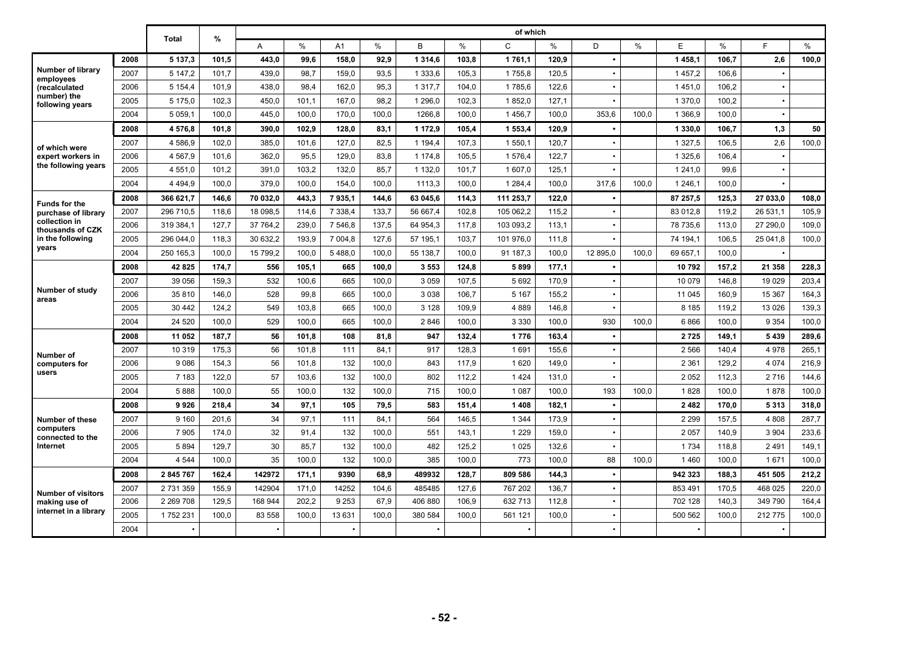| | | Total | % | of which | | | | | | | | | | | | | | | |
|---|---|---|---|---|---|---|---|---|---|---|---|---|---|---|---|---|---|---|---|
| | | | | A | % | A1 | % | B | % | C | % | D | % | E | % | F | % |
| **Number of library employees (recalculated number) the following years** | **2008** | **5 137,3** | **101,5** | **443,0** | **99,6** | **158,0** | **92,9** | **1 314,6** | **103,8** | **1 761,1** | **120,9** | **•** | | **1 458,1** | **106,7** | **2,6** | **100,0** |
| | 2007 | 5 147,2 | 101,7 | 439,0 | 98,7 | 159,0 | 93,5 | 1 333,6 | 105,3 | 1 755,8 | 120,5 | • | | 1 457,2 | 106,6 | • | |
| | 2006 | 5 154,4 | 101,9 | 438,0 | 98,4 | 162,0 | 95,3 | 1 317,7 | 104,0 | 1 785,6 | 122,6 | • | | 1 451,0 | 106,2 | • | |
| | 2005 | 5 175,0 | 102,3 | 450,0 | 101,1 | 167,0 | 98,2 | 1 296,0 | 102,3 | 1 852,0 | 127,1 | • | | 1 370,0 | 100,2 | • | |
| | 2004 | 5 059,1 | 100,0 | 445,0 | 100,0 | 170,0 | 100,0 | 1266,8 | 100,0 | 1 456,7 | 100,0 | 353,6 | 100,0 | 1 366,9 | 100,0 | • | |
| **of which were expert workers in the following years** | **2008** | **4 576,8** | **101,8** | **390,0** | **102,9** | **128,0** | **83,1** | **1 172,9** | **105,4** | **1 553,4** | **120,9** | **•** | | **1 330,0** | **106,7** | **1,3** | **50** |
| | 2007 | 4 586,9 | 102,0 | 385,0 | 101,6 | 127,0 | 82,5 | 1 194,4 | 107,3 | 1 550,1 | 120,7 | • | | 1 327,5 | 106,5 | 2,6 | 100,0 |
| | 2006 | 4 567,9 | 101,6 | 362,0 | 95,5 | 129,0 | 83,8 | 1 174,8 | 105,5 | 1 576,4 | 122,7 | • | | 1 325,6 | 106,4 | • | |
| | 2005 | 4 551,0 | 101,2 | 391,0 | 103,2 | 132,0 | 85,7 | 1 132,0 | 101,7 | 1 607,0 | 125,1 | • | | 1 241,0 | 99,6 | • | |
| | 2004 | 4 494,9 | 100,0 | 379,0 | 100,0 | 154,0 | 100,0 | 1113,3 | 100,0 | 1 284,4 | 100,0 | 317,6 | 100,0 | 1 246,1 | 100,0 | • | |
| **Funds for the purchase of library collection in thousands of CZK in the following years** | **2008** | **366 621,7** | **146,6** | **70 032,0** | **443,3** | **7 935,1** | **144,6** | **63 045,6** | **114,3** | **111 253,7** | **122,0** | **•** | | **87 257,5** | **125,3** | **27 033,0** | **108,0** |
| | 2007 | 296 710,5 | 118,6 | 18 098,5 | 114,6 | 7 338,4 | 133,7 | 56 667,4 | 102,8 | 105 062,2 | 115,2 | • | | 83 012,8 | 119,2 | 26 531,1 | 105,9 |
| | 2006 | 319 384,1 | 127,7 | 37 764,2 | 239,0 | 7 546,8 | 137,5 | 64 954,3 | 117,8 | 103 093,2 | 113,1 | • | | 78 735,6 | 113,0 | 27 290,0 | 109,0 |
| | 2005 | 296 044,0 | 118,3 | 30 632,2 | 193,9 | 7 004,8 | 127,6 | 57 195,1 | 103,7 | 101 976,0 | 111,8 | • | | 74 194,1 | 106,5 | 25 041,8 | 100,0 |
| | 2004 | 250 165,3 | 100,0 | 15 799,2 | 100,0 | 5 488,0 | 100,0 | 55 138,7 | 100,0 | 91 187,3 | 100,0 | 12 895,0 | 100,0 | 69 657,1 | 100,0 | • | |
| **Number of study areas** | **2008** | **42 825** | **174,7** | **556** | **105,1** | **665** | **100,0** | **3 553** | **124,8** | **5 899** | **177,1** | **•** | | **10 792** | **157,2** | **21 358** | **228,3** |
| | 2007 | 39 056 | 159,3 | 532 | 100,6 | 665 | 100,0 | 3 059 | 107,5 | 5 692 | 170,9 | • | | 10 079 | 146,8 | 19 029 | 203,4 |
| | 2006 | 35 810 | 146,0 | 528 | 99,8 | 665 | 100,0 | 3 038 | 106,7 | 5 167 | 155,2 | • | | 11 045 | 160,9 | 15 367 | 164,3 |
| | 2005 | 30 442 | 124,2 | 549 | 103,8 | 665 | 100,0 | 3 128 | 109,9 | 4 889 | 146,8 | • | | 8 185 | 119,2 | 13 026 | 139,3 |
| | 2004 | 24 520 | 100,0 | 529 | 100,0 | 665 | 100,0 | 2 846 | 100,0 | 3 330 | 100,0 | 930 | 100,0 | 6 866 | 100,0 | 9 354 | 100,0 |
| **Number of computers for users** | **2008** | **11 052** | **187,7** | **56** | **101,8** | **108** | **81,8** | **947** | **132,4** | **1 776** | **163,4** | **•** | | **2 725** | **149,1** | **5 439** | **289,6** |
| | 2007 | 10 319 | 175,3 | 56 | 101,8 | 111 | 84,1 | 917 | 128,3 | 1 691 | 155,6 | • | | 2 566 | 140,4 | 4 978 | 265,1 |
| | 2006 | 9 086 | 154,3 | 56 | 101,8 | 132 | 100,0 | 843 | 117,9 | 1 620 | 149,0 | • | | 2 361 | 129,2 | 4 074 | 216,9 |
| | 2005 | 7 183 | 122,0 | 57 | 103,6 | 132 | 100,0 | 802 | 112,2 | 1 424 | 131,0 | • | | 2 052 | 112,3 | 2 716 | 144,6 |
| | 2004 | 5 888 | 100,0 | 55 | 100,0 | 132 | 100,0 | 715 | 100,0 | 1 087 | 100,0 | 193 | 100,0 | 1 828 | 100,0 | 1 878 | 100,0 |
| **Number of these computers connected to the Internet** | **2008** | **9 926** | **218,4** | **34** | **97,1** | **105** | **79,5** | **583** | **151,4** | **1 408** | **182,1** | **•** | | **2 482** | **170,0** | **5 313** | **318,0** |
| | 2007 | 9 160 | 201,6 | 34 | 97,1 | 111 | 84,1 | 564 | 146,5 | 1 344 | 173,9 | • | | 2 299 | 157,5 | 4 808 | 287,7 |
| | 2006 | 7 905 | 174,0 | 32 | 91,4 | 132 | 100,0 | 551 | 143,1 | 1 229 | 159,0 | • | | 2 057 | 140,9 | 3 904 | 233,6 |
| | 2005 | 5 894 | 129,7 | 30 | 85,7 | 132 | 100,0 | 482 | 125,2 | 1 025 | 132,6 | • | | 1 734 | 118,8 | 2 491 | 149,1 |
| | 2004 | 4 544 | 100,0 | 35 | 100,0 | 132 | 100,0 | 385 | 100,0 | 773 | 100,0 | 88 | 100,0 | 1 460 | 100,0 | 1 671 | 100,0 |
| **Number of visitors making use of internet in a library** | **2008** | **2 845 767** | **162,4** | **142972** | **171,1** | **9390** | **68,9** | **489932** | **128,7** | **809 586** | **144,3** | **•** | | **942 323** | **188,3** | **451 505** | **212,2** |
| | 2007 | 2 731 359 | 155,9 | 142904 | 171,0 | 14252 | 104,6 | 485485 | 127,6 | 767 202 | 136,7 | • | | 853 491 | 170,5 | 468 025 | 220,0 |
| | 2006 | 2 269 708 | 129,5 | 168 944 | 202,2 | 9 253 | 67,9 | 406 880 | 106,9 | 632 713 | 112,8 | • | | 702 128 | 140,3 | 349 790 | 164,4 |
| | 2005 | 1 752 231 | 100,0 | 83 558 | 100,0 | 13 631 | 100,0 | 380 584 | 100,0 | 561 121 | 100,0 | • | | 500 562 | 100,0 | 212 775 | 100,0 |
| | 2004 | • | | • | | • | | • | | • | | • | | • | | • | |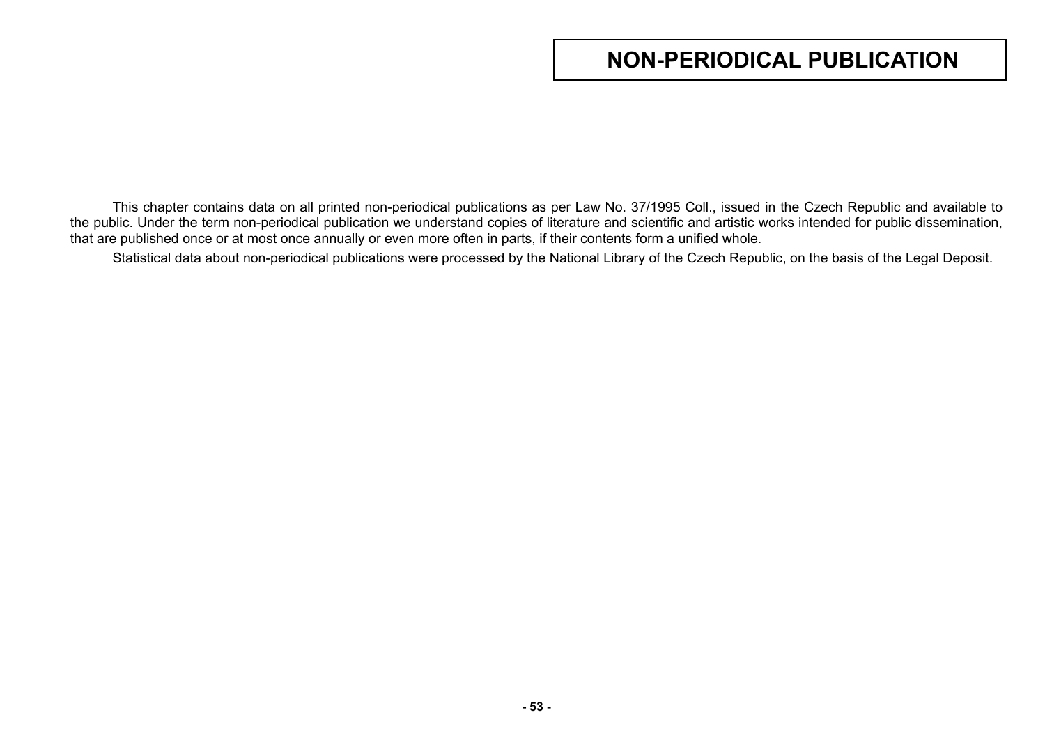# NON-PERIODICAL PUBLICATION

This chapter contains data on all printed non-periodical publications as per Law No. 37/1995 Coll., issued in the Czech Republic and available to the public. Under the term non-periodical publication we understand copies of literature and scientific and artistic works intended for public dissemination, that are published once or at most once annually or even more often in parts, if their contents form a unified whole.

Statistical data about non-periodical publications were processed by the National Library of the Czech Republic, on the basis of the Legal Deposit.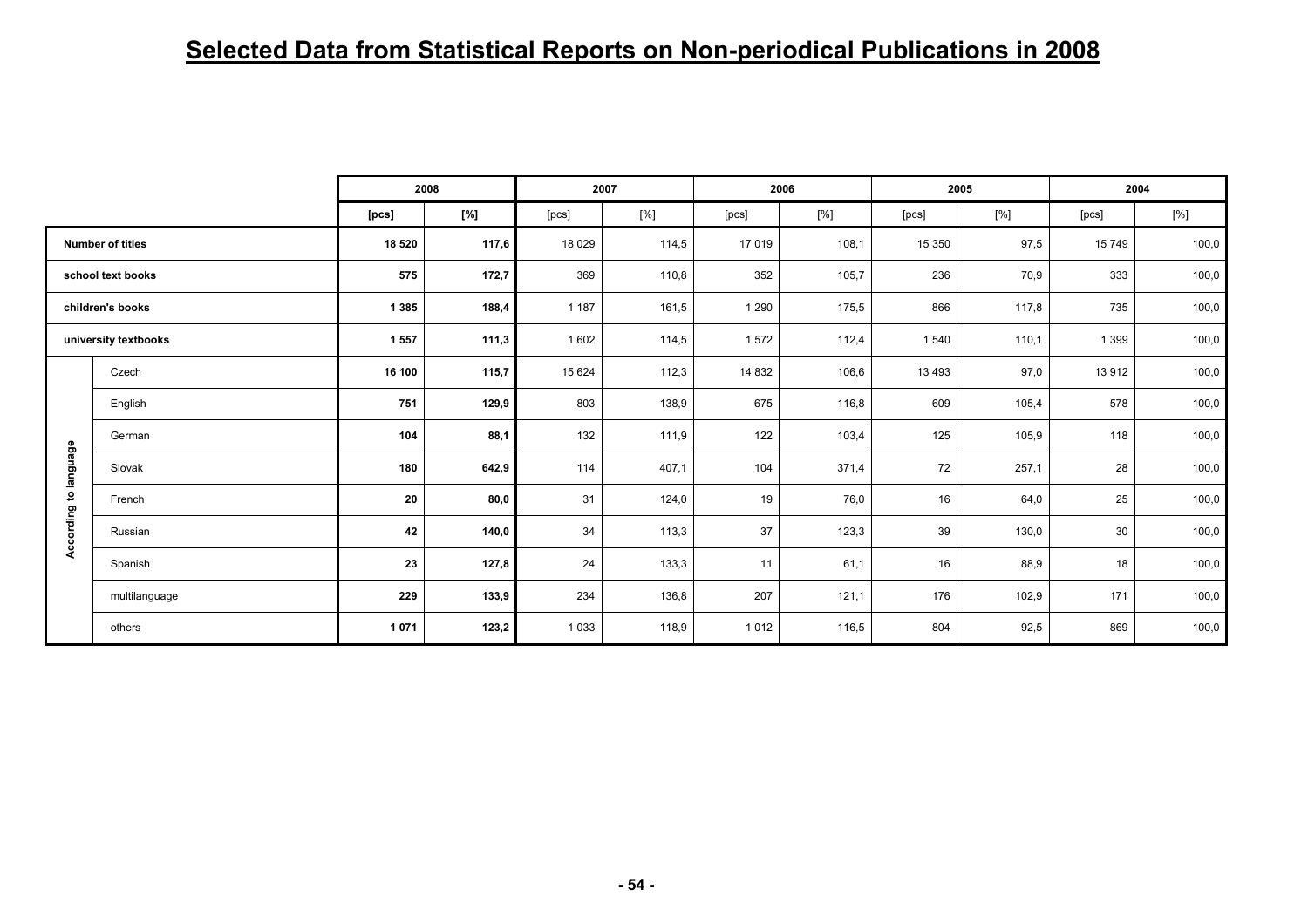# Selected Data from Statistical Reports on Non-periodical Publications in 2008

| | | 2008 | | 2007 | | 2006 | | 2005 | | 2004 | |
|---|---|---|---|---|---|---|---|---|---|---|---|
| | | [pcs] | [%] | [pcs] | [%] | [pcs] | [%] | [pcs] | [%] | [pcs] | [%] |
| Number of titles | | 18 520 | 117,6 | 18 029 | 114,5 | 17 019 | 108,1 | 15 350 | 97,5 | 15 749 | 100,0 |
| school text books | | 575 | 172,7 | 369 | 110,8 | 352 | 105,7 | 236 | 70,9 | 333 | 100,0 |
| children's books | | 1 385 | 188,4 | 1 187 | 161,5 | 1 290 | 175,5 | 866 | 117,8 | 735 | 100,0 |
| university textbooks | | 1 557 | 111,3 | 1 602 | 114,5 | 1 572 | 112,4 | 1 540 | 110,1 | 1 399 | 100,0 |
| According to language | Czech | 16 100 | 115,7 | 15 624 | 112,3 | 14 832 | 106,6 | 13 493 | 97,0 | 13 912 | 100,0 |
| | English | 751 | 129,9 | 803 | 138,9 | 675 | 116,8 | 609 | 105,4 | 578 | 100,0 |
| | German | 104 | 88,1 | 132 | 111,9 | 122 | 103,4 | 125 | 105,9 | 118 | 100,0 |
| | Slovak | 180 | 642,9 | 114 | 407,1 | 104 | 371,4 | 72 | 257,1 | 28 | 100,0 |
| | French | 20 | 80,0 | 31 | 124,0 | 19 | 76,0 | 16 | 64,0 | 25 | 100,0 |
| | Russian | 42 | 140,0 | 34 | 113,3 | 37 | 123,3 | 39 | 130,0 | 30 | 100,0 |
| | Spanish | 23 | 127,8 | 24 | 133,3 | 11 | 61,1 | 16 | 88,9 | 18 | 100,0 |
| | multilanguage | 229 | 133,9 | 234 | 136,8 | 207 | 121,1 | 176 | 102,9 | 171 | 100,0 |
| | others | 1 071 | 123,2 | 1 033 | 118,9 | 1 012 | 116,5 | 804 | 92,5 | 869 | 100,0 |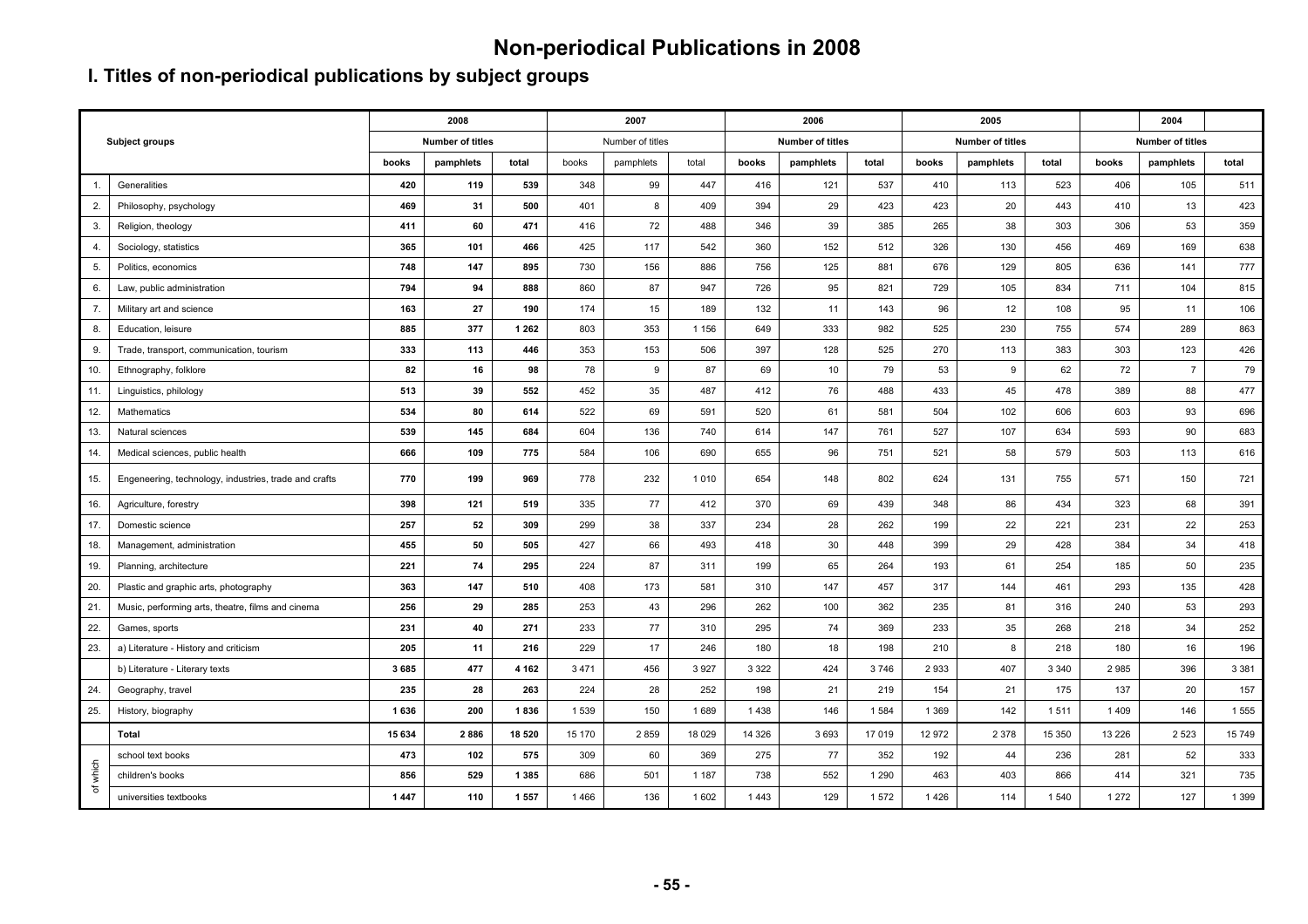# Non-periodical Publications in 2008

## I. Titles of non-periodical publications by subject groups

| | Subject groups | 2008 | | | 2007 | | | 2006 | | | 2005 | | | 2004 | | |
|---|---|---|---|---|---|---|---|---|---|---|---|---|---|---|---|---|
| | | Number of titles | | | Number of titles | | | Number of titles | | | Number of titles | | | Number of titles | | |
| | | books | pamphlets | total | books | pamphlets | total | books | pamphlets | total | books | pamphlets | total | books | pamphlets | total |
| 1. | Generalities | 420 | 119 | 539 | 348 | 99 | 447 | 416 | 121 | 537 | 410 | 113 | 523 | 406 | 105 | 511 |
| 2. | Philosophy, psychology | 469 | 31 | 500 | 401 | 8 | 409 | 394 | 29 | 423 | 423 | 20 | 443 | 410 | 13 | 423 |
| 3. | Religion, theology | 411 | 60 | 471 | 416 | 72 | 488 | 346 | 39 | 385 | 265 | 38 | 303 | 306 | 53 | 359 |
| 4. | Sociology, statistics | 365 | 101 | 466 | 425 | 117 | 542 | 360 | 152 | 512 | 326 | 130 | 456 | 469 | 169 | 638 |
| 5. | Politics, economics | 748 | 147 | 895 | 730 | 156 | 886 | 756 | 125 | 881 | 676 | 129 | 805 | 636 | 141 | 777 |
| 6. | Law, public administration | 794 | 94 | 888 | 860 | 87 | 947 | 726 | 95 | 821 | 729 | 105 | 834 | 711 | 104 | 815 |
| 7. | Military art and science | 163 | 27 | 190 | 174 | 15 | 189 | 132 | 11 | 143 | 96 | 12 | 108 | 95 | 11 | 106 |
| 8. | Education, leisure | 885 | 377 | 1 262 | 803 | 353 | 1 156 | 649 | 333 | 982 | 525 | 230 | 755 | 574 | 289 | 863 |
| 9. | Trade, transport, communication, tourism | 333 | 113 | 446 | 353 | 153 | 506 | 397 | 128 | 525 | 270 | 113 | 383 | 303 | 123 | 426 |
| 10. | Ethnography, folklore | 82 | 16 | 98 | 78 | 9 | 87 | 69 | 10 | 79 | 53 | 9 | 62 | 72 | 7 | 79 |
| 11. | Linguistics, philology | 513 | 39 | 552 | 452 | 35 | 487 | 412 | 76 | 488 | 433 | 45 | 478 | 389 | 88 | 477 |
| 12. | Mathematics | 534 | 80 | 614 | 522 | 69 | 591 | 520 | 61 | 581 | 504 | 102 | 606 | 603 | 93 | 696 |
| 13. | Natural sciences | 539 | 145 | 684 | 604 | 136 | 740 | 614 | 147 | 761 | 527 | 107 | 634 | 593 | 90 | 683 |
| 14. | Medical sciences, public health | 666 | 109 | 775 | 584 | 106 | 690 | 655 | 96 | 751 | 521 | 58 | 579 | 503 | 113 | 616 |
| 15. | Engeneering, technology, industries, trade and crafts | 770 | 199 | 969 | 778 | 232 | 1 010 | 654 | 148 | 802 | 624 | 131 | 755 | 571 | 150 | 721 |
| 16. | Agriculture, forestry | 398 | 121 | 519 | 335 | 77 | 412 | 370 | 69 | 439 | 348 | 86 | 434 | 323 | 68 | 391 |
| 17. | Domestic science | 257 | 52 | 309 | 299 | 38 | 337 | 234 | 28 | 262 | 199 | 22 | 221 | 231 | 22 | 253 |
| 18. | Management, administration | 455 | 50 | 505 | 427 | 66 | 493 | 418 | 30 | 448 | 399 | 29 | 428 | 384 | 34 | 418 |
| 19. | Planning, architecture | 221 | 74 | 295 | 224 | 87 | 311 | 199 | 65 | 264 | 193 | 61 | 254 | 185 | 50 | 235 |
| 20. | Plastic and graphic arts, photography | 363 | 147 | 510 | 408 | 173 | 581 | 310 | 147 | 457 | 317 | 144 | 461 | 293 | 135 | 428 |
| 21. | Music, performing arts, theatre, films and cinema | 256 | 29 | 285 | 253 | 43 | 296 | 262 | 100 | 362 | 235 | 81 | 316 | 240 | 53 | 293 |
| 22. | Games, sports | 231 | 40 | 271 | 233 | 77 | 310 | 295 | 74 | 369 | 233 | 35 | 268 | 218 | 34 | 252 |
| 23. | a) Literature - History and criticism | 205 | 11 | 216 | 229 | 17 | 246 | 180 | 18 | 198 | 210 | 8 | 218 | 180 | 16 | 196 |
| | b) Literature - Literary texts | 3 685 | 477 | 4 162 | 3 471 | 456 | 3 927 | 3 322 | 424 | 3 746 | 2 933 | 407 | 3 340 | 2 985 | 396 | 3 381 |
| 24. | Geography, travel | 235 | 28 | 263 | 224 | 28 | 252 | 198 | 21 | 219 | 154 | 21 | 175 | 137 | 20 | 157 |
| 25. | History, biography | 1 636 | 200 | 1 836 | 1 539 | 150 | 1 689 | 1 438 | 146 | 1 584 | 1 369 | 142 | 1 511 | 1 409 | 146 | 1 555 |
| | Total | 15 634 | 2 886 | 18 520 | 15 170 | 2 859 | 18 029 | 14 326 | 3 693 | 17 019 | 12 972 | 2 378 | 15 350 | 13 226 | 2 523 | 15 749 |
| of which | school text books | 473 | 102 | 575 | 309 | 60 | 369 | 275 | 77 | 352 | 192 | 44 | 236 | 281 | 52 | 333 |
| | children's books | 856 | 529 | 1 385 | 686 | 501 | 1 187 | 738 | 552 | 1 290 | 463 | 403 | 866 | 414 | 321 | 735 |
| | universities textbooks | 1 447 | 110 | 1 557 | 1 466 | 136 | 1 602 | 1 443 | 129 | 1 572 | 1 426 | 114 | 1 540 | 1 272 | 127 | 1 399 |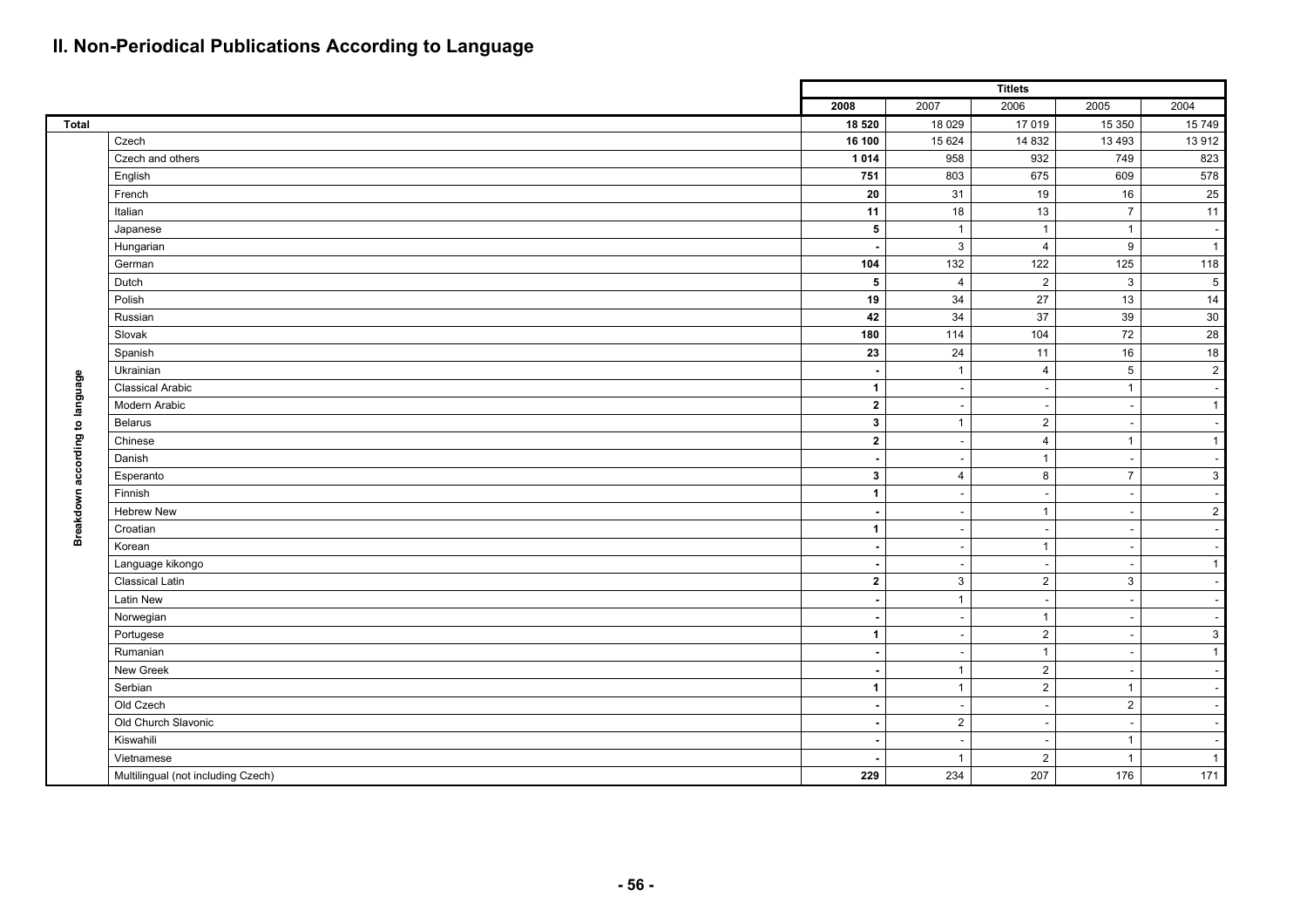## II. Non-Periodical Publications According to Language

| | | Titlets | | | | |
|---|---|---|---|---|---|---|
| | | **2008** | 2007 | 2006 | 2005 | 2004 |
| **Total** | | **18 520** | 18 029 | 17 019 | 15 350 | 15 749 |
| **Breakdown according to language** | Czech | **16 100** | 15 624 | 14 832 | 13 493 | 13 912 |
| | Czech and others | **1 014** | 958 | 932 | 749 | 823 |
| | English | **751** | 803 | 675 | 609 | 578 |
| | French | **20** | 31 | 19 | 16 | 25 |
| | Italian | **11** | 18 | 13 | 7 | 11 |
| | Japanese | **5** | 1 | 1 | 1 | - |
| | Hungarian | **-** | 3 | 4 | 9 | 1 |
| | German | **104** | 132 | 122 | 125 | 118 |
| | Dutch | **5** | 4 | 2 | 3 | 5 |
| | Polish | **19** | 34 | 27 | 13 | 14 |
| | Russian | **42** | 34 | 37 | 39 | 30 |
| | Slovak | **180** | 114 | 104 | 72 | 28 |
| | Spanish | **23** | 24 | 11 | 16 | 18 |
| | Ukrainian | **-** | 1 | 4 | 5 | 2 |
| | Classical Arabic | **1** | - | - | 1 | - |
| | Modern Arabic | **2** | - | - | - | 1 |
| | Belarus | **3** | 1 | 2 | - | - |
| | Chinese | **2** | - | 4 | 1 | 1 |
| | Danish | **-** | - | 1 | - | - |
| | Esperanto | **3** | 4 | 8 | 7 | 3 |
| | Finnish | **1** | - | - | - | - |
| | Hebrew New | **-** | - | 1 | - | 2 |
| | Croatian | **1** | - | - | - | - |
| | Korean | **-** | - | 1 | - | - |
| | Language kikongo | **-** | - | - | - | 1 |
| | Classical Latin | **2** | 3 | 2 | 3 | - |
| | Latin New | **-** | 1 | - | - | - |
| | Norwegian | **-** | - | 1 | - | - |
| | Portugese | **1** | - | 2 | - | 3 |
| | Rumanian | **-** | - | 1 | - | 1 |
| | New Greek | **-** | 1 | 2 | - | - |
| | Serbian | **1** | 1 | 2 | 1 | - |
| | Old Czech | **-** | - | - | 2 | - |
| | Old Church Slavonic | **-** | 2 | - | - | - |
| | Kiswahili | **-** | - | - | 1 | - |
| | Vietnamese | **-** | 1 | 2 | 1 | 1 |
| | Multilingual (not including Czech) | **229** | 234 | 207 | 176 | 171 |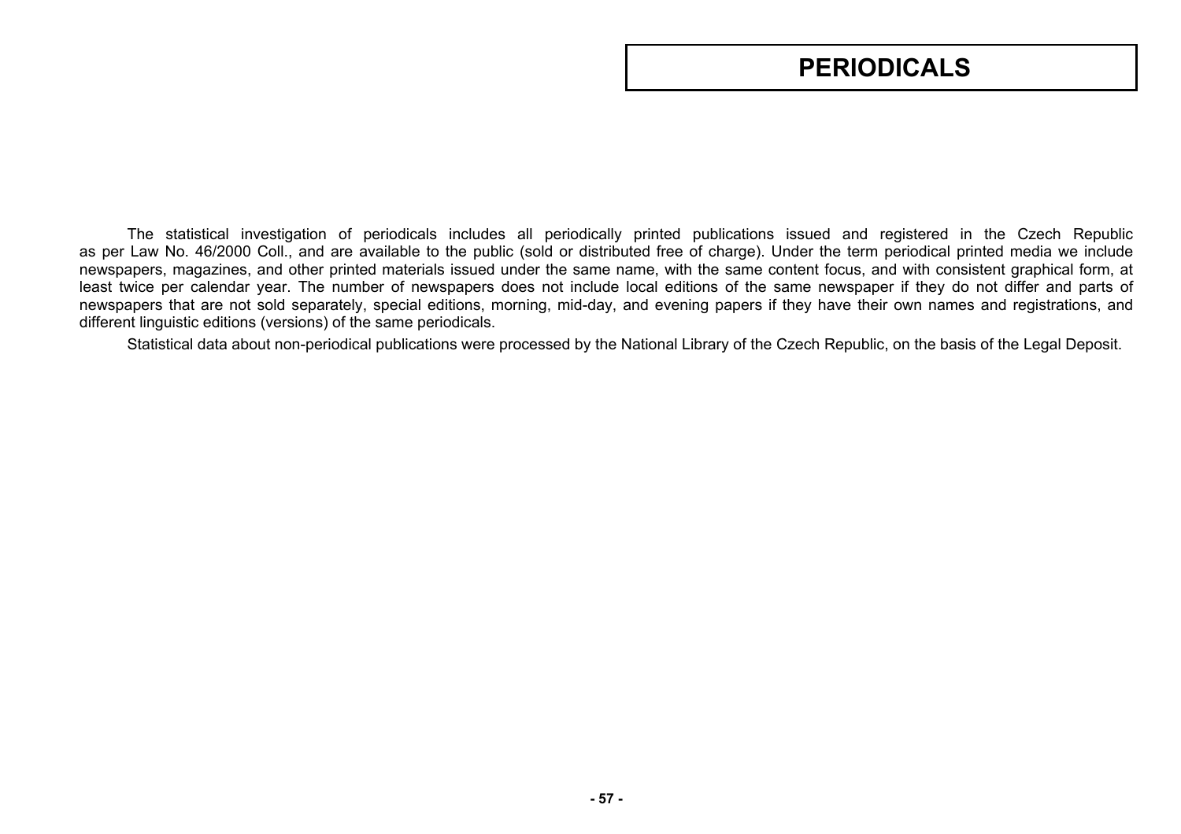# PERIODICALS

The statistical investigation of periodicals includes all periodically printed publications issued and registered in the Czech Republic as per Law No. 46/2000 Coll., and are available to the public (sold or distributed free of charge). Under the term periodical printed media we include newspapers, magazines, and other printed materials issued under the same name, with the same content focus, and with consistent graphical form, at least twice per calendar year. The number of newspapers does not include local editions of the same newspaper if they do not differ and parts of newspapers that are not sold separately, special editions, morning, mid-day, and evening papers if they have their own names and registrations, and different linguistic editions (versions) of the same periodicals.

Statistical data about non-periodical publications were processed by the National Library of the Czech Republic, on the basis of the Legal Deposit.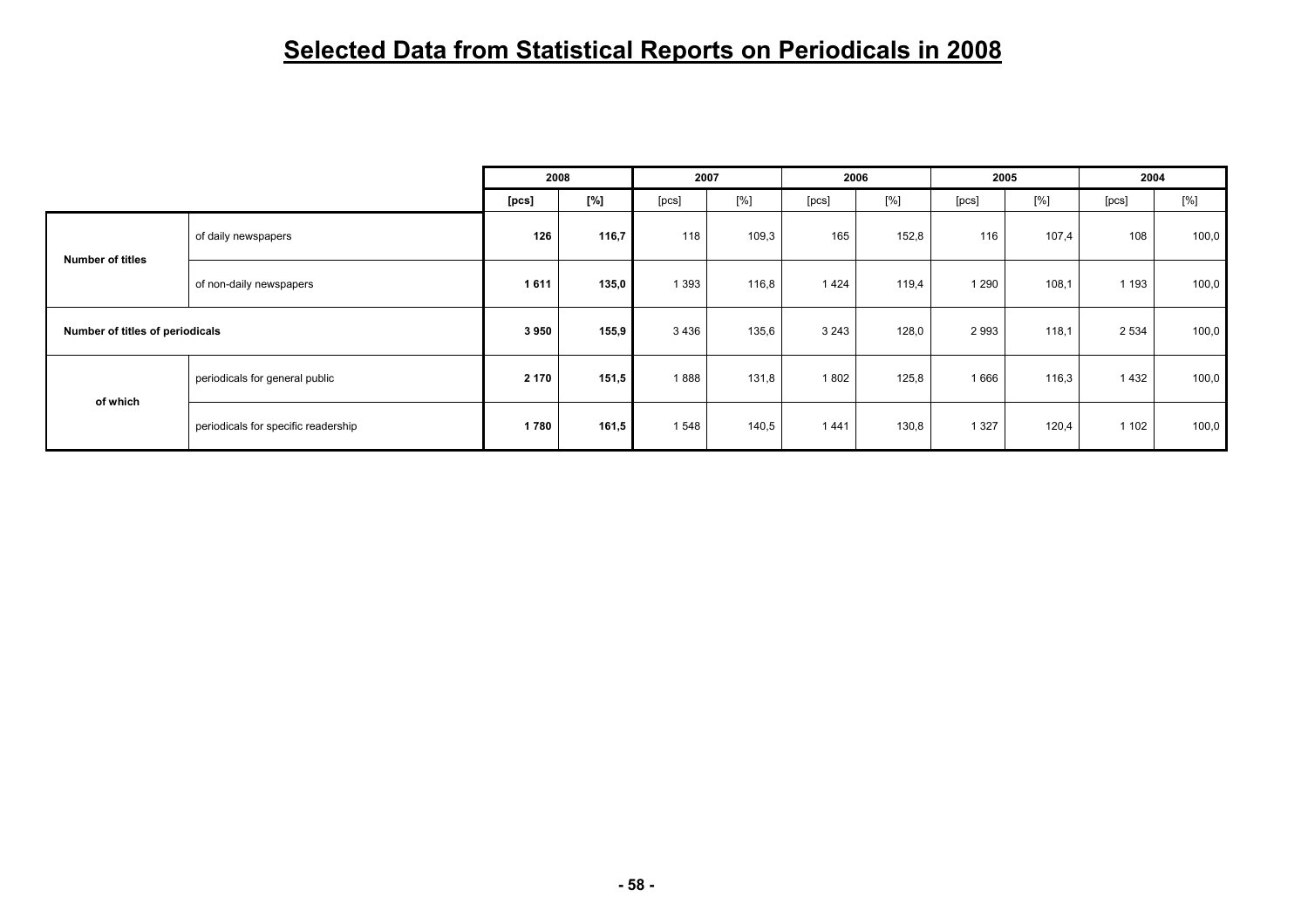# Selected Data from Statistical Reports on Periodicals in 2008

| | | 2008 | | 2007 | | 2006 | | 2005 | | 2004 | |
|---|---|---|---|---|---|---|---|---|---|---|---|
| | | **[pcs]** | **[%]** | [pcs] | [%] | [pcs] | [%] | [pcs] | [%] | [pcs] | [%] |
| **Number of titles** | of daily newspapers | **126** | **116,7** | 118 | 109,3 | 165 | 152,8 | 116 | 107,4 | 108 | 100,0 |
| | of non-daily newspapers | **1 611** | **135,0** | 1 393 | 116,8 | 1 424 | 119,4 | 1 290 | 108,1 | 1 193 | 100,0 |
| **Number of titles of periodicals** | | **3 950** | **155,9** | 3 436 | 135,6 | 3 243 | 128,0 | 2 993 | 118,1 | 2 534 | 100,0 |
| **of which** | periodicals for general public | **2 170** | **151,5** | 1 888 | 131,8 | 1 802 | 125,8 | 1 666 | 116,3 | 1 432 | 100,0 |
| | periodicals for specific readership | **1 780** | **161,5** | 1 548 | 140,5 | 1 441 | 130,8 | 1 327 | 120,4 | 1 102 | 100,0 |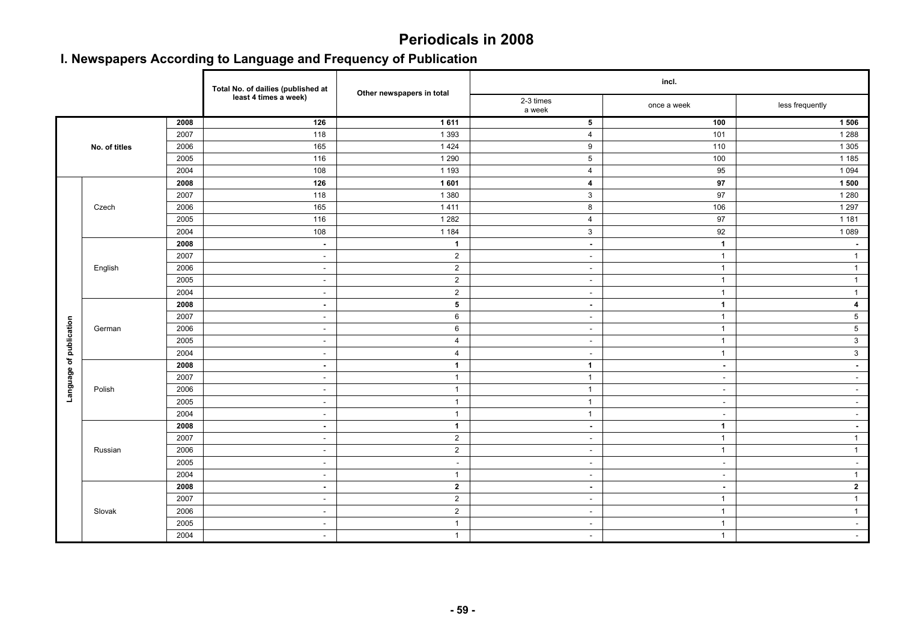# Periodicals in 2008

## I. Newspapers According to Language and Frequency of Publication

| | | | Total No. of dailies (published at least 4 times a week) | Other newspapers in total | incl. | | |
|---|---|---|---|---|---|---|---|
| | | | | | 2-3 times a week | once a week | less frequently |
| No. of titles | | **2008** | **126** | **1 611** | **5** | **100** | **1 506** |
| | | 2007 | 118 | 1 393 | 4 | 101 | 1 288 |
| | | 2006 | 165 | 1 424 | 9 | 110 | 1 305 |
| | | 2005 | 116 | 1 290 | 5 | 100 | 1 185 |
| | | 2004 | 108 | 1 193 | 4 | 95 | 1 094 |
| Language of publication | Czech | **2008** | **126** | **1 601** | **4** | **97** | **1 500** |
| | | 2007 | 118 | 1 380 | 3 | 97 | 1 280 |
| | | 2006 | 165 | 1 411 | 8 | 106 | 1 297 |
| | | 2005 | 116 | 1 282 | 4 | 97 | 1 181 |
| | | 2004 | 108 | 1 184 | 3 | 92 | 1 089 |
| | English | **2008** | **-** | **1** | **-** | **1** | **-** |
| | | 2007 | - | 2 | - | 1 | 1 |
| | | 2006 | - | 2 | - | 1 | 1 |
| | | 2005 | - | 2 | - | 1 | 1 |
| | | 2004 | - | 2 | - | 1 | 1 |
| | German | **2008** | **-** | **5** | **-** | **1** | **4** |
| | | 2007 | - | 6 | - | 1 | 5 |
| | | 2006 | - | 6 | - | 1 | 5 |
| | | 2005 | - | 4 | - | 1 | 3 |
| | | 2004 | - | 4 | - | 1 | 3 |
| | Polish | **2008** | **-** | **1** | **1** | **-** | **-** |
| | | 2007 | - | 1 | 1 | - | - |
| | | 2006 | - | 1 | 1 | - | - |
| | | 2005 | - | 1 | 1 | - | - |
| | | 2004 | - | 1 | 1 | - | - |
| | Russian | **2008** | **-** | **1** | **-** | **1** | **-** |
| | | 2007 | - | 2 | - | 1 | 1 |
| | | 2006 | - | 2 | - | 1 | 1 |
| | | 2005 | - | - | - | - | - |
| | | 2004 | - | 1 | - | - | 1 |
| | Slovak | **2008** | **-** | **2** | **-** | **-** | **2** |
| | | 2007 | - | 2 | - | 1 | 1 |
| | | 2006 | - | 2 | - | 1 | 1 |
| | | 2005 | - | 1 | - | 1 | - |
| | | 2004 | - | 1 | - | 1 | - |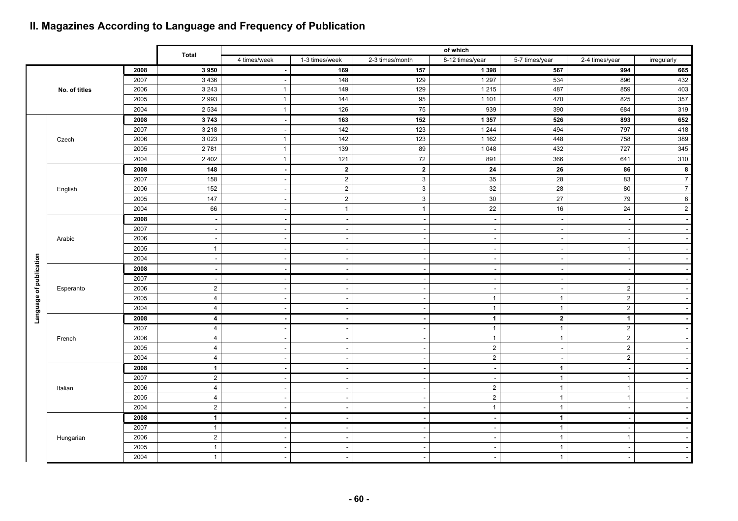## II. Magazines According to Language and Frequency of Publication

| | | | Total | of which | | | | | | |
|---|---|---|---|---|---|---|---|---|---|---|
| | | | | 4 times/week | 1-3 times/week | 2-3 times/month | 8-12 times/year | 5-7 times/year | 2-4 times/year | irregularly |
| No. of titles | | **2008** | **3 950** | **-** | **169** | **157** | **1 398** | **567** | **994** | **665** |
| | | 2007 | 3 436 | - | 148 | 129 | 1 297 | 534 | 896 | 432 |
| | | 2006 | 3 243 | 1 | 149 | 129 | 1 215 | 487 | 859 | 403 |
| | | 2005 | 2 993 | 1 | 144 | 95 | 1 101 | 470 | 825 | 357 |
| | | 2004 | 2 534 | 1 | 126 | 75 | 939 | 390 | 684 | 319 |
| Language of publication | Czech | **2008** | **3 743** | **-** | **163** | **152** | **1 357** | **526** | **893** | **652** |
| | | 2007 | 3 218 | - | 142 | 123 | 1 244 | 494 | 797 | 418 |
| | | 2006 | 3 023 | 1 | 142 | 123 | 1 162 | 448 | 758 | 389 |
| | | 2005 | 2 781 | 1 | 139 | 89 | 1 048 | 432 | 727 | 345 |
| | | 2004 | 2 402 | 1 | 121 | 72 | 891 | 366 | 641 | 310 |
| | English | **2008** | **148** | **-** | **2** | **2** | **24** | **26** | **86** | **8** |
| | | 2007 | 158 | - | 2 | 3 | 35 | 28 | 83 | 7 |
| | | 2006 | 152 | - | 2 | 3 | 32 | 28 | 80 | 7 |
| | | 2005 | 147 | - | 2 | 3 | 30 | 27 | 79 | 6 |
| | | 2004 | 66 | - | 1 | 1 | 22 | 16 | 24 | 2 |
| | Arabic | **2008** | **-** | **-** | **-** | **-** | **-** | **-** | **-** | **-** |
| | | 2007 | - | - | - | - | - | - | - | - |
| | | 2006 | - | - | - | - | - | - | - | - |
| | | 2005 | 1 | - | - | - | - | - | 1 | - |
| | | 2004 | - | - | - | - | - | - | - | - |
| | Esperanto | **2008** | **-** | **-** | **-** | **-** | **-** | **-** | **-** | **-** |
| | | 2007 | - | - | - | - | - | - | - | - |
| | | 2006 | 2 | - | - | - | - | - | 2 | - |
| | | 2005 | 4 | - | - | - | 1 | 1 | 2 | - |
| | | 2004 | 4 | - | - | - | 1 | 1 | 2 | - |
| | French | **2008** | **4** | **-** | **-** | **-** | **1** | **2** | **1** | **-** |
| | | 2007 | 4 | - | - | - | 1 | 1 | 2 | - |
| | | 2006 | 4 | - | - | - | 1 | 1 | 2 | - |
| | | 2005 | 4 | - | - | - | 2 | - | 2 | - |
| | | 2004 | 4 | - | - | - | 2 | - | 2 | - |
| | Italian | **2008** | **1** | **-** | **-** | **-** | **-** | **1** | **-** | **-** |
| | | 2007 | 2 | - | - | - | - | 1 | 1 | - |
| | | 2006 | 4 | - | - | - | 2 | 1 | 1 | - |
| | | 2005 | 4 | - | - | - | 2 | 1 | 1 | - |
| | | 2004 | 2 | - | - | - | 1 | 1 | - | - |
| | Hungarian | **2008** | **1** | **-** | **-** | **-** | **-** | **1** | **-** | **-** |
| | | 2007 | 1 | - | - | - | - | 1 | - | - |
| | | 2006 | 2 | - | - | - | - | 1 | 1 | - |
| | | 2005 | 1 | - | - | - | - | 1 | - | - |
| | | 2004 | 1 | - | - | - | - | 1 | - | - |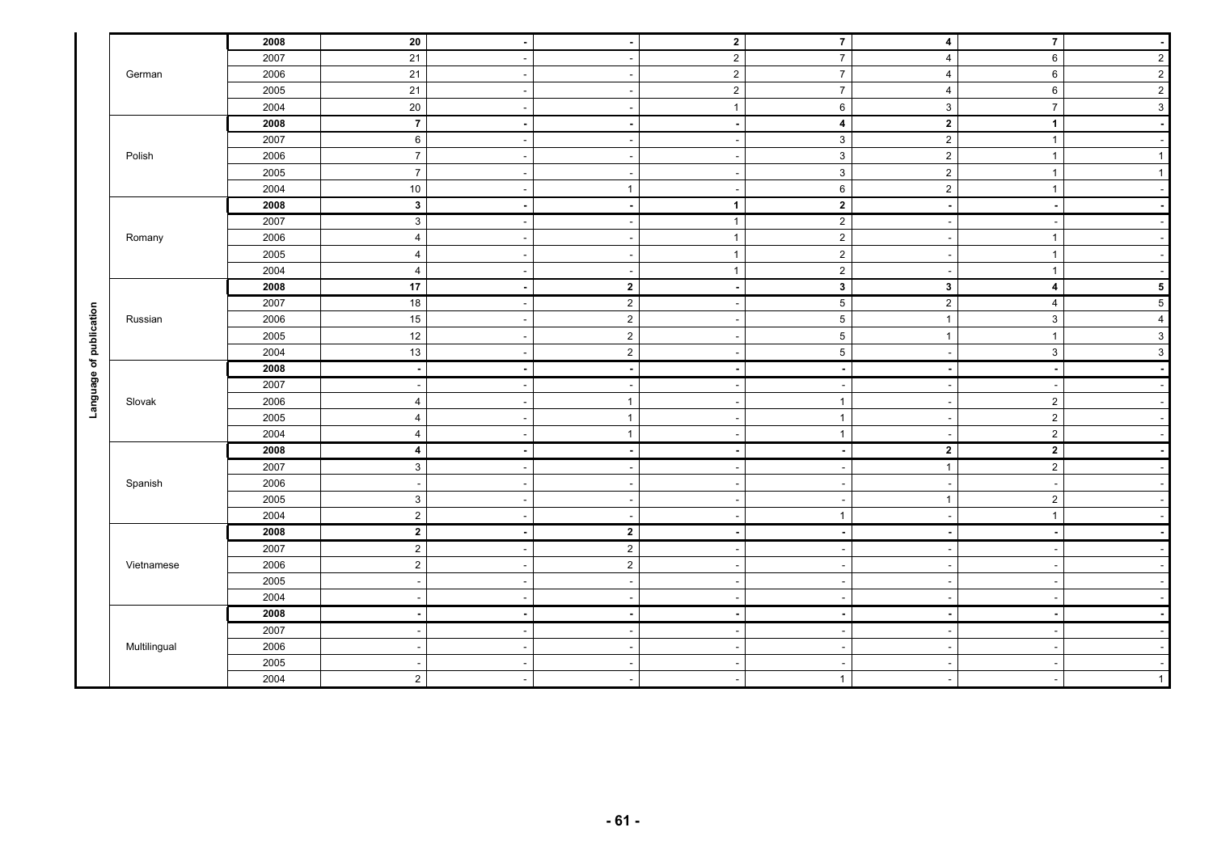| | | | | | | | | | |
|---|---|---|---|---|---|---|---|---|---|
| Language of publication | German | **2008** | **20** | **-** | **-** | **2** | **7** | **4** | **7** | **-** |
| | | 2007 | 21 | - | - | 2 | 7 | 4 | 6 | 2 |
| | | 2006 | 21 | - | - | 2 | 7 | 4 | 6 | 2 |
| | | 2005 | 21 | - | - | 2 | 7 | 4 | 6 | 2 |
| | | 2004 | 20 | - | - | 1 | 6 | 3 | 7 | 3 |
| | Polish | **2008** | **7** | **-** | **-** | **-** | **4** | **2** | **1** | **-** |
| | | 2007 | 6 | - | - | - | 3 | 2 | 1 | - |
| | | 2006 | 7 | - | - | - | 3 | 2 | 1 | 1 |
| | | 2005 | 7 | - | - | - | 3 | 2 | 1 | 1 |
| | | 2004 | 10 | - | 1 | - | 6 | 2 | 1 | - |
| | Romany | **2008** | **3** | **-** | **-** | **1** | **2** | **-** | **-** | **-** |
| | | 2007 | 3 | - | - | 1 | 2 | - | - | - |
| | | 2006 | 4 | - | - | 1 | 2 | - | 1 | - |
| | | 2005 | 4 | - | - | 1 | 2 | - | 1 | - |
| | | 2004 | 4 | - | - | 1 | 2 | - | 1 | - |
| | Russian | **2008** | **17** | **-** | **2** | **-** | **3** | **3** | **4** | **5** |
| | | 2007 | 18 | - | 2 | - | 5 | 2 | 4 | 5 |
| | | 2006 | 15 | - | 2 | - | 5 | 1 | 3 | 4 |
| | | 2005 | 12 | - | 2 | - | 5 | 1 | 1 | 3 |
| | | 2004 | 13 | - | 2 | - | 5 | - | 3 | 3 |
| | Slovak | **2008** | **-** | **-** | **-** | **-** | **-** | **-** | **-** | **-** |
| | | 2007 | - | - | - | - | - | - | - | - |
| | | 2006 | 4 | - | 1 | - | 1 | - | 2 | - |
| | | 2005 | 4 | - | 1 | - | 1 | - | 2 | - |
| | | 2004 | 4 | - | 1 | - | 1 | - | 2 | - |
| | Spanish | **2008** | **4** | **-** | **-** | **-** | **-** | **2** | **2** | **-** |
| | | 2007 | 3 | - | - | - | - | 1 | 2 | - |
| | | 2006 | - | - | - | - | - | - | - | - |
| | | 2005 | 3 | - | - | - | - | 1 | 2 | - |
| | | 2004 | 2 | - | - | - | 1 | - | 1 | - |
| | Vietnamese | **2008** | **2** | **-** | **2** | **-** | **-** | **-** | **-** | **-** |
| | | 2007 | 2 | - | 2 | - | - | - | - | - |
| | | 2006 | 2 | - | 2 | - | - | - | - | - |
| | | 2005 | - | - | - | - | - | - | - | - |
| | | 2004 | - | - | - | - | - | - | - | - |
| | Multilingual | **2008** | **-** | **-** | **-** | **-** | **-** | **-** | **-** | **-** |
| | | 2007 | - | - | - | - | - | - | - | - |
| | | 2006 | - | - | - | - | - | - | - | - |
| | | 2005 | - | - | - | - | - | - | - | - |
| | | 2004 | 2 | - | - | - | 1 | - | - | 1 |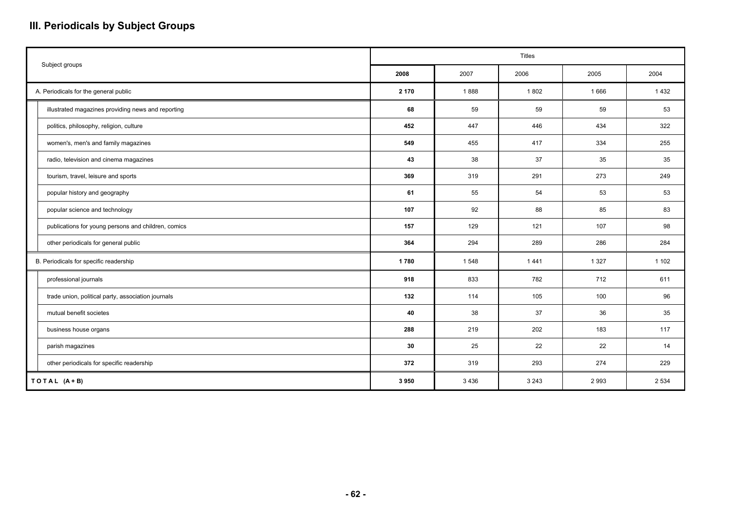## III. Periodicals by Subject Groups

| Subject groups | Titles | | | | |
|---|---|---|---|---|---|
| | **2008** | 2007 | 2006 | 2005 | 2004 |
| A. Periodicals for the general public | **2 170** | 1 888 | 1 802 | 1 666 | 1 432 |
| illustrated magazines providing news and reporting | **68** | 59 | 59 | 59 | 53 |
| politics, philosophy, religion, culture | **452** | 447 | 446 | 434 | 322 |
| women's, men's and family magazines | **549** | 455 | 417 | 334 | 255 |
| radio, television and cinema magazines | **43** | 38 | 37 | 35 | 35 |
| tourism, travel, leisure and sports | **369** | 319 | 291 | 273 | 249 |
| popular history and geography | **61** | 55 | 54 | 53 | 53 |
| popular science and technology | **107** | 92 | 88 | 85 | 83 |
| publications for young persons and children, comics | **157** | 129 | 121 | 107 | 98 |
| other periodicals for general public | **364** | 294 | 289 | 286 | 284 |
| B. Periodicals for specific readership | **1 780** | 1 548 | 1 441 | 1 327 | 1 102 |
| professional journals | **918** | 833 | 782 | 712 | 611 |
| trade union, political party, association journals | **132** | 114 | 105 | 100 | 96 |
| mutual benefit societes | **40** | 38 | 37 | 36 | 35 |
| business house organs | **288** | 219 | 202 | 183 | 117 |
| parish magazines | **30** | 25 | 22 | 22 | 14 |
| other periodicals for specific readership | **372** | 319 | 293 | 274 | 229 |
| **T O T A L (A + B)** | **3 950** | 3 436 | 3 243 | 2 993 | 2 534 |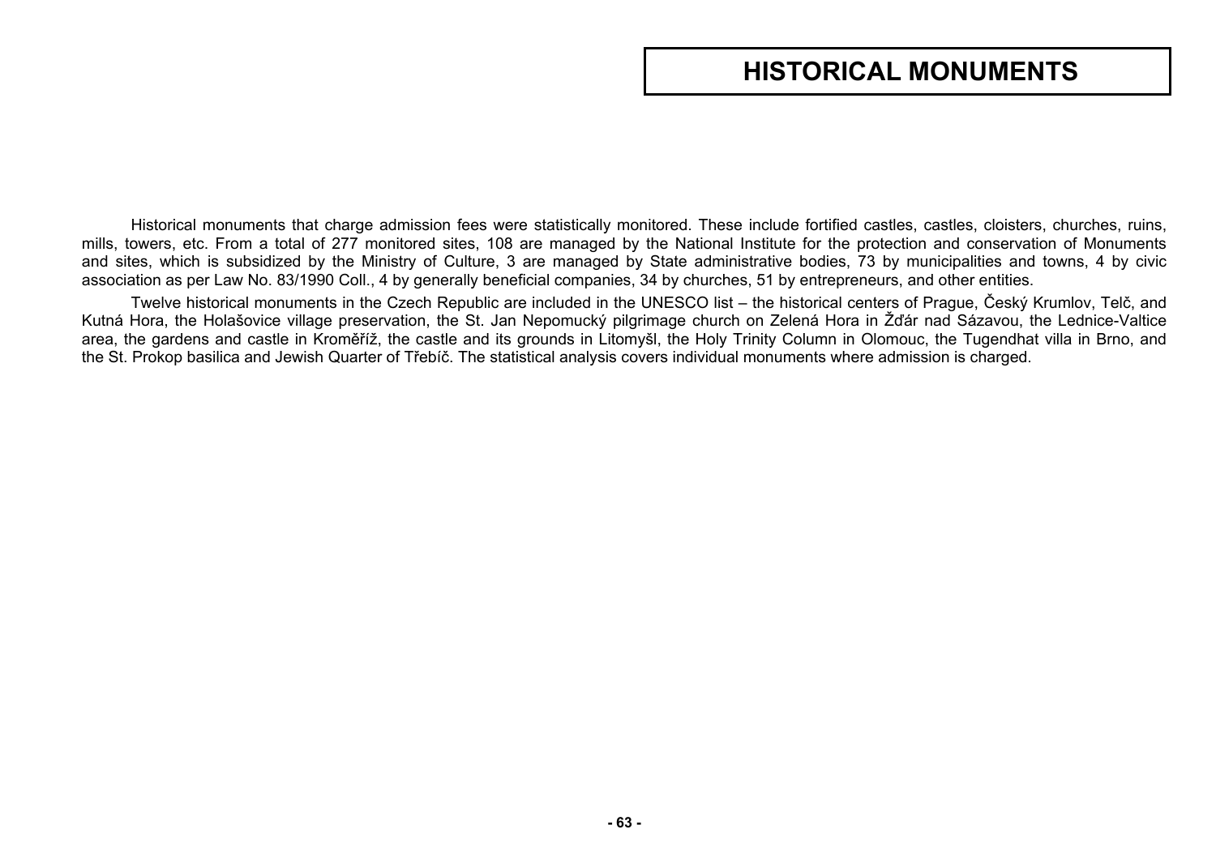# HISTORICAL MONUMENTS

Historical monuments that charge admission fees were statistically monitored. These include fortified castles, castles, cloisters, churches, ruins, mills, towers, etc. From a total of 277 monitored sites, 108 are managed by the National Institute for the protection and conservation of Monuments and sites, which is subsidized by the Ministry of Culture, 3 are managed by State administrative bodies, 73 by municipalities and towns, 4 by civic association as per Law No. 83/1990 Coll., 4 by generally beneficial companies, 34 by churches, 51 by entrepreneurs, and other entities.

Twelve historical monuments in the Czech Republic are included in the UNESCO list – the historical centers of Prague, Český Krumlov, Telč, and Kutná Hora, the Holašovice village preservation, the St. Jan Nepomucký pilgrimage church on Zelená Hora in Žďár nad Sázavou, the Lednice-Valtice area, the gardens and castle in Kroměříž, the castle and its grounds in Litomyšl, the Holy Trinity Column in Olomouc, the Tugendhat villa in Brno, and the St. Prokop basilica and Jewish Quarter of Třebíč. The statistical analysis covers individual monuments where admission is charged.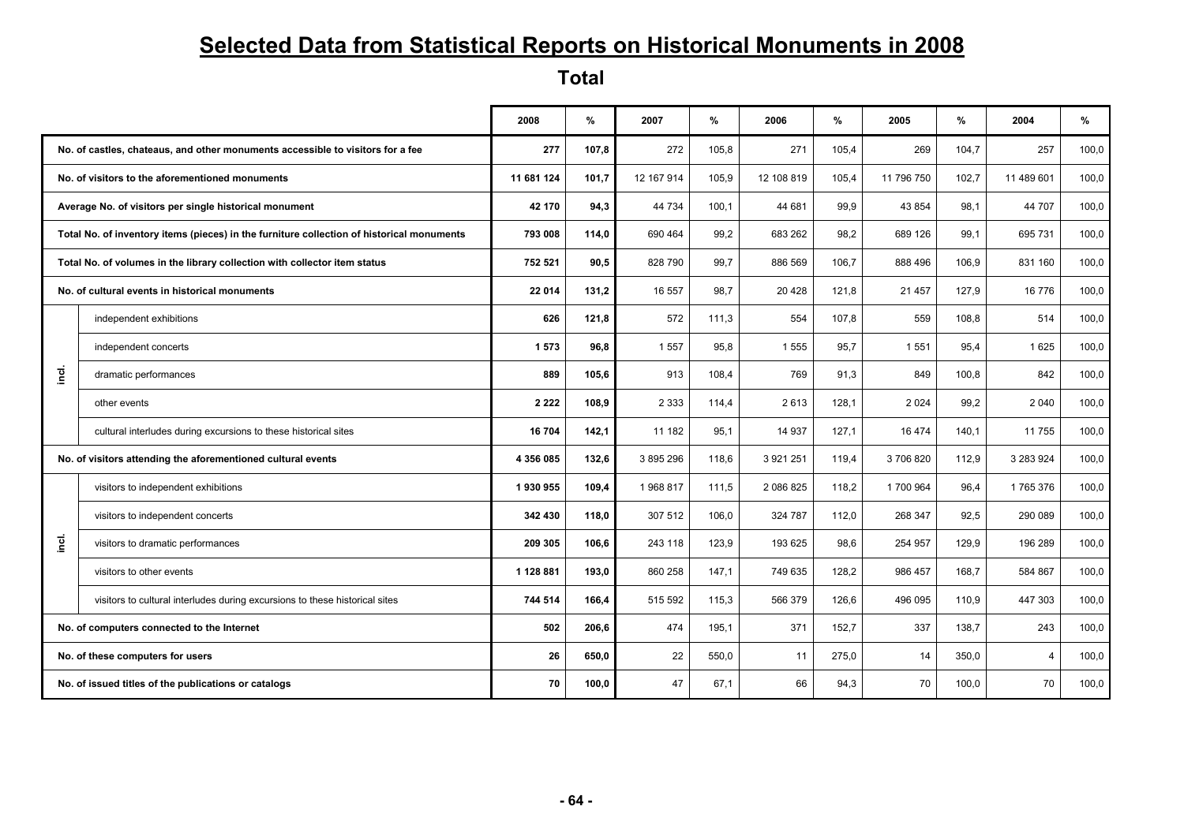# Selected Data from Statistical Reports on Historical Monuments in 2008

## Total

| | | 2008 | % | 2007 | % | 2006 | % | 2005 | % | 2004 | % |
|---|---|---|---|---|---|---|---|---|---|---|---|
| No. of castles, chateaus, and other monuments accessible to visitors for a fee | | **277** | **107,8** | 272 | 105,8 | 271 | 105,4 | 269 | 104,7 | 257 | 100,0 |
| No. of visitors to the aforementioned monuments | | **11 681 124** | **101,7** | 12 167 914 | 105,9 | 12 108 819 | 105,4 | 11 796 750 | 102,7 | 11 489 601 | 100,0 |
| Average No. of visitors per single historical monument | | **42 170** | **94,3** | 44 734 | 100,1 | 44 681 | 99,9 | 43 854 | 98,1 | 44 707 | 100,0 |
| Total No. of inventory items (pieces) in the furniture collection of historical monuments | | **793 008** | **114,0** | 690 464 | 99,2 | 683 262 | 98,2 | 689 126 | 99,1 | 695 731 | 100,0 |
| Total No. of volumes in the library collection with collector item status | | **752 521** | **90,5** | 828 790 | 99,7 | 886 569 | 106,7 | 888 496 | 106,9 | 831 160 | 100,0 |
| No. of cultural events in historical monuments | | **22 014** | **131,2** | 16 557 | 98,7 | 20 428 | 121,8 | 21 457 | 127,9 | 16 776 | 100,0 |
| incl. | independent exhibitions | **626** | **121,8** | 572 | 111,3 | 554 | 107,8 | 559 | 108,8 | 514 | 100,0 |
| | independent concerts | **1 573** | **96,8** | 1 557 | 95,8 | 1 555 | 95,7 | 1 551 | 95,4 | 1 625 | 100,0 |
| | dramatic performances | **889** | **105,6** | 913 | 108,4 | 769 | 91,3 | 849 | 100,8 | 842 | 100,0 |
| | other events | **2 222** | **108,9** | 2 333 | 114,4 | 2 613 | 128,1 | 2 024 | 99,2 | 2 040 | 100,0 |
| | cultural interludes during excursions to these historical sites | **16 704** | **142,1** | 11 182 | 95,1 | 14 937 | 127,1 | 16 474 | 140,1 | 11 755 | 100,0 |
| No. of visitors attending the aforementioned cultural events | | **4 356 085** | **132,6** | 3 895 296 | 118,6 | 3 921 251 | 119,4 | 3 706 820 | 112,9 | 3 283 924 | 100,0 |
| incl. | visitors to independent exhibitions | **1 930 955** | **109,4** | 1 968 817 | 111,5 | 2 086 825 | 118,2 | 1 700 964 | 96,4 | 1 765 376 | 100,0 |
| | visitors to independent concerts | **342 430** | **118,0** | 307 512 | 106,0 | 324 787 | 112,0 | 268 347 | 92,5 | 290 089 | 100,0 |
| | visitors to dramatic performances | **209 305** | **106,6** | 243 118 | 123,9 | 193 625 | 98,6 | 254 957 | 129,9 | 196 289 | 100,0 |
| | visitors to other events | **1 128 881** | **193,0** | 860 258 | 147,1 | 749 635 | 128,2 | 986 457 | 168,7 | 584 867 | 100,0 |
| | visitors to cultural interludes during excursions to these historical sites | **744 514** | **166,4** | 515 592 | 115,3 | 566 379 | 126,6 | 496 095 | 110,9 | 447 303 | 100,0 |
| No. of computers connected to the Internet | | **502** | **206,6** | 474 | 195,1 | 371 | 152,7 | 337 | 138,7 | 243 | 100,0 |
| No. of these computers for users | | **26** | **650,0** | 22 | 550,0 | 11 | 275,0 | 14 | 350,0 | 4 | 100,0 |
| No. of issued titles of the publications or catalogs | | **70** | **100,0** | 47 | 67,1 | 66 | 94,3 | 70 | 100,0 | 70 | 100,0 |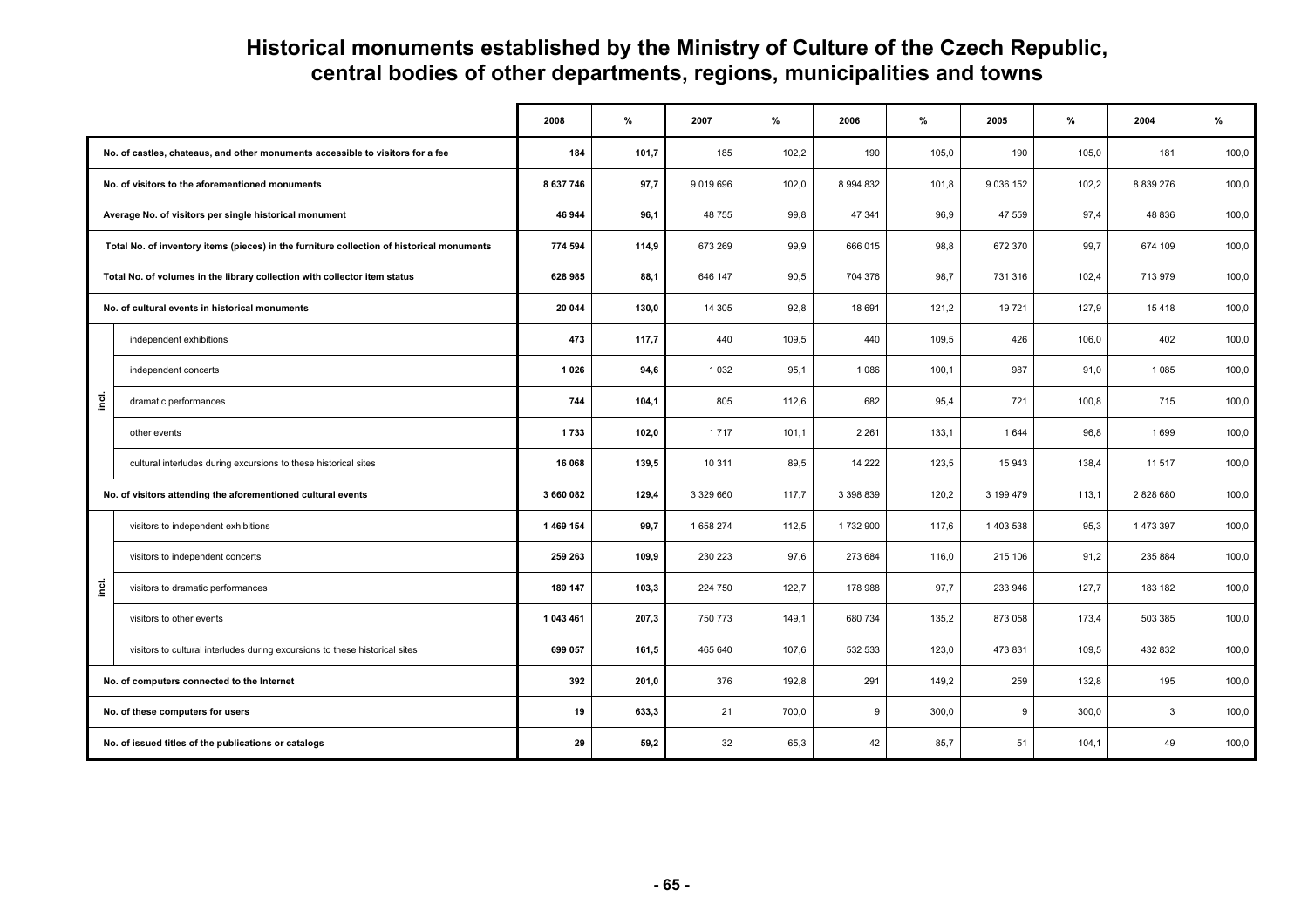# Historical monuments established by the Ministry of Culture of the Czech Republic, central bodies of other departments, regions, municipalities and towns

| | | 2008 | % | 2007 | % | 2006 | % | 2005 | % | 2004 | % |
|---|---|---|---|---|---|---|---|---|---|---|---|
| No. of castles, chateaus, and other monuments accessible to visitors for a fee | | **184** | **101,7** | 185 | 102,2 | 190 | 105,0 | 190 | 105,0 | 181 | 100,0 |
| No. of visitors to the aforementioned monuments | | **8 637 746** | **97,7** | 9 019 696 | 102,0 | 8 994 832 | 101,8 | 9 036 152 | 102,2 | 8 839 276 | 100,0 |
| Average No. of visitors per single historical monument | | **46 944** | **96,1** | 48 755 | 99,8 | 47 341 | 96,9 | 47 559 | 97,4 | 48 836 | 100,0 |
| Total No. of inventory items (pieces) in the furniture collection of historical monuments | | **774 594** | **114,9** | 673 269 | 99,9 | 666 015 | 98,8 | 672 370 | 99,7 | 674 109 | 100,0 |
| Total No. of volumes in the library collection with collector item status | | **628 985** | **88,1** | 646 147 | 90,5 | 704 376 | 98,7 | 731 316 | 102,4 | 713 979 | 100,0 |
| No. of cultural events in historical monuments | | **20 044** | **130,0** | 14 305 | 92,8 | 18 691 | 121,2 | 19 721 | 127,9 | 15 418 | 100,0 |
| incl. | independent exhibitions | **473** | **117,7** | 440 | 109,5 | 440 | 109,5 | 426 | 106,0 | 402 | 100,0 |
| | independent concerts | **1 026** | **94,6** | 1 032 | 95,1 | 1 086 | 100,1 | 987 | 91,0 | 1 085 | 100,0 |
| | dramatic performances | **744** | **104,1** | 805 | 112,6 | 682 | 95,4 | 721 | 100,8 | 715 | 100,0 |
| | other events | **1 733** | **102,0** | 1 717 | 101,1 | 2 261 | 133,1 | 1 644 | 96,8 | 1 699 | 100,0 |
| | cultural interludes during excursions to these historical sites | **16 068** | **139,5** | 10 311 | 89,5 | 14 222 | 123,5 | 15 943 | 138,4 | 11 517 | 100,0 |
| No. of visitors attending the aforementioned cultural events | | **3 660 082** | **129,4** | 3 329 660 | 117,7 | 3 398 839 | 120,2 | 3 199 479 | 113,1 | 2 828 680 | 100,0 |
| incl. | visitors to independent exhibitions | **1 469 154** | **99,7** | 1 658 274 | 112,5 | 1 732 900 | 117,6 | 1 403 538 | 95,3 | 1 473 397 | 100,0 |
| | visitors to independent concerts | **259 263** | **109,9** | 230 223 | 97,6 | 273 684 | 116,0 | 215 106 | 91,2 | 235 884 | 100,0 |
| | visitors to dramatic performances | **189 147** | **103,3** | 224 750 | 122,7 | 178 988 | 97,7 | 233 946 | 127,7 | 183 182 | 100,0 |
| | visitors to other events | **1 043 461** | **207,3** | 750 773 | 149,1 | 680 734 | 135,2 | 873 058 | 173,4 | 503 385 | 100,0 |
| | visitors to cultural interludes during excursions to these historical sites | **699 057** | **161,5** | 465 640 | 107,6 | 532 533 | 123,0 | 473 831 | 109,5 | 432 832 | 100,0 |
| No. of computers connected to the Internet | | **392** | **201,0** | 376 | 192,8 | 291 | 149,2 | 259 | 132,8 | 195 | 100,0 |
| No. of these computers for users | | **19** | **633,3** | 21 | 700,0 | 9 | 300,0 | 9 | 300,0 | 3 | 100,0 |
| No. of issued titles of the publications or catalogs | | **29** | **59,2** | 32 | 65,3 | 42 | 85,7 | 51 | 104,1 | 49 | 100,0 |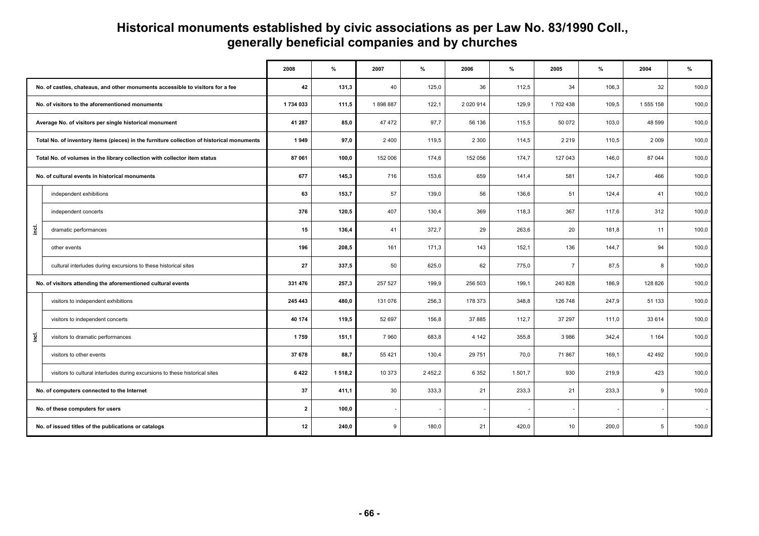# Historical monuments established by civic associations as per Law No. 83/1990 Coll., generally beneficial companies and by churches

| | | 2008 | % | 2007 | % | 2006 | % | 2005 | % | 2004 | % |
|---|---|---|---|---|---|---|---|---|---|---|---|
| No. of castles, chateaus, and other monuments accessible to visitors for a fee | | **42** | **131,3** | 40 | 125,0 | 36 | 112,5 | 34 | 106,3 | 32 | 100,0 |
| No. of visitors to the aforementioned monuments | | **1 734 033** | **111,5** | 1 898 887 | 122,1 | 2 020 914 | 129,9 | 1 702 438 | 109,5 | 1 555 158 | 100,0 |
| Average No. of visitors per single historical monument | | **41 287** | **85,0** | 47 472 | 97,7 | 56 136 | 115,5 | 50 072 | 103,0 | 48 599 | 100,0 |
| Total No. of inventory items (pieces) in the furniture collection of historical monuments | | **1 949** | **97,0** | 2 400 | 119,5 | 2 300 | 114,5 | 2 219 | 110,5 | 2 009 | 100,0 |
| Total No. of volumes in the library collection with collector item status | | **87 061** | **100,0** | 152 006 | 174,6 | 152 056 | 174,7 | 127 043 | 146,0 | 87 044 | 100,0 |
| No. of cultural events in historical monuments | | **677** | **145,3** | 716 | 153,6 | 659 | 141,4 | 581 | 124,7 | 466 | 100,0 |
| incl. | independent exhibitions | **63** | **153,7** | 57 | 139,0 | 56 | 136,6 | 51 | 124,4 | 41 | 100,0 |
| | independent concerts | **376** | **120,5** | 407 | 130,4 | 369 | 118,3 | 367 | 117,6 | 312 | 100,0 |
| | dramatic performances | **15** | **136,4** | 41 | 372,7 | 29 | 263,6 | 20 | 181,8 | 11 | 100,0 |
| | other events | **196** | **208,5** | 161 | 171,3 | 143 | 152,1 | 136 | 144,7 | 94 | 100,0 |
| | cultural interludes during excursions to these historical sites | **27** | **337,5** | 50 | 625,0 | 62 | 775,0 | 7 | 87,5 | 8 | 100,0 |
| No. of visitors attending the aforementioned cultural events | | **331 476** | **257,3** | 257 527 | 199,9 | 256 503 | 199,1 | 240 828 | 186,9 | 128 826 | 100,0 |
| incl. | visitors to independent exhibitions | **245 443** | **480,0** | 131 076 | 256,3 | 178 373 | 348,8 | 126 748 | 247,9 | 51 133 | 100,0 |
| | visitors to independent concerts | **40 174** | **119,5** | 52 697 | 156,8 | 37 885 | 112,7 | 37 297 | 111,0 | 33 614 | 100,0 |
| | visitors to dramatic performances | **1 759** | **151,1** | 7 960 | 683,8 | 4 142 | 355,8 | 3 986 | 342,4 | 1 164 | 100,0 |
| | visitors to other events | **37 678** | **88,7** | 55 421 | 130,4 | 29 751 | 70,0 | 71 867 | 169,1 | 42 492 | 100,0 |
| | visitors to cultural interludes during excursions to these historical sites | **6 422** | **1 518,2** | 10 373 | 2 452,2 | 6 352 | 1 501,7 | 930 | 219,9 | 423 | 100,0 |
| No. of computers connected to the Internet | | **37** | **411,1** | 30 | 333,3 | 21 | 233,3 | 21 | 233,3 | 9 | 100,0 |
| No. of these computers for users | | **2** | **100,0** | - | - | - | - | - | - | - | - |
| No. of issued titles of the publications or catalogs | | **12** | **240,0** | 9 | 180,0 | 21 | 420,0 | 10 | 200,0 | 5 | 100,0 |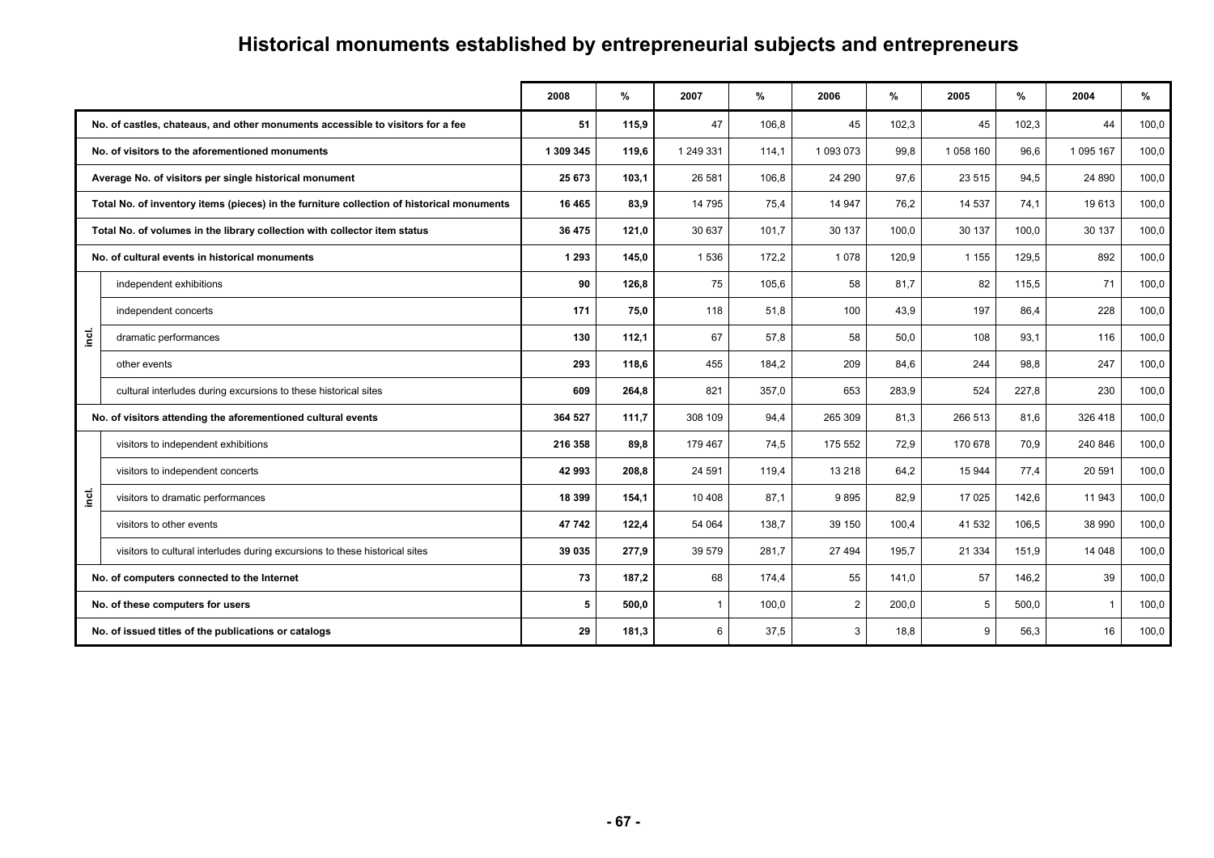# Historical monuments established by entrepreneurial subjects and entrepreneurs

| | | 2008 | % | 2007 | % | 2006 | % | 2005 | % | 2004 | % |
|---|---|---|---|---|---|---|---|---|---|---|---|
| No. of castles, chateaus, and other monuments accessible to visitors for a fee | | **51** | **115,9** | 47 | 106,8 | 45 | 102,3 | 45 | 102,3 | 44 | 100,0 |
| No. of visitors to the aforementioned monuments | | **1 309 345** | **119,6** | 1 249 331 | 114,1 | 1 093 073 | 99,8 | 1 058 160 | 96,6 | 1 095 167 | 100,0 |
| Average No. of visitors per single historical monument | | **25 673** | **103,1** | 26 581 | 106,8 | 24 290 | 97,6 | 23 515 | 94,5 | 24 890 | 100,0 |
| Total No. of inventory items (pieces) in the furniture collection of historical monuments | | **16 465** | **83,9** | 14 795 | 75,4 | 14 947 | 76,2 | 14 537 | 74,1 | 19 613 | 100,0 |
| Total No. of volumes in the library collection with collector item status | | **36 475** | **121,0** | 30 637 | 101,7 | 30 137 | 100,0 | 30 137 | 100,0 | 30 137 | 100,0 |
| No. of cultural events in historical monuments | | **1 293** | **145,0** | 1 536 | 172,2 | 1 078 | 120,9 | 1 155 | 129,5 | 892 | 100,0 |
| incl. | independent exhibitions | **90** | **126,8** | 75 | 105,6 | 58 | 81,7 | 82 | 115,5 | 71 | 100,0 |
| | independent concerts | **171** | **75,0** | 118 | 51,8 | 100 | 43,9 | 197 | 86,4 | 228 | 100,0 |
| | dramatic performances | **130** | **112,1** | 67 | 57,8 | 58 | 50,0 | 108 | 93,1 | 116 | 100,0 |
| | other events | **293** | **118,6** | 455 | 184,2 | 209 | 84,6 | 244 | 98,8 | 247 | 100,0 |
| | cultural interludes during excursions to these historical sites | **609** | **264,8** | 821 | 357,0 | 653 | 283,9 | 524 | 227,8 | 230 | 100,0 |
| No. of visitors attending the aforementioned cultural events | | **364 527** | **111,7** | 308 109 | 94,4 | 265 309 | 81,3 | 266 513 | 81,6 | 326 418 | 100,0 |
| incl. | visitors to independent exhibitions | **216 358** | **89,8** | 179 467 | 74,5 | 175 552 | 72,9 | 170 678 | 70,9 | 240 846 | 100,0 |
| | visitors to independent concerts | **42 993** | **208,8** | 24 591 | 119,4 | 13 218 | 64,2 | 15 944 | 77,4 | 20 591 | 100,0 |
| | visitors to dramatic performances | **18 399** | **154,1** | 10 408 | 87,1 | 9 895 | 82,9 | 17 025 | 142,6 | 11 943 | 100,0 |
| | visitors to other events | **47 742** | **122,4** | 54 064 | 138,7 | 39 150 | 100,4 | 41 532 | 106,5 | 38 990 | 100,0 |
| | visitors to cultural interludes during excursions to these historical sites | **39 035** | **277,9** | 39 579 | 281,7 | 27 494 | 195,7 | 21 334 | 151,9 | 14 048 | 100,0 |
| No. of computers connected to the Internet | | **73** | **187,2** | 68 | 174,4 | 55 | 141,0 | 57 | 146,2 | 39 | 100,0 |
| No. of these computers for users | | **5** | **500,0** | 1 | 100,0 | 2 | 200,0 | 5 | 500,0 | 1 | 100,0 |
| No. of issued titles of the publications or catalogs | | **29** | **181,3** | 6 | 37,5 | 3 | 18,8 | 9 | 56,3 | 16 | 100,0 |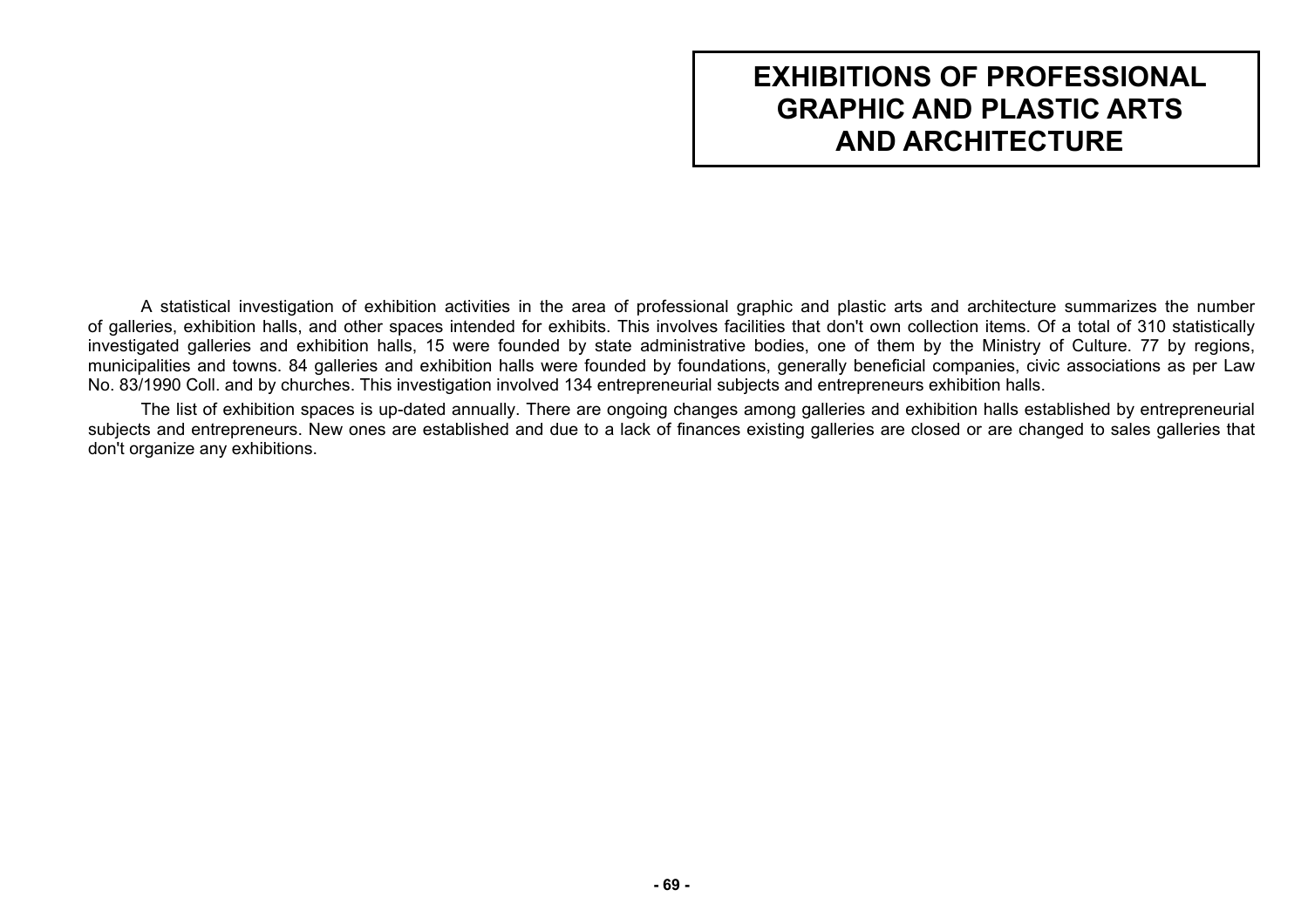# EXHIBITIONS OF PROFESSIONAL GRAPHIC AND PLASTIC ARTS AND ARCHITECTURE

A statistical investigation of exhibition activities in the area of professional graphic and plastic arts and architecture summarizes the number of galleries, exhibition halls, and other spaces intended for exhibits. This involves facilities that don't own collection items. Of a total of 310 statistically investigated galleries and exhibition halls, 15 were founded by state administrative bodies, one of them by the Ministry of Culture. 77 by regions, municipalities and towns. 84 galleries and exhibition halls were founded by foundations, generally beneficial companies, civic associations as per Law No. 83/1990 Coll. and by churches. This investigation involved 134 entrepreneurial subjects and entrepreneurs exhibition halls.

The list of exhibition spaces is up-dated annually. There are ongoing changes among galleries and exhibition halls established by entrepreneurial subjects and entrepreneurs. New ones are established and due to a lack of finances existing galleries are closed or are changed to sales galleries that don't organize any exhibitions.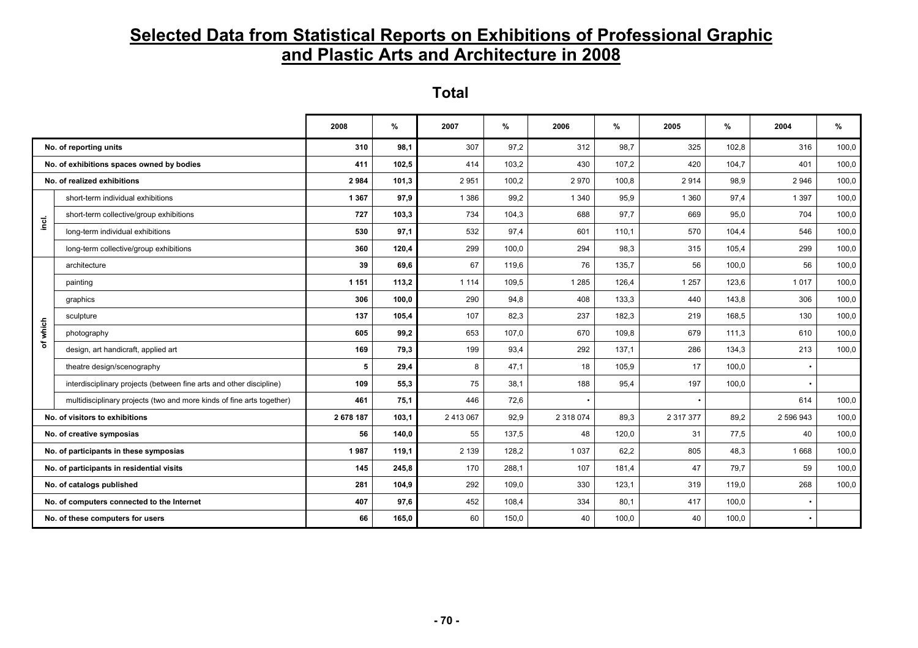# Selected Data from Statistical Reports on Exhibitions of Professional Graphic and Plastic Arts and Architecture in 2008

## Total

| | | 2008 | % | 2007 | % | 2006 | % | 2005 | % | 2004 | % |
|---|---|---|---|---|---|---|---|---|---|---|---|
| No. of reporting units | | **310** | **98,1** | 307 | 97,2 | 312 | 98,7 | 325 | 102,8 | 316 | 100,0 |
| No. of exhibitions spaces owned by bodies | | **411** | **102,5** | 414 | 103,2 | 430 | 107,2 | 420 | 104,7 | 401 | 100,0 |
| No. of realized exhibitions | | **2 984** | **101,3** | 2 951 | 100,2 | 2 970 | 100,8 | 2 914 | 98,9 | 2 946 | 100,0 |
| incl. | short-term individual exhibitions | **1 367** | **97,9** | 1 386 | 99,2 | 1 340 | 95,9 | 1 360 | 97,4 | 1 397 | 100,0 |
| | short-term collective/group exhibitions | **727** | **103,3** | 734 | 104,3 | 688 | 97,7 | 669 | 95,0 | 704 | 100,0 |
| | long-term individual exhibitions | **530** | **97,1** | 532 | 97,4 | 601 | 110,1 | 570 | 104,4 | 546 | 100,0 |
| | long-term collective/group exhibitions | **360** | **120,4** | 299 | 100,0 | 294 | 98,3 | 315 | 105,4 | 299 | 100,0 |
| of which | architecture | **39** | **69,6** | 67 | 119,6 | 76 | 135,7 | 56 | 100,0 | 56 | 100,0 |
| | painting | **1 151** | **113,2** | 1 114 | 109,5 | 1 285 | 126,4 | 1 257 | 123,6 | 1 017 | 100,0 |
| | graphics | **306** | **100,0** | 290 | 94,8 | 408 | 133,3 | 440 | 143,8 | 306 | 100,0 |
| | sculpture | **137** | **105,4** | 107 | 82,3 | 237 | 182,3 | 219 | 168,5 | 130 | 100,0 |
| | photography | **605** | **99,2** | 653 | 107,0 | 670 | 109,8 | 679 | 111,3 | 610 | 100,0 |
| | design, art handicraft, applied art | **169** | **79,3** | 199 | 93,4 | 292 | 137,1 | 286 | 134,3 | 213 | 100,0 |
| | theatre design/scenography | **5** | **29,4** | 8 | 47,1 | 18 | 105,9 | 17 | 100,0 | • | |
| | interdisciplinary projects (between fine arts and other discipline) | **109** | **55,3** | 75 | 38,1 | 188 | 95,4 | 197 | 100,0 | • | |
| | multidisciplinary projects (two and more kinds of fine arts together) | **461** | **75,1** | 446 | 72,6 | • | | • | | 614 | 100,0 |
| No. of visitors to exhibitions | | **2 678 187** | **103,1** | 2 413 067 | 92,9 | 2 318 074 | 89,3 | 2 317 377 | 89,2 | 2 596 943 | 100,0 |
| No. of creative symposias | | **56** | **140,0** | 55 | 137,5 | 48 | 120,0 | 31 | 77,5 | 40 | 100,0 |
| No. of participants in these symposias | | **1 987** | **119,1** | 2 139 | 128,2 | 1 037 | 62,2 | 805 | 48,3 | 1 668 | 100,0 |
| No. of participants in residential visits | | **145** | **245,8** | 170 | 288,1 | 107 | 181,4 | 47 | 79,7 | 59 | 100,0 |
| No. of catalogs published | | **281** | **104,9** | 292 | 109,0 | 330 | 123,1 | 319 | 119,0 | 268 | 100,0 |
| No. of computers connected to the Internet | | **407** | **97,6** | 452 | 108,4 | 334 | 80,1 | 417 | 100,0 | • | |
| No. of these computers for users | | **66** | **165,0** | 60 | 150,0 | 40 | 100,0 | 40 | 100,0 | • | |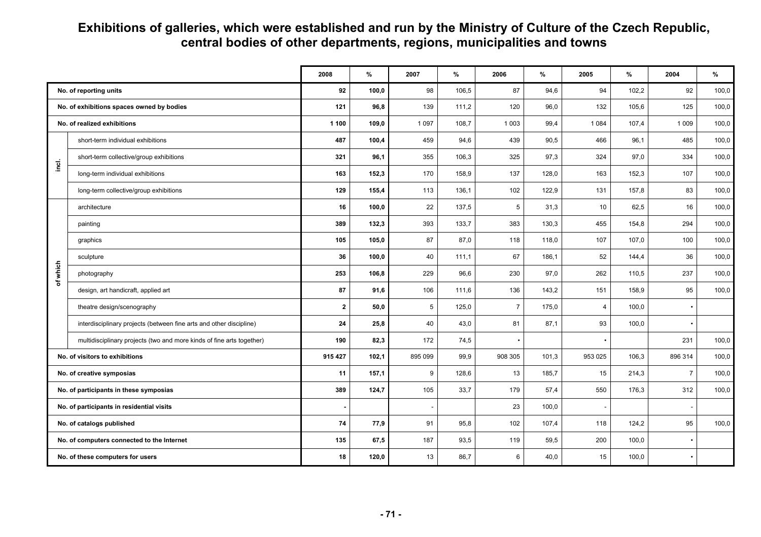# Exhibitions of galleries, which were established and run by the Ministry of Culture of the Czech Republic, central bodies of other departments, regions, municipalities and towns

| | | 2008 | % | 2007 | % | 2006 | % | 2005 | % | 2004 | % |
|---|---|---|---|---|---|---|---|---|---|---|---|
| No. of reporting units | | **92** | **100,0** | 98 | 106,5 | 87 | 94,6 | 94 | 102,2 | 92 | 100,0 |
| No. of exhibitions spaces owned by bodies | | **121** | **96,8** | 139 | 111,2 | 120 | 96,0 | 132 | 105,6 | 125 | 100,0 |
| No. of realized exhibitions | | **1 100** | **109,0** | 1 097 | 108,7 | 1 003 | 99,4 | 1 084 | 107,4 | 1 009 | 100,0 |
| incl. | short-term individual exhibitions | **487** | **100,4** | 459 | 94,6 | 439 | 90,5 | 466 | 96,1 | 485 | 100,0 |
| | short-term collective/group exhibitions | **321** | **96,1** | 355 | 106,3 | 325 | 97,3 | 324 | 97,0 | 334 | 100,0 |
| | long-term individual exhibitions | **163** | **152,3** | 170 | 158,9 | 137 | 128,0 | 163 | 152,3 | 107 | 100,0 |
| | long-term collective/group exhibitions | **129** | **155,4** | 113 | 136,1 | 102 | 122,9 | 131 | 157,8 | 83 | 100,0 |
| of which | architecture | **16** | **100,0** | 22 | 137,5 | 5 | 31,3 | 10 | 62,5 | 16 | 100,0 |
| | painting | **389** | **132,3** | 393 | 133,7 | 383 | 130,3 | 455 | 154,8 | 294 | 100,0 |
| | graphics | **105** | **105,0** | 87 | 87,0 | 118 | 118,0 | 107 | 107,0 | 100 | 100,0 |
| | sculpture | **36** | **100,0** | 40 | 111,1 | 67 | 186,1 | 52 | 144,4 | 36 | 100,0 |
| | photography | **253** | **106,8** | 229 | 96,6 | 230 | 97,0 | 262 | 110,5 | 237 | 100,0 |
| | design, art handicraft, applied art | **87** | **91,6** | 106 | 111,6 | 136 | 143,2 | 151 | 158,9 | 95 | 100,0 |
| | theatre design/scenography | **2** | **50,0** | 5 | 125,0 | 7 | 175,0 | 4 | 100,0 | • | |
| | interdisciplinary projects (between fine arts and other discipline) | **24** | **25,8** | 40 | 43,0 | 81 | 87,1 | 93 | 100,0 | • | |
| | multidisciplinary projects (two and more kinds of fine arts together) | **190** | **82,3** | 172 | 74,5 | • | | • | | 231 | 100,0 |
| No. of visitors to exhibitions | | **915 427** | **102,1** | 895 099 | 99,9 | 908 305 | 101,3 | 953 025 | 106,3 | 896 314 | 100,0 |
| No. of creative symposias | | **11** | **157,1** | 9 | 128,6 | 13 | 185,7 | 15 | 214,3 | 7 | 100,0 |
| No. of participants in these symposias | | **389** | **124,7** | 105 | 33,7 | 179 | 57,4 | 550 | 176,3 | 312 | 100,0 |
| No. of participants in residential visits | | **-** | | - | | 23 | 100,0 | - | | - | |
| No. of catalogs published | | **74** | **77,9** | 91 | 95,8 | 102 | 107,4 | 118 | 124,2 | 95 | 100,0 |
| No. of computers connected to the Internet | | **135** | **67,5** | 187 | 93,5 | 119 | 59,5 | 200 | 100,0 | • | |
| No. of these computers for users | | **18** | **120,0** | 13 | 86,7 | 6 | 40,0 | 15 | 100,0 | • | |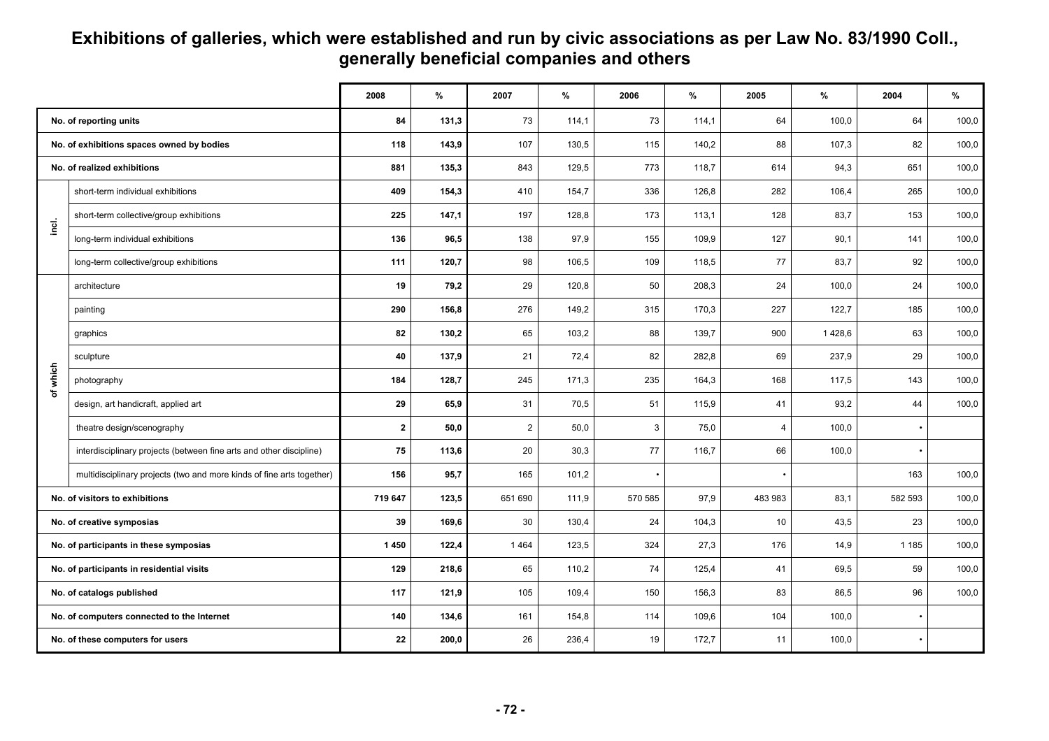# Exhibitions of galleries, which were established and run by civic associations as per Law No. 83/1990 Coll., generally beneficial companies and others

| | | 2008 | % | 2007 | % | 2006 | % | 2005 | % | 2004 | % |
|---|---|---|---|---|---|---|---|---|---|---|---|
| **No. of reporting units** | | **84** | **131,3** | 73 | 114,1 | 73 | 114,1 | 64 | 100,0 | 64 | 100,0 |
| **No. of exhibitions spaces owned by bodies** | | **118** | **143,9** | 107 | 130,5 | 115 | 140,2 | 88 | 107,3 | 82 | 100,0 |
| **No. of realized exhibitions** | | **881** | **135,3** | 843 | 129,5 | 773 | 118,7 | 614 | 94,3 | 651 | 100,0 |
| **incl.** | short-term individual exhibitions | **409** | **154,3** | 410 | 154,7 | 336 | 126,8 | 282 | 106,4 | 265 | 100,0 |
| | short-term collective/group exhibitions | **225** | **147,1** | 197 | 128,8 | 173 | 113,1 | 128 | 83,7 | 153 | 100,0 |
| | long-term individual exhibitions | **136** | **96,5** | 138 | 97,9 | 155 | 109,9 | 127 | 90,1 | 141 | 100,0 |
| | long-term collective/group exhibitions | **111** | **120,7** | 98 | 106,5 | 109 | 118,5 | 77 | 83,7 | 92 | 100,0 |
| **of which** | architecture | **19** | **79,2** | 29 | 120,8 | 50 | 208,3 | 24 | 100,0 | 24 | 100,0 |
| | painting | **290** | **156,8** | 276 | 149,2 | 315 | 170,3 | 227 | 122,7 | 185 | 100,0 |
| | graphics | **82** | **130,2** | 65 | 103,2 | 88 | 139,7 | 900 | 1 428,6 | 63 | 100,0 |
| | sculpture | **40** | **137,9** | 21 | 72,4 | 82 | 282,8 | 69 | 237,9 | 29 | 100,0 |
| | photography | **184** | **128,7** | 245 | 171,3 | 235 | 164,3 | 168 | 117,5 | 143 | 100,0 |
| | design, art handicraft, applied art | **29** | **65,9** | 31 | 70,5 | 51 | 115,9 | 41 | 93,2 | 44 | 100,0 |
| | theatre design/scenography | **2** | **50,0** | 2 | 50,0 | 3 | 75,0 | 4 | 100,0 | • | |
| | interdisciplinary projects (between fine arts and other discipline) | **75** | **113,6** | 20 | 30,3 | 77 | 116,7 | 66 | 100,0 | • | |
| | multidisciplinary projects (two and more kinds of fine arts together) | **156** | **95,7** | 165 | 101,2 | • | | • | | 163 | 100,0 |
| **No. of visitors to exhibitions** | | **719 647** | **123,5** | 651 690 | 111,9 | 570 585 | 97,9 | 483 983 | 83,1 | 582 593 | 100,0 |
| **No. of creative symposias** | | **39** | **169,6** | 30 | 130,4 | 24 | 104,3 | 10 | 43,5 | 23 | 100,0 |
| **No. of participants in these symposias** | | **1 450** | **122,4** | 1 464 | 123,5 | 324 | 27,3 | 176 | 14,9 | 1 185 | 100,0 |
| **No. of participants in residential visits** | | **129** | **218,6** | 65 | 110,2 | 74 | 125,4 | 41 | 69,5 | 59 | 100,0 |
| **No. of catalogs published** | | **117** | **121,9** | 105 | 109,4 | 150 | 156,3 | 83 | 86,5 | 96 | 100,0 |
| **No. of computers connected to the Internet** | | **140** | **134,6** | 161 | 154,8 | 114 | 109,6 | 104 | 100,0 | • | |
| **No. of these computers for users** | | **22** | **200,0** | 26 | 236,4 | 19 | 172,7 | 11 | 100,0 | • | |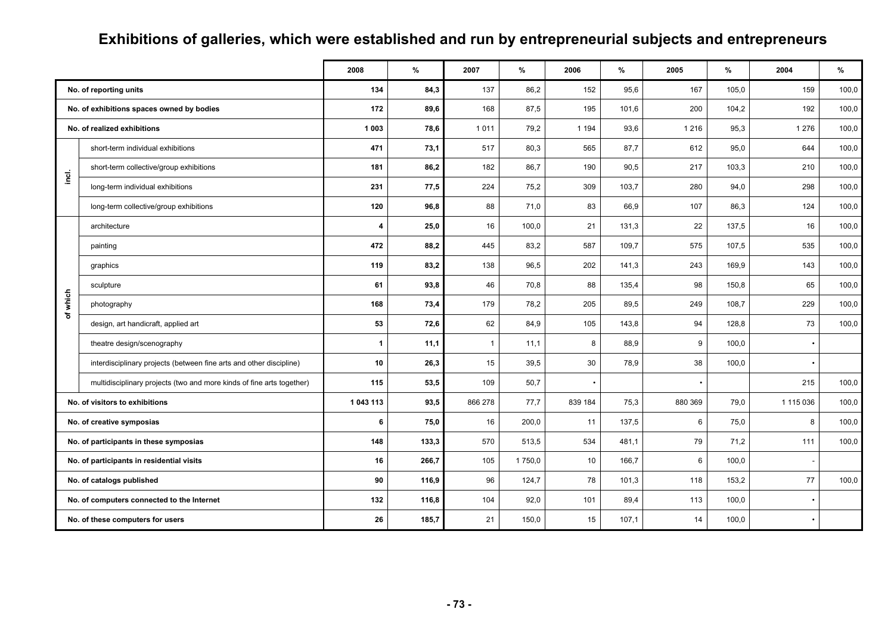# Exhibitions of galleries, which were established and run by entrepreneurial subjects and entrepreneurs

| | | 2008 | % | 2007 | % | 2006 | % | 2005 | % | 2004 | % |
|---|---|---|---|---|---|---|---|---|---|---|---|
| **No. of reporting units** | | **134** | **84,3** | 137 | 86,2 | 152 | 95,6 | 167 | 105,0 | 159 | 100,0 |
| **No. of exhibitions spaces owned by bodies** | | **172** | **89,6** | 168 | 87,5 | 195 | 101,6 | 200 | 104,2 | 192 | 100,0 |
| **No. of realized exhibitions** | | **1 003** | **78,6** | 1 011 | 79,2 | 1 194 | 93,6 | 1 216 | 95,3 | 1 276 | 100,0 |
| incl. | short-term individual exhibitions | **471** | **73,1** | 517 | 80,3 | 565 | 87,7 | 612 | 95,0 | 644 | 100,0 |
| | short-term collective/group exhibitions | **181** | **86,2** | 182 | 86,7 | 190 | 90,5 | 217 | 103,3 | 210 | 100,0 |
| | long-term individual exhibitions | **231** | **77,5** | 224 | 75,2 | 309 | 103,7 | 280 | 94,0 | 298 | 100,0 |
| | long-term collective/group exhibitions | **120** | **96,8** | 88 | 71,0 | 83 | 66,9 | 107 | 86,3 | 124 | 100,0 |
| of which | architecture | **4** | **25,0** | 16 | 100,0 | 21 | 131,3 | 22 | 137,5 | 16 | 100,0 |
| | painting | **472** | **88,2** | 445 | 83,2 | 587 | 109,7 | 575 | 107,5 | 535 | 100,0 |
| | graphics | **119** | **83,2** | 138 | 96,5 | 202 | 141,3 | 243 | 169,9 | 143 | 100,0 |
| | sculpture | **61** | **93,8** | 46 | 70,8 | 88 | 135,4 | 98 | 150,8 | 65 | 100,0 |
| | photography | **168** | **73,4** | 179 | 78,2 | 205 | 89,5 | 249 | 108,7 | 229 | 100,0 |
| | design, art handicraft, applied art | **53** | **72,6** | 62 | 84,9 | 105 | 143,8 | 94 | 128,8 | 73 | 100,0 |
| | theatre design/scenography | **1** | **11,1** | 1 | 11,1 | 8 | 88,9 | 9 | 100,0 | • | |
| | interdisciplinary projects (between fine arts and other discipline) | **10** | **26,3** | 15 | 39,5 | 30 | 78,9 | 38 | 100,0 | • | |
| | multidisciplinary projects (two and more kinds of fine arts together) | **115** | **53,5** | 109 | 50,7 | • | | • | | 215 | 100,0 |
| **No. of visitors to exhibitions** | | **1 043 113** | **93,5** | 866 278 | 77,7 | 839 184 | 75,3 | 880 369 | 79,0 | 1 115 036 | 100,0 |
| **No. of creative symposias** | | **6** | **75,0** | 16 | 200,0 | 11 | 137,5 | 6 | 75,0 | 8 | 100,0 |
| **No. of participants in these symposias** | | **148** | **133,3** | 570 | 513,5 | 534 | 481,1 | 79 | 71,2 | 111 | 100,0 |
| **No. of participants in residential visits** | | **16** | **266,7** | 105 | 1 750,0 | 10 | 166,7 | 6 | 100,0 | - | |
| **No. of catalogs published** | | **90** | **116,9** | 96 | 124,7 | 78 | 101,3 | 118 | 153,2 | 77 | 100,0 |
| **No. of computers connected to the Internet** | | **132** | **116,8** | 104 | 92,0 | 101 | 89,4 | 113 | 100,0 | • | |
| **No. of these computers for users** | | **26** | **185,7** | 21 | 150,0 | 15 | 107,1 | 14 | 100,0 | • | |